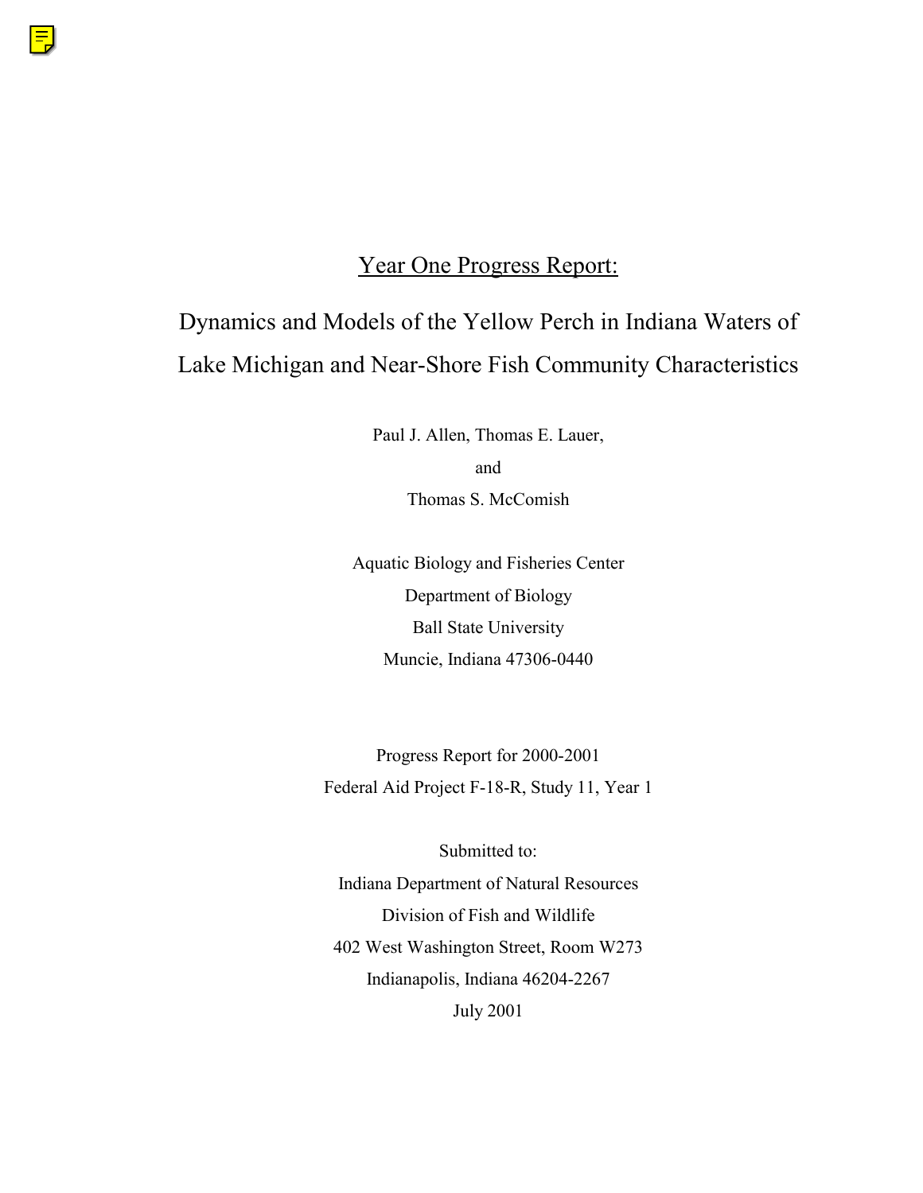# Year One Progress Report:

## Dynamics and Models of the Yellow Perch in Indiana Waters of Lake Michigan and Near-Shore Fish Community Characteristics

Paul J. Allen, Thomas E. Lauer,

and

Thomas S. McComish

Aquatic Biology and Fisheries Center

Department of Biology

Ball State University

Muncie, Indiana 47306-0440

Progress Report for 2000-2001

Federal Aid Project F-18-R, Study 11, Year 1

Submitted to:

Indiana Department of Natural Resources

Division of Fish and Wildlife

402 West Washington Street, Room W273

Indianapolis, Indiana 46204-2267

July 2001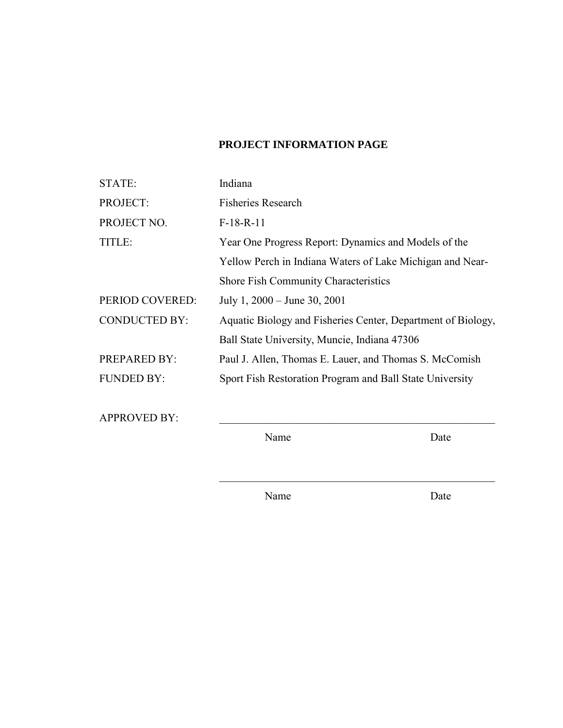# PROJECT INFORMATION PAGE

| | |
|---|---|
| STATE: | Indiana |
| PROJECT: | Fisheries Research |
| PROJECT NO. | F-18-R-11 |
| TITLE: | Year One Progress Report: Dynamics and Models of the Yellow Perch in Indiana Waters of Lake Michigan and Near-Shore Fish Community Characteristics |
| PERIOD COVERED: | July 1, 2000 – June 30, 2001 |
| CONDUCTED BY: | Aquatic Biology and Fisheries Center, Department of Biology, Ball State University, Muncie, Indiana 47306 |
| PREPARED BY: | Paul J. Allen, Thomas E. Lauer, and Thomas S. McComish |
| FUNDED BY: | Sport Fish Restoration Program and Ball State University |

APPROVED BY: ______________________________________________

Name Date

______________________________________________

Name Date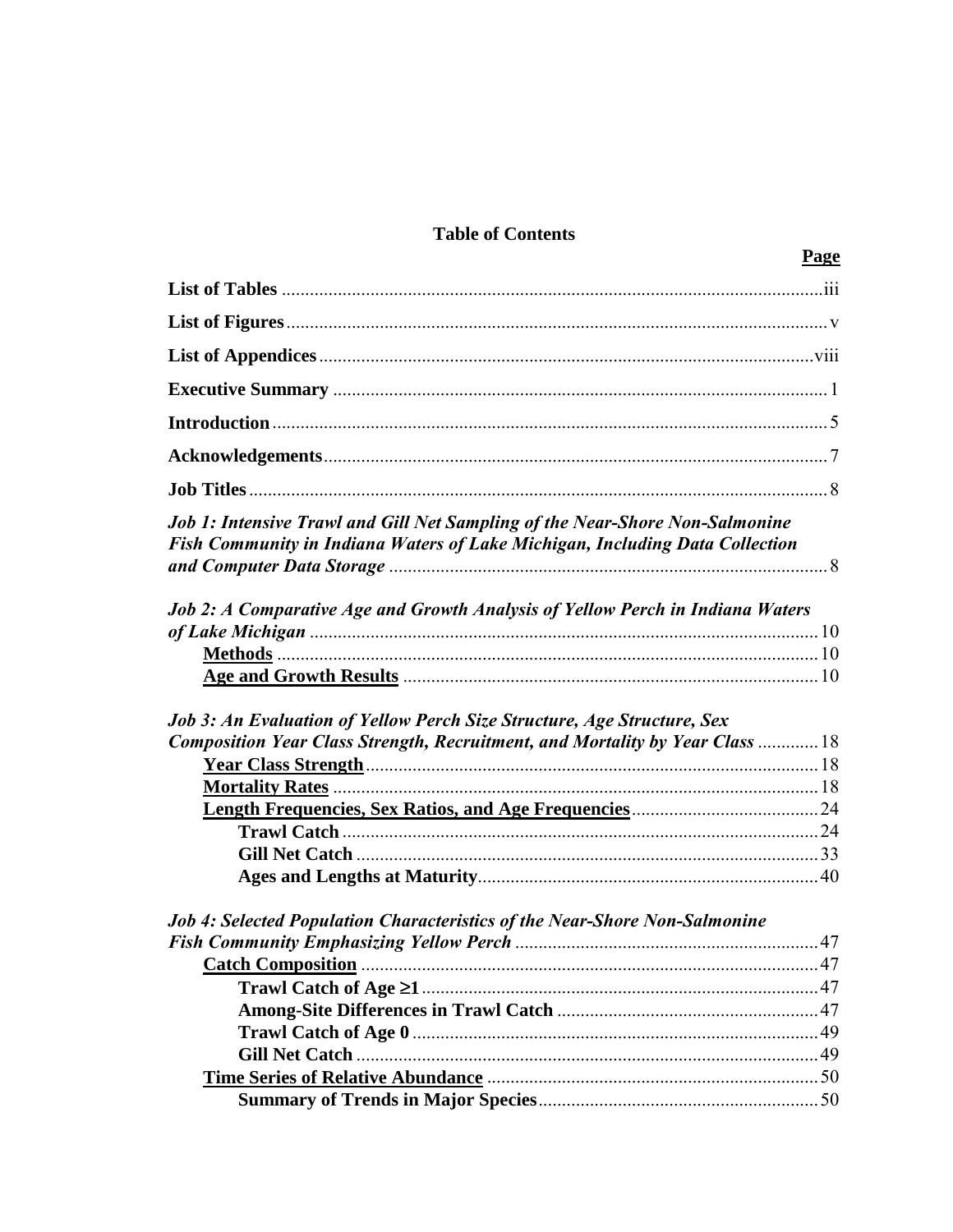# Table of Contents

| | **Page** |
|---|---|
| **List of Tables** | iii |
| **List of Figures** | v |
| **List of Appendices** | viii |
| **Executive Summary** | 1 |
| **Introduction** | 5 |
| **Acknowledgements** | 7 |
| **Job Titles** | 8 |
| ***Job 1: Intensive Trawl and Gill Net Sampling of the Near-Shore Non-Salmonine Fish Community in Indiana Waters of Lake Michigan, Including Data Collection and Computer Data Storage*** | 8 |
| ***Job 2: A Comparative Age and Growth Analysis of Yellow Perch in Indiana Waters of Lake Michigan*** | 10 |
| &nbsp;&nbsp;&nbsp;&nbsp;**<u>Methods</u>** | 10 |
| &nbsp;&nbsp;&nbsp;&nbsp;**<u>Age and Growth Results</u>** | 10 |
| ***Job 3: An Evaluation of Yellow Perch Size Structure, Age Structure, Sex Composition Year Class Strength, Recruitment, and Mortality by Year Class*** | 18 |
| &nbsp;&nbsp;&nbsp;&nbsp;**<u>Year Class Strength</u>** | 18 |
| &nbsp;&nbsp;&nbsp;&nbsp;**<u>Mortality Rates</u>** | 18 |
| &nbsp;&nbsp;&nbsp;&nbsp;**<u>Length Frequencies, Sex Ratios, and Age Frequencies</u>** | 24 |
| &nbsp;&nbsp;&nbsp;&nbsp;&nbsp;&nbsp;&nbsp;&nbsp;**Trawl Catch** | 24 |
| &nbsp;&nbsp;&nbsp;&nbsp;&nbsp;&nbsp;&nbsp;&nbsp;**Gill Net Catch** | 33 |
| &nbsp;&nbsp;&nbsp;&nbsp;&nbsp;&nbsp;&nbsp;&nbsp;**Ages and Lengths at Maturity** | 40 |
| ***Job 4: Selected Population Characteristics of the Near-Shore Non-Salmonine Fish Community Emphasizing Yellow Perch*** | 47 |
| &nbsp;&nbsp;&nbsp;&nbsp;**<u>Catch Composition</u>** | 47 |
| &nbsp;&nbsp;&nbsp;&nbsp;&nbsp;&nbsp;&nbsp;&nbsp;**Trawl Catch of Age ≥1** | 47 |
| &nbsp;&nbsp;&nbsp;&nbsp;&nbsp;&nbsp;&nbsp;&nbsp;**Among-Site Differences in Trawl Catch** | 47 |
| &nbsp;&nbsp;&nbsp;&nbsp;&nbsp;&nbsp;&nbsp;&nbsp;**Trawl Catch of Age 0** | 49 |
| &nbsp;&nbsp;&nbsp;&nbsp;&nbsp;&nbsp;&nbsp;&nbsp;**Gill Net Catch** | 49 |
| &nbsp;&nbsp;&nbsp;&nbsp;**<u>Time Series of Relative Abundance</u>** | 50 |
| &nbsp;&nbsp;&nbsp;&nbsp;&nbsp;&nbsp;&nbsp;&nbsp;**Summary of Trends in Major Species** | 50 |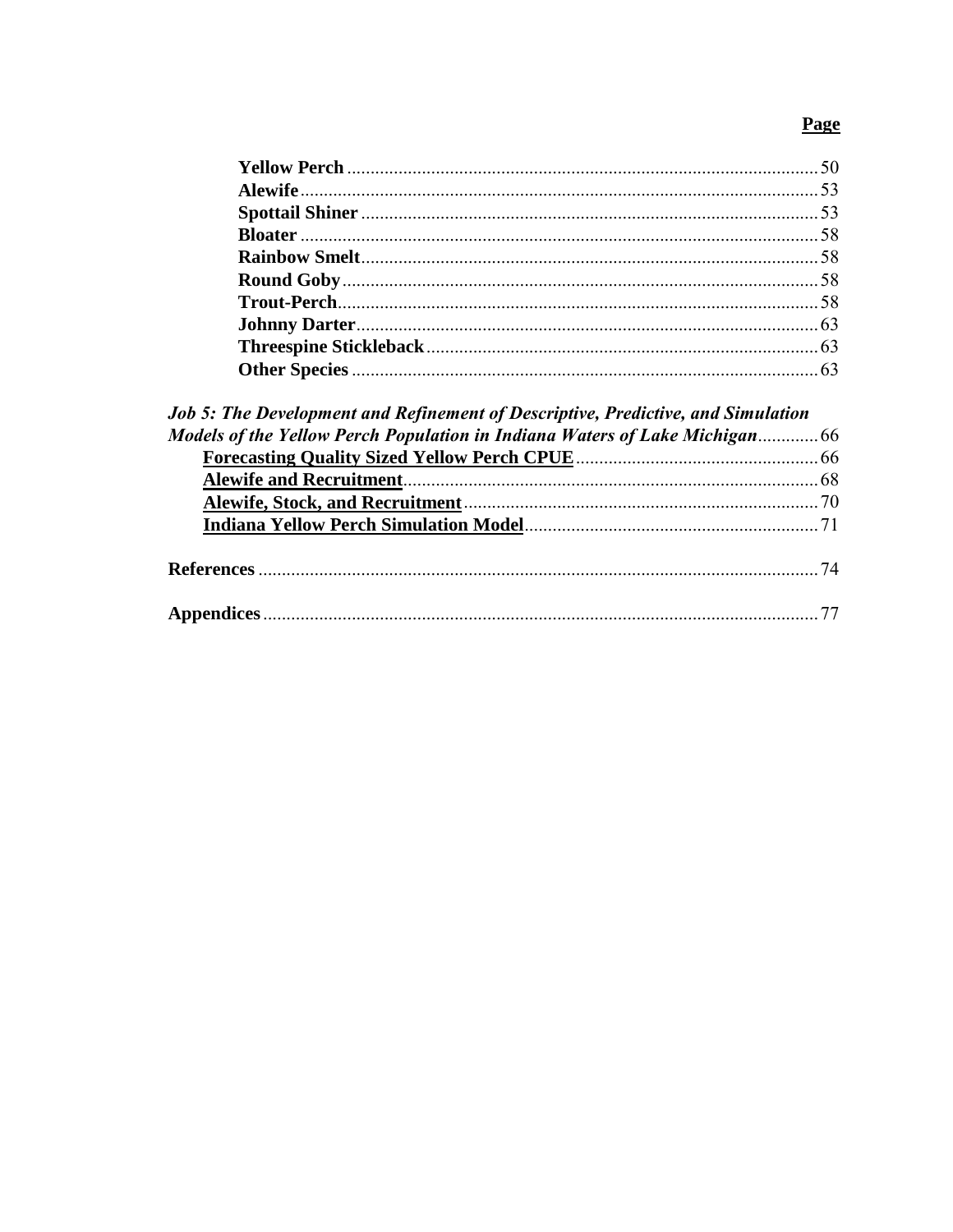**Page**

**Yellow Perch** .......... 50
**Alewife** .......... 53
**Spottail Shiner** .......... 53
**Bloater** .......... 58
**Rainbow Smelt** .......... 58
**Round Goby** .......... 58
**Trout-Perch** .......... 58
**Johnny Darter** .......... 63
**Threespine Stickleback** .......... 63
**Other Species** .......... 63

***Job 5: The Development and Refinement of Descriptive, Predictive, and Simulation Models of the Yellow Perch Population in Indiana Waters of Lake Michigan*** .......... 66

**Forecasting Quality Sized Yellow Perch CPUE** .......... 66
**Alewife and Recruitment** .......... 68
**Alewife, Stock, and Recruitment** .......... 70
**Indiana Yellow Perch Simulation Model** .......... 71

**References** .......... 74

**Appendices** .......... 77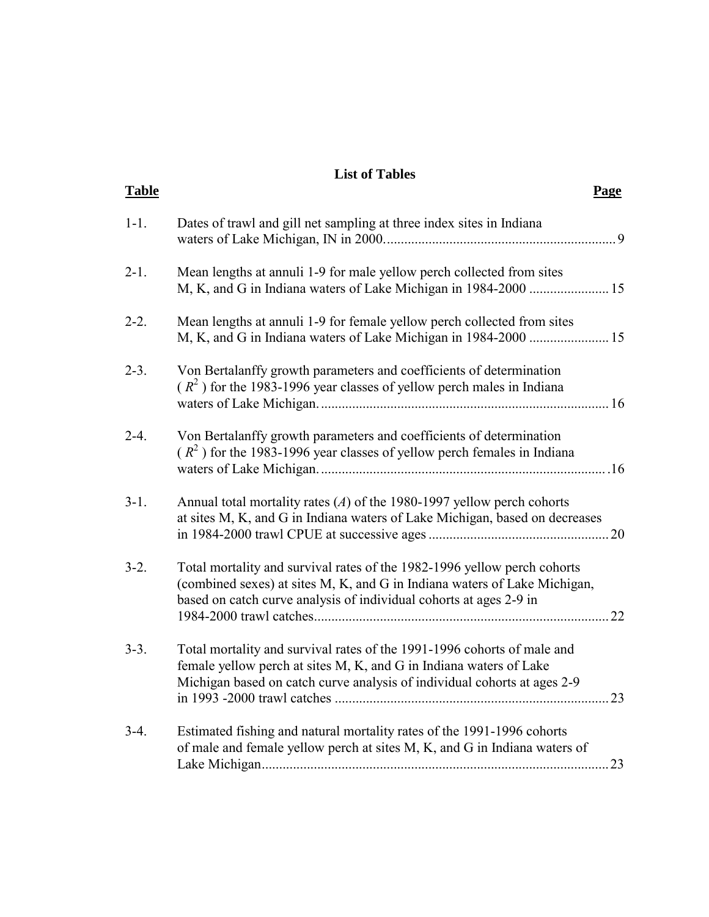# List of Tables

| Table | | Page |
|---|---|---|
| 1-1. | Dates of trawl and gill net sampling at three index sites in Indiana waters of Lake Michigan, IN in 2000. | 9 |
| 2-1. | Mean lengths at annuli 1-9 for male yellow perch collected from sites M, K, and G in Indiana waters of Lake Michigan in 1984-2000 | 15 |
| 2-2. | Mean lengths at annuli 1-9 for female yellow perch collected from sites M, K, and G in Indiana waters of Lake Michigan in 1984-2000 | 15 |
| 2-3. | Von Bertalanffy growth parameters and coefficients of determination ( $R^2$ ) for the 1983-1996 year classes of yellow perch males in Indiana waters of Lake Michigan. | 16 |
| 2-4. | Von Bertalanffy growth parameters and coefficients of determination ( $R^2$ ) for the 1983-1996 year classes of yellow perch females in Indiana waters of Lake Michigan. | 16 |
| 3-1. | Annual total mortality rates (*A*) of the 1980-1997 yellow perch cohorts at sites M, K, and G in Indiana waters of Lake Michigan, based on decreases in 1984-2000 trawl CPUE at successive ages | 20 |
| 3-2. | Total mortality and survival rates of the 1982-1996 yellow perch cohorts (combined sexes) at sites M, K, and G in Indiana waters of Lake Michigan, based on catch curve analysis of individual cohorts at ages 2-9 in 1984-2000 trawl catches | 22 |
| 3-3. | Total mortality and survival rates of the 1991-1996 cohorts of male and female yellow perch at sites M, K, and G in Indiana waters of Lake Michigan based on catch curve analysis of individual cohorts at ages 2-9 in 1993 -2000 trawl catches | 23 |
| 3-4. | Estimated fishing and natural mortality rates of the 1991-1996 cohorts of male and female yellow perch at sites M, K, and G in Indiana waters of Lake Michigan | 23 |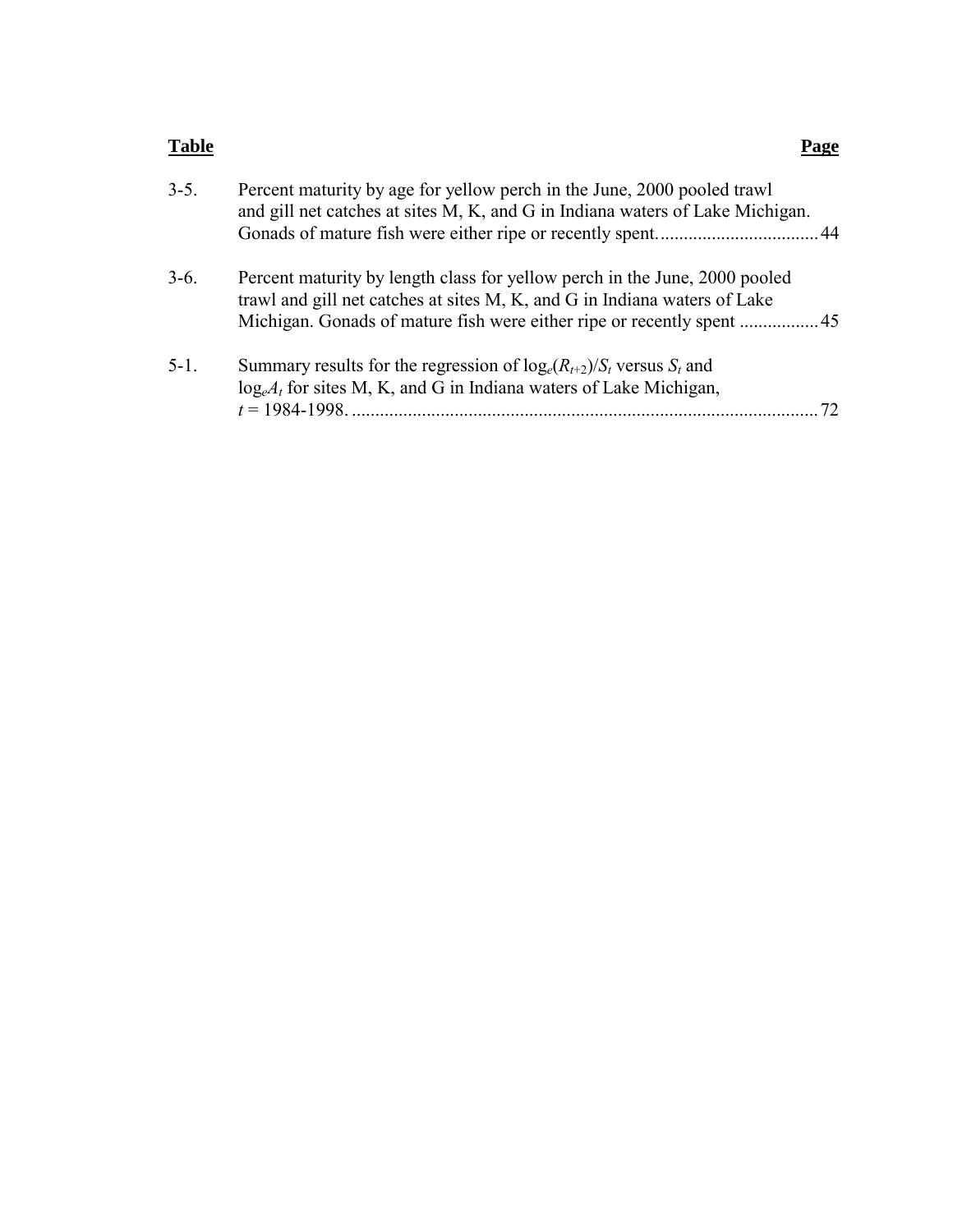| **Table** | | **Page** |
|---|---|---|
| 3-5. | Percent maturity by age for yellow perch in the June, 2000 pooled trawl and gill net catches at sites M, K, and G in Indiana waters of Lake Michigan. Gonads of mature fish were either ripe or recently spent. | 44 |
| 3-6. | Percent maturity by length class for yellow perch in the June, 2000 pooled trawl and gill net catches at sites M, K, and G in Indiana waters of Lake Michigan. Gonads of mature fish were either ripe or recently spent | 45 |
| 5-1. | Summary results for the regression of $\log_e(R_{t+2})/S_t$ versus $S_t$ and $\log_e A_t$ for sites M, K, and G in Indiana waters of Lake Michigan, $t$ = 1984-1998. | 72 |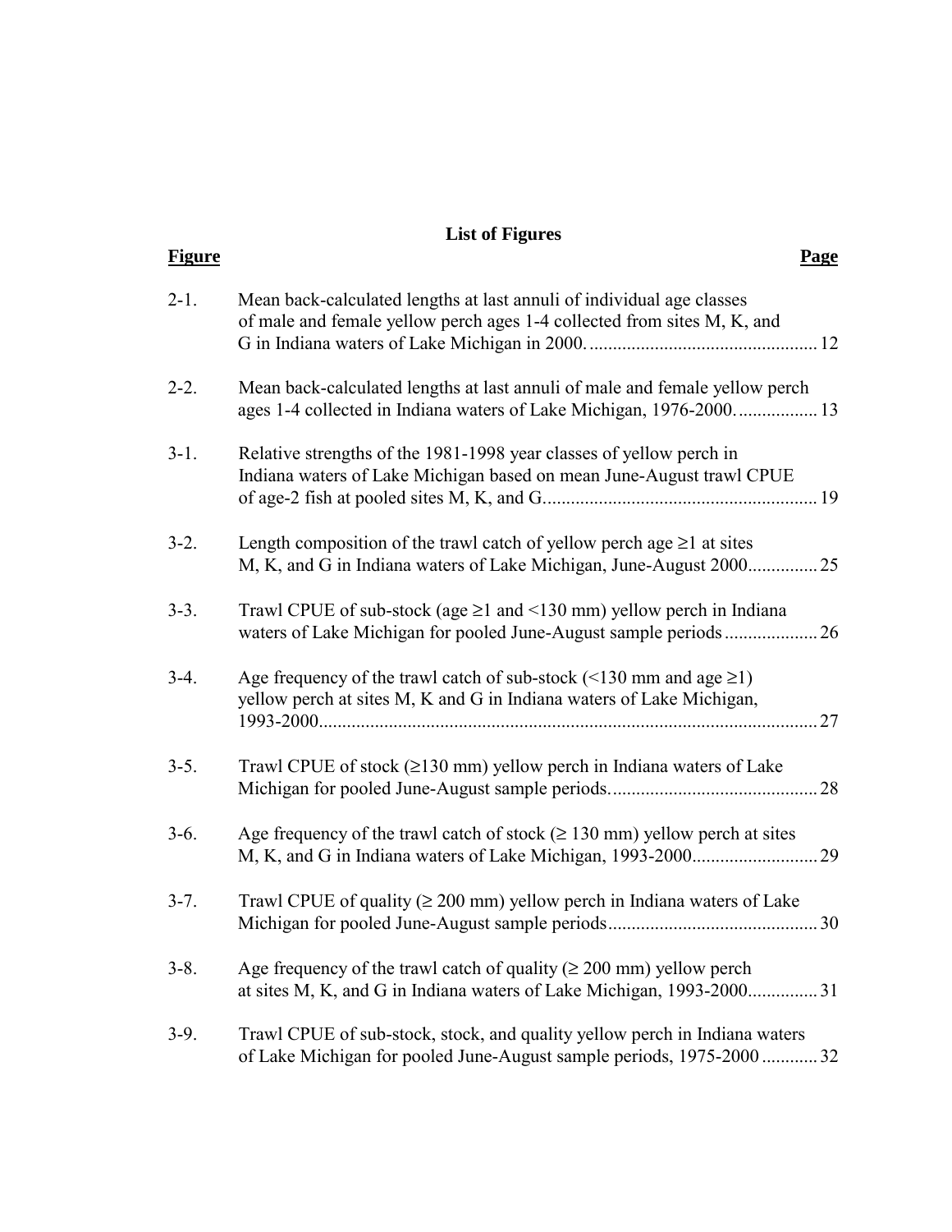# List of Figures

| Figure | | Page |
|---|---|---|
| 2-1. | Mean back-calculated lengths at last annuli of individual age classes of male and female yellow perch ages 1-4 collected from sites M, K, and G in Indiana waters of Lake Michigan in 2000. | 12 |
| 2-2. | Mean back-calculated lengths at last annuli of male and female yellow perch ages 1-4 collected in Indiana waters of Lake Michigan, 1976-2000. | 13 |
| 3-1. | Relative strengths of the 1981-1998 year classes of yellow perch in Indiana waters of Lake Michigan based on mean June-August trawl CPUE of age-2 fish at pooled sites M, K, and G. | 19 |
| 3-2. | Length composition of the trawl catch of yellow perch age ≥1 at sites M, K, and G in Indiana waters of Lake Michigan, June-August 2000 | 25 |
| 3-3. | Trawl CPUE of sub-stock (age ≥1 and <130 mm) yellow perch in Indiana waters of Lake Michigan for pooled June-August sample periods | 26 |
| 3-4. | Age frequency of the trawl catch of sub-stock (<130 mm and age ≥1) yellow perch at sites M, K and G in Indiana waters of Lake Michigan, 1993-2000 | 27 |
| 3-5. | Trawl CPUE of stock (≥130 mm) yellow perch in Indiana waters of Lake Michigan for pooled June-August sample periods. | 28 |
| 3-6. | Age frequency of the trawl catch of stock (≥ 130 mm) yellow perch at sites M, K, and G in Indiana waters of Lake Michigan, 1993-2000 | 29 |
| 3-7. | Trawl CPUE of quality (≥ 200 mm) yellow perch in Indiana waters of Lake Michigan for pooled June-August sample periods | 30 |
| 3-8. | Age frequency of the trawl catch of quality (≥ 200 mm) yellow perch at sites M, K, and G in Indiana waters of Lake Michigan, 1993-2000 | 31 |
| 3-9. | Trawl CPUE of sub-stock, stock, and quality yellow perch in Indiana waters of Lake Michigan for pooled June-August sample periods, 1975-2000 | 32 |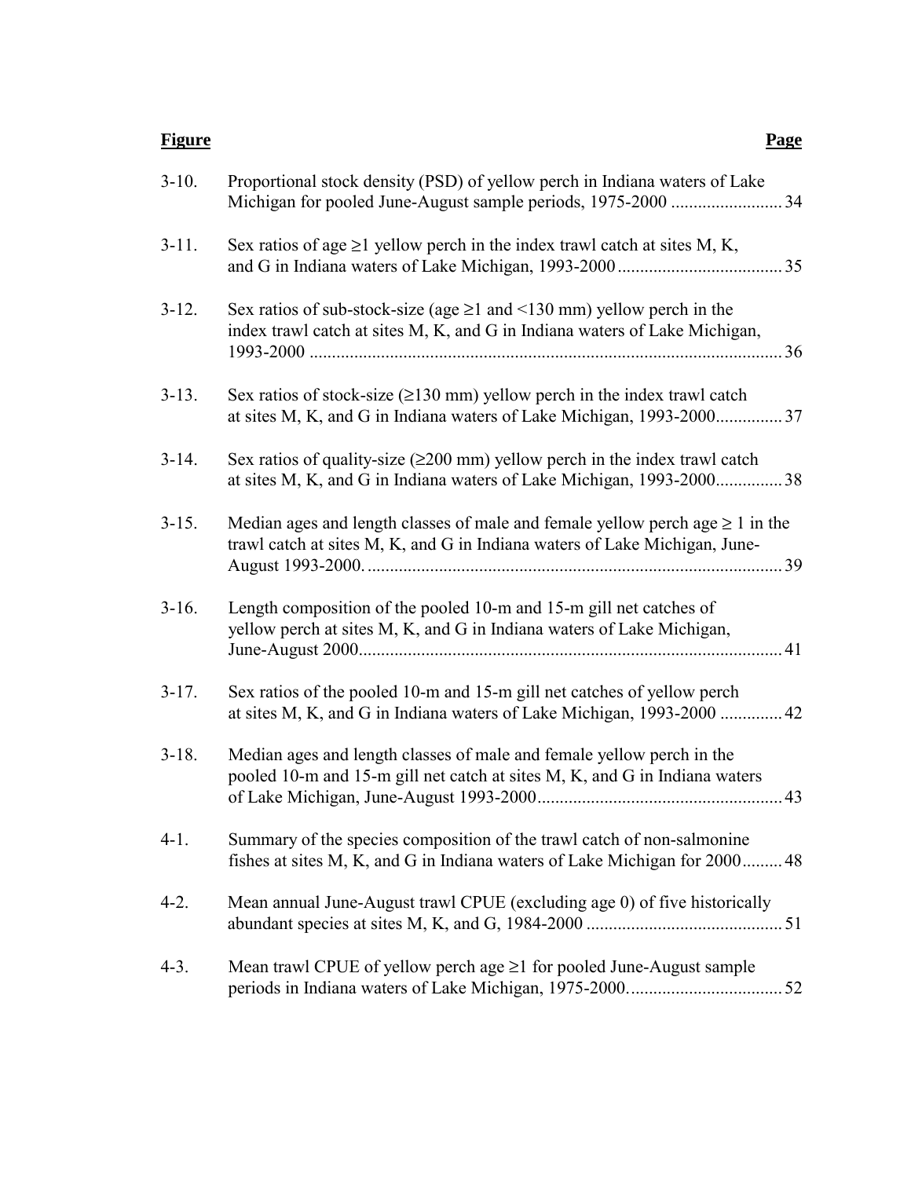| **Figure** | | **Page** |
|---|---|---|
| 3-10. | Proportional stock density (PSD) of yellow perch in Indiana waters of Lake Michigan for pooled June-August sample periods, 1975-2000 | 34 |
| 3-11. | Sex ratios of age ≥1 yellow perch in the index trawl catch at sites M, K, and G in Indiana waters of Lake Michigan, 1993-2000 | 35 |
| 3-12. | Sex ratios of sub-stock-size (age ≥1 and <130 mm) yellow perch in the index trawl catch at sites M, K, and G in Indiana waters of Lake Michigan, 1993-2000 | 36 |
| 3-13. | Sex ratios of stock-size (≥130 mm) yellow perch in the index trawl catch at sites M, K, and G in Indiana waters of Lake Michigan, 1993-2000 | 37 |
| 3-14. | Sex ratios of quality-size (≥200 mm) yellow perch in the index trawl catch at sites M, K, and G in Indiana waters of Lake Michigan, 1993-2000 | 38 |
| 3-15. | Median ages and length classes of male and female yellow perch age ≥ 1 in the trawl catch at sites M, K, and G in Indiana waters of Lake Michigan, June-August 1993-2000. | 39 |
| 3-16. | Length composition of the pooled 10-m and 15-m gill net catches of yellow perch at sites M, K, and G in Indiana waters of Lake Michigan, June-August 2000 | 41 |
| 3-17. | Sex ratios of the pooled 10-m and 15-m gill net catches of yellow perch at sites M, K, and G in Indiana waters of Lake Michigan, 1993-2000 | 42 |
| 3-18. | Median ages and length classes of male and female yellow perch in the pooled 10-m and 15-m gill net catch at sites M, K, and G in Indiana waters of Lake Michigan, June-August 1993-2000 | 43 |
| 4-1. | Summary of the species composition of the trawl catch of non-salmonine fishes at sites M, K, and G in Indiana waters of Lake Michigan for 2000 | 48 |
| 4-2. | Mean annual June-August trawl CPUE (excluding age 0) of five historically abundant species at sites M, K, and G, 1984-2000 | 51 |
| 4-3. | Mean trawl CPUE of yellow perch age ≥1 for pooled June-August sample periods in Indiana waters of Lake Michigan, 1975-2000. | 52 |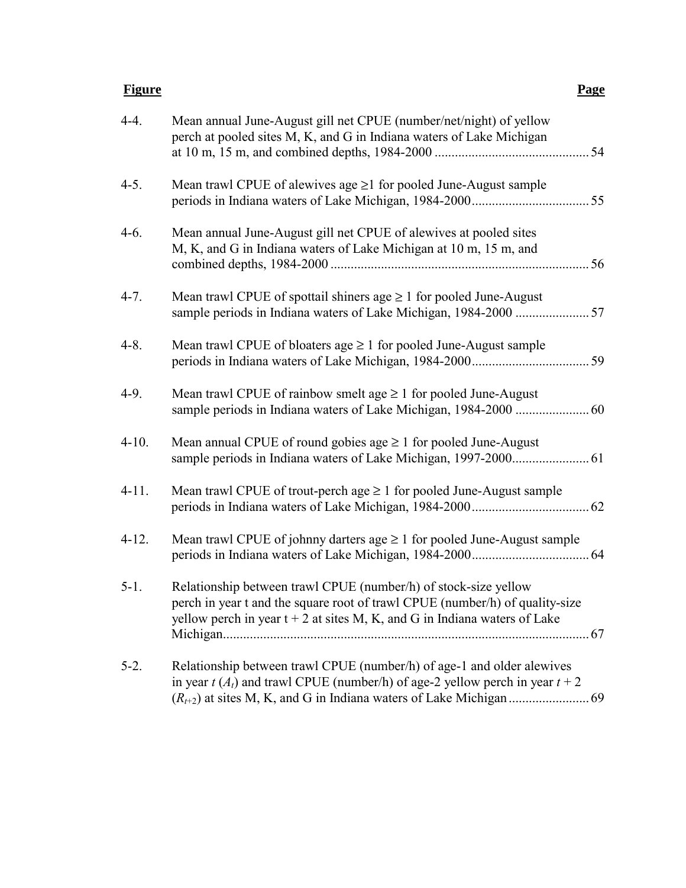| Figure | | Page |
|---|---|---|
| 4-4. | Mean annual June-August gill net CPUE (number/net/night) of yellow perch at pooled sites M, K, and G in Indiana waters of Lake Michigan at 10 m, 15 m, and combined depths, 1984-2000 | 54 |
| 4-5. | Mean trawl CPUE of alewives age ≥1 for pooled June-August sample periods in Indiana waters of Lake Michigan, 1984-2000 | 55 |
| 4-6. | Mean annual June-August gill net CPUE of alewives at pooled sites M, K, and G in Indiana waters of Lake Michigan at 10 m, 15 m, and combined depths, 1984-2000 | 56 |
| 4-7. | Mean trawl CPUE of spottail shiners age ≥ 1 for pooled June-August sample periods in Indiana waters of Lake Michigan, 1984-2000 | 57 |
| 4-8. | Mean trawl CPUE of bloaters age ≥ 1 for pooled June-August sample periods in Indiana waters of Lake Michigan, 1984-2000 | 59 |
| 4-9. | Mean trawl CPUE of rainbow smelt age ≥ 1 for pooled June-August sample periods in Indiana waters of Lake Michigan, 1984-2000 | 60 |
| 4-10. | Mean annual CPUE of round gobies age ≥ 1 for pooled June-August sample periods in Indiana waters of Lake Michigan, 1997-2000 | 61 |
| 4-11. | Mean trawl CPUE of trout-perch age ≥ 1 for pooled June-August sample periods in Indiana waters of Lake Michigan, 1984-2000 | 62 |
| 4-12. | Mean trawl CPUE of johnny darters age ≥ 1 for pooled June-August sample periods in Indiana waters of Lake Michigan, 1984-2000 | 64 |
| 5-1. | Relationship between trawl CPUE (number/h) of stock-size yellow perch in year t and the square root of trawl CPUE (number/h) of quality-size yellow perch in year t + 2 at sites M, K, and G in Indiana waters of Lake Michigan | 67 |
| 5-2. | Relationship between trawl CPUE (number/h) of age-1 and older alewives in year $t$ ($A_t$) and trawl CPUE (number/h) of age-2 yellow perch in year $t + 2$ ($R_{t+2}$) at sites M, K, and G in Indiana waters of Lake Michigan | 69 |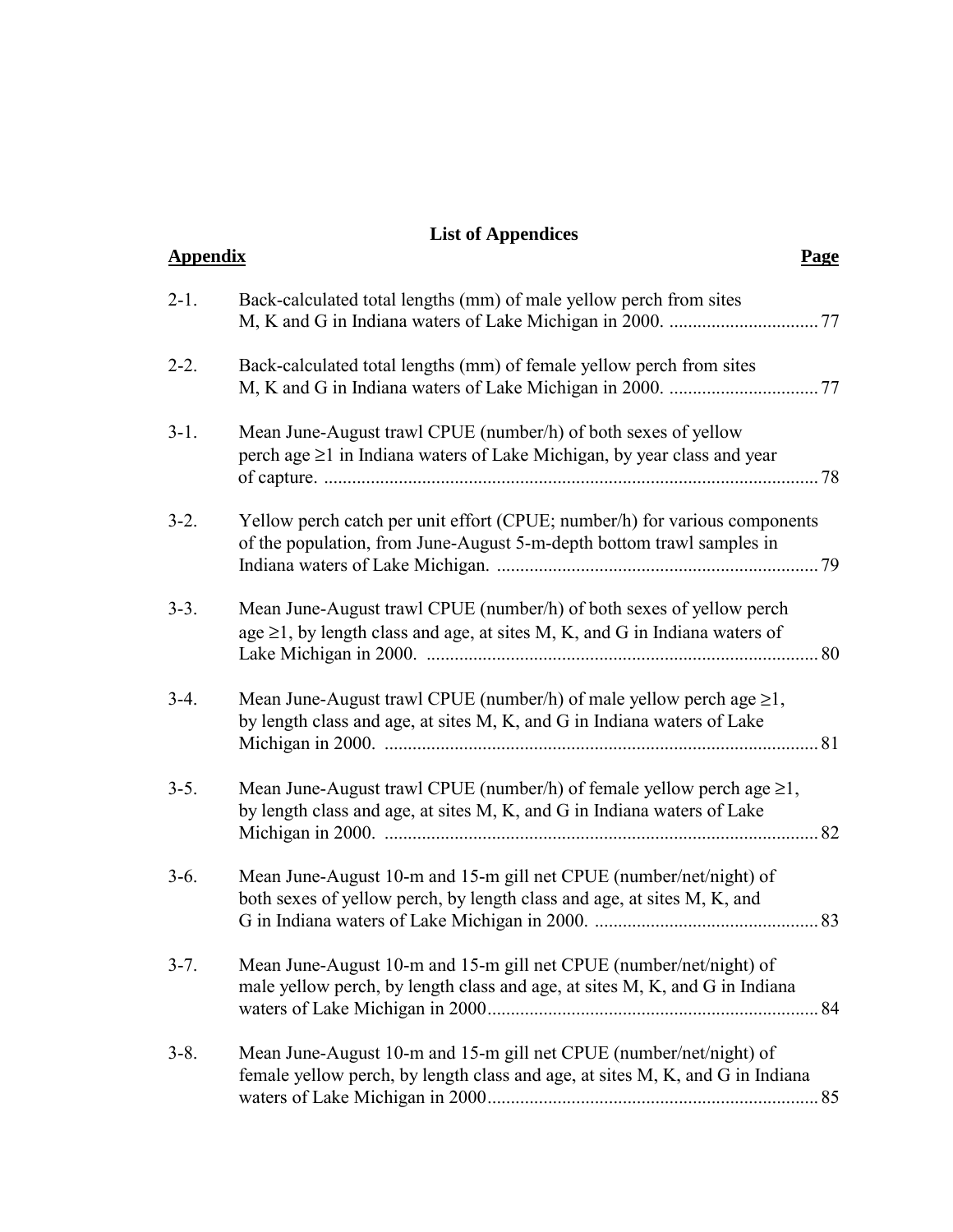# List of Appendices

| Appendix | | Page |
|---|---|---|
| 2-1. | Back-calculated total lengths (mm) of male yellow perch from sites M, K and G in Indiana waters of Lake Michigan in 2000. | 77 |
| 2-2. | Back-calculated total lengths (mm) of female yellow perch from sites M, K and G in Indiana waters of Lake Michigan in 2000. | 77 |
| 3-1. | Mean June-August trawl CPUE (number/h) of both sexes of yellow perch age ≥1 in Indiana waters of Lake Michigan, by year class and year of capture. | 78 |
| 3-2. | Yellow perch catch per unit effort (CPUE; number/h) for various components of the population, from June-August 5-m-depth bottom trawl samples in Indiana waters of Lake Michigan. | 79 |
| 3-3. | Mean June-August trawl CPUE (number/h) of both sexes of yellow perch age ≥1, by length class and age, at sites M, K, and G in Indiana waters of Lake Michigan in 2000. | 80 |
| 3-4. | Mean June-August trawl CPUE (number/h) of male yellow perch age ≥1, by length class and age, at sites M, K, and G in Indiana waters of Lake Michigan in 2000. | 81 |
| 3-5. | Mean June-August trawl CPUE (number/h) of female yellow perch age ≥1, by length class and age, at sites M, K, and G in Indiana waters of Lake Michigan in 2000. | 82 |
| 3-6. | Mean June-August 10-m and 15-m gill net CPUE (number/net/night) of both sexes of yellow perch, by length class and age, at sites M, K, and G in Indiana waters of Lake Michigan in 2000. | 83 |
| 3-7. | Mean June-August 10-m and 15-m gill net CPUE (number/net/night) of male yellow perch, by length class and age, at sites M, K, and G in Indiana waters of Lake Michigan in 2000 | 84 |
| 3-8. | Mean June-August 10-m and 15-m gill net CPUE (number/net/night) of female yellow perch, by length class and age, at sites M, K, and G in Indiana waters of Lake Michigan in 2000 | 85 |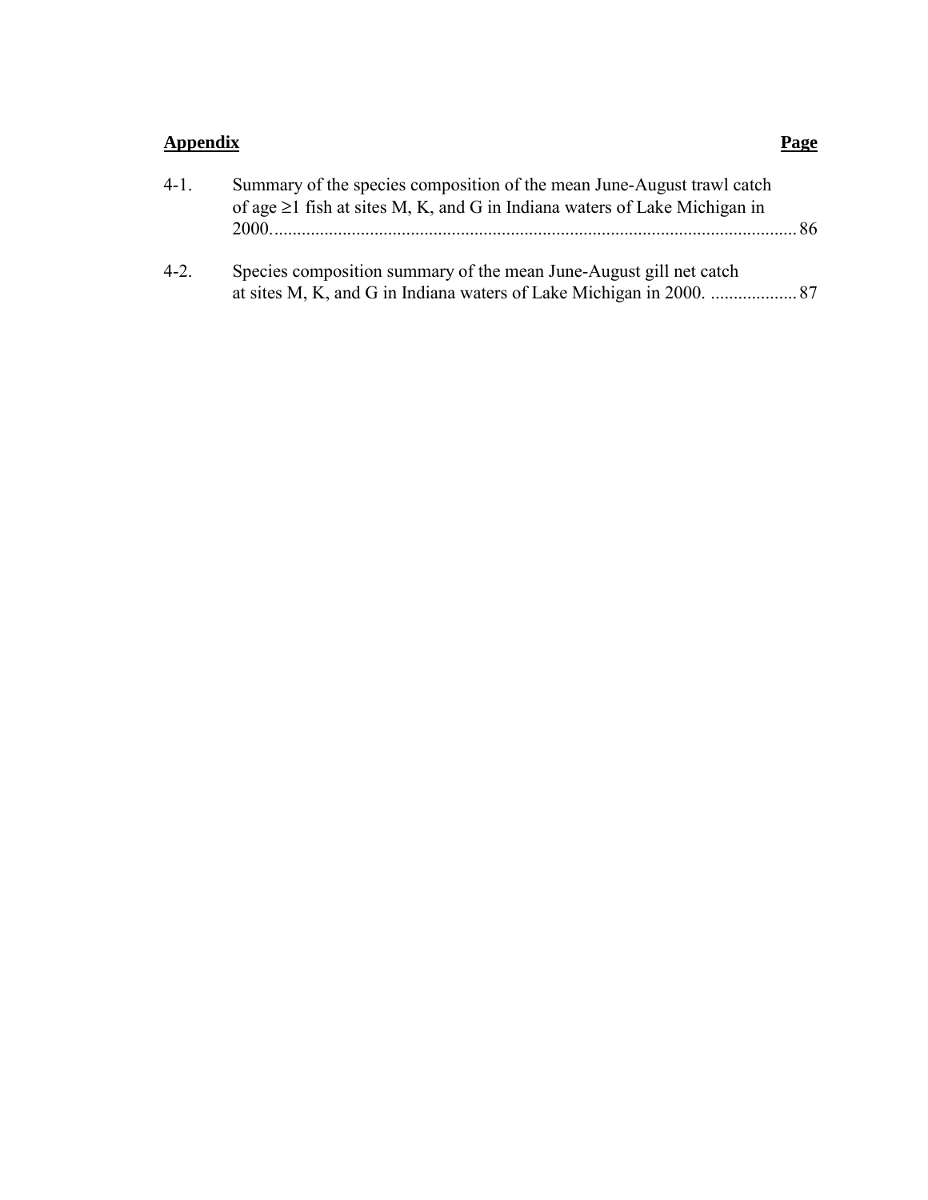| Appendix | | Page |
|---|---|---|
| 4-1. | Summary of the species composition of the mean June-August trawl catch of age ≥1 fish at sites M, K, and G in Indiana waters of Lake Michigan in 2000. | 86 |
| 4-2. | Species composition summary of the mean June-August gill net catch at sites M, K, and G in Indiana waters of Lake Michigan in 2000. | 87 |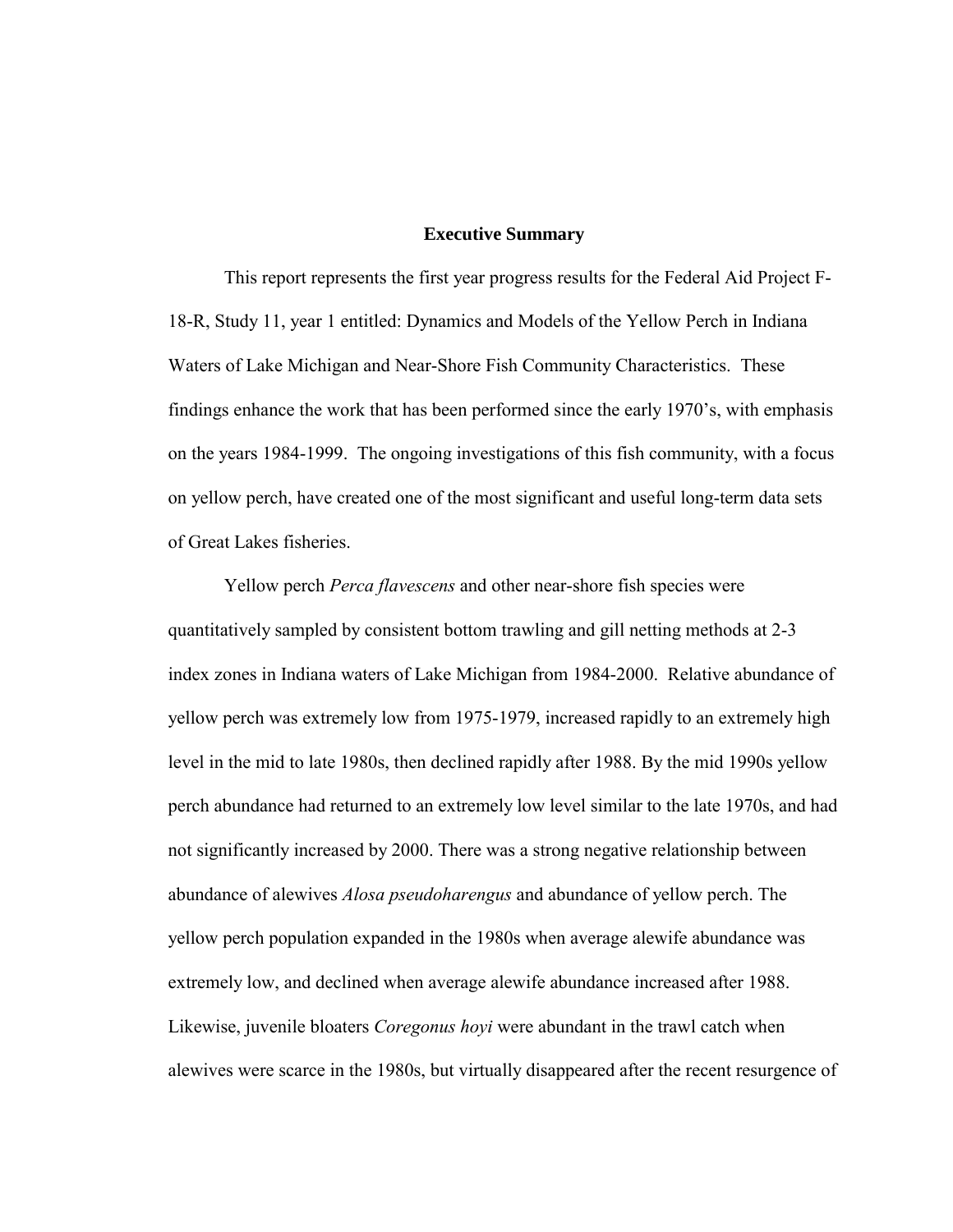## Executive Summary

This report represents the first year progress results for the Federal Aid Project F-18-R, Study 11, year 1 entitled: Dynamics and Models of the Yellow Perch in Indiana Waters of Lake Michigan and Near-Shore Fish Community Characteristics. These findings enhance the work that has been performed since the early 1970's, with emphasis on the years 1984-1999. The ongoing investigations of this fish community, with a focus on yellow perch, have created one of the most significant and useful long-term data sets of Great Lakes fisheries.

Yellow perch *Perca flavescens* and other near-shore fish species were quantitatively sampled by consistent bottom trawling and gill netting methods at 2-3 index zones in Indiana waters of Lake Michigan from 1984-2000. Relative abundance of yellow perch was extremely low from 1975-1979, increased rapidly to an extremely high level in the mid to late 1980s, then declined rapidly after 1988. By the mid 1990s yellow perch abundance had returned to an extremely low level similar to the late 1970s, and had not significantly increased by 2000. There was a strong negative relationship between abundance of alewives *Alosa pseudoharengus* and abundance of yellow perch. The yellow perch population expanded in the 1980s when average alewife abundance was extremely low, and declined when average alewife abundance increased after 1988. Likewise, juvenile bloaters *Coregonus hoyi* were abundant in the trawl catch when alewives were scarce in the 1980s, but virtually disappeared after the recent resurgence of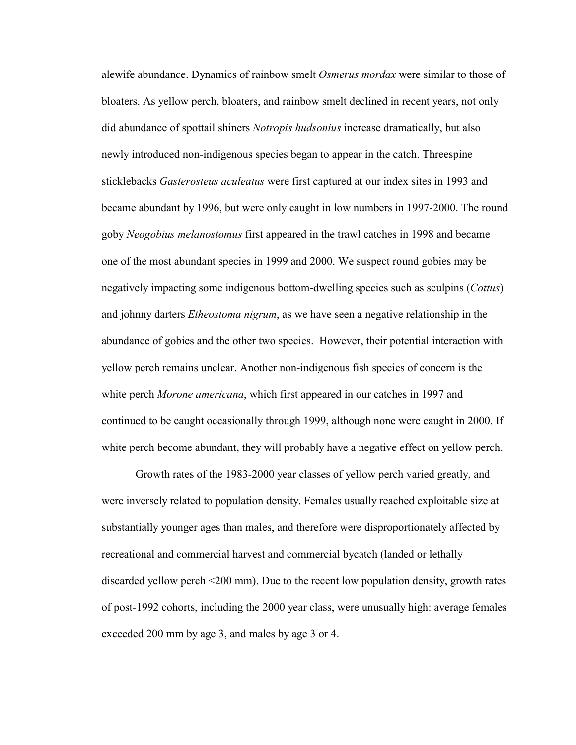alewife abundance. Dynamics of rainbow smelt *Osmerus mordax* were similar to those of bloaters. As yellow perch, bloaters, and rainbow smelt declined in recent years, not only did abundance of spottail shiners *Notropis hudsonius* increase dramatically, but also newly introduced non-indigenous species began to appear in the catch. Threespine sticklebacks *Gasterosteus aculeatus* were first captured at our index sites in 1993 and became abundant by 1996, but were only caught in low numbers in 1997-2000. The round goby *Neogobius melanostomus* first appeared in the trawl catches in 1998 and became one of the most abundant species in 1999 and 2000. We suspect round gobies may be negatively impacting some indigenous bottom-dwelling species such as sculpins (*Cottus*) and johnny darters *Etheostoma nigrum*, as we have seen a negative relationship in the abundance of gobies and the other two species. However, their potential interaction with yellow perch remains unclear. Another non-indigenous fish species of concern is the white perch *Morone americana*, which first appeared in our catches in 1997 and continued to be caught occasionally through 1999, although none were caught in 2000. If white perch become abundant, they will probably have a negative effect on yellow perch.

Growth rates of the 1983-2000 year classes of yellow perch varied greatly, and were inversely related to population density. Females usually reached exploitable size at substantially younger ages than males, and therefore were disproportionately affected by recreational and commercial harvest and commercial bycatch (landed or lethally discarded yellow perch <200 mm). Due to the recent low population density, growth rates of post-1992 cohorts, including the 2000 year class, were unusually high: average females exceeded 200 mm by age 3, and males by age 3 or 4.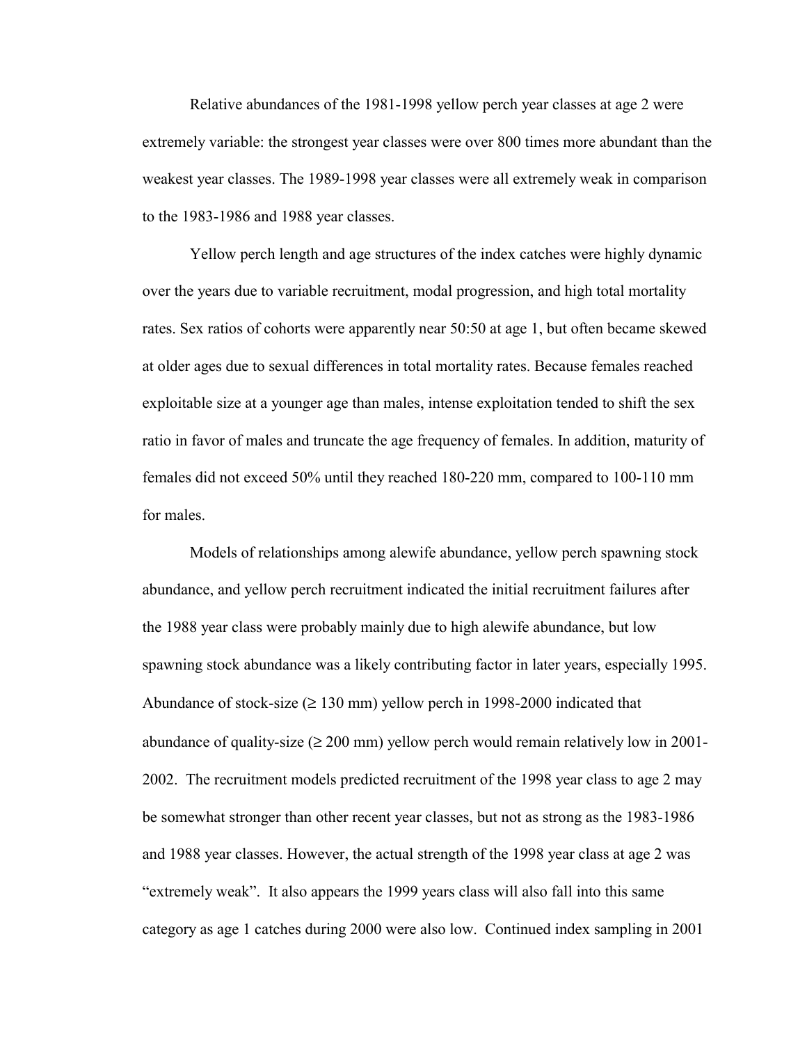Relative abundances of the 1981-1998 yellow perch year classes at age 2 were extremely variable: the strongest year classes were over 800 times more abundant than the weakest year classes. The 1989-1998 year classes were all extremely weak in comparison to the 1983-1986 and 1988 year classes.

Yellow perch length and age structures of the index catches were highly dynamic over the years due to variable recruitment, modal progression, and high total mortality rates. Sex ratios of cohorts were apparently near 50:50 at age 1, but often became skewed at older ages due to sexual differences in total mortality rates. Because females reached exploitable size at a younger age than males, intense exploitation tended to shift the sex ratio in favor of males and truncate the age frequency of females. In addition, maturity of females did not exceed 50% until they reached 180-220 mm, compared to 100-110 mm for males.

Models of relationships among alewife abundance, yellow perch spawning stock abundance, and yellow perch recruitment indicated the initial recruitment failures after the 1988 year class were probably mainly due to high alewife abundance, but low spawning stock abundance was a likely contributing factor in later years, especially 1995. Abundance of stock-size (≥ 130 mm) yellow perch in 1998-2000 indicated that abundance of quality-size (≥ 200 mm) yellow perch would remain relatively low in 2001-2002. The recruitment models predicted recruitment of the 1998 year class to age 2 may be somewhat stronger than other recent year classes, but not as strong as the 1983-1986 and 1988 year classes. However, the actual strength of the 1998 year class at age 2 was "extremely weak". It also appears the 1999 years class will also fall into this same category as age 1 catches during 2000 were also low. Continued index sampling in 2001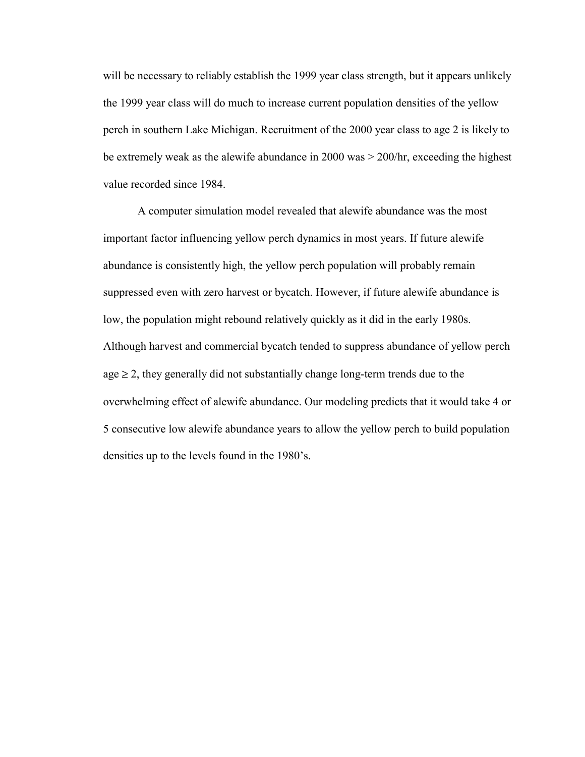will be necessary to reliably establish the 1999 year class strength, but it appears unlikely the 1999 year class will do much to increase current population densities of the yellow perch in southern Lake Michigan. Recruitment of the 2000 year class to age 2 is likely to be extremely weak as the alewife abundance in 2000 was > 200/hr, exceeding the highest value recorded since 1984.

A computer simulation model revealed that alewife abundance was the most important factor influencing yellow perch dynamics in most years. If future alewife abundance is consistently high, the yellow perch population will probably remain suppressed even with zero harvest or bycatch. However, if future alewife abundance is low, the population might rebound relatively quickly as it did in the early 1980s. Although harvest and commercial bycatch tended to suppress abundance of yellow perch age $\geq 2$, they generally did not substantially change long-term trends due to the overwhelming effect of alewife abundance. Our modeling predicts that it would take 4 or 5 consecutive low alewife abundance years to allow the yellow perch to build population densities up to the levels found in the 1980's.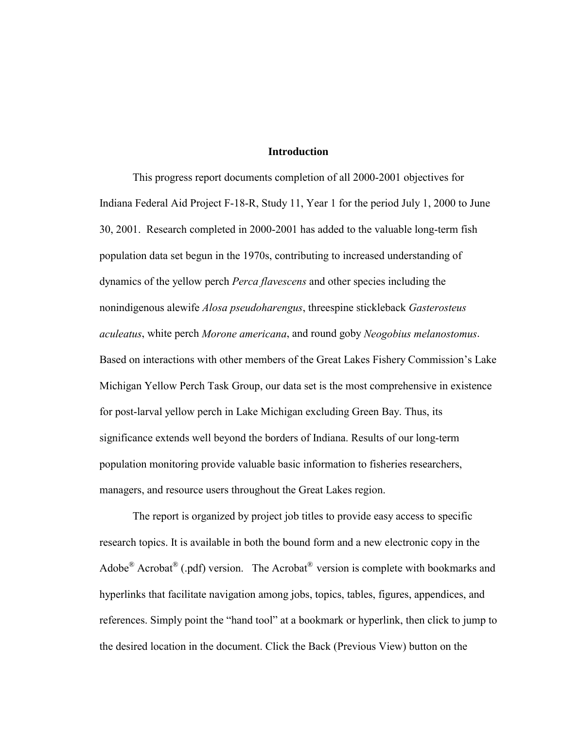## Introduction

This progress report documents completion of all 2000-2001 objectives for Indiana Federal Aid Project F-18-R, Study 11, Year 1 for the period July 1, 2000 to June 30, 2001. Research completed in 2000-2001 has added to the valuable long-term fish population data set begun in the 1970s, contributing to increased understanding of dynamics of the yellow perch *Perca flavescens* and other species including the nonindigenous alewife *Alosa pseudoharengus*, threespine stickleback *Gasterosteus aculeatus*, white perch *Morone americana*, and round goby *Neogobius melanostomus*. Based on interactions with other members of the Great Lakes Fishery Commission's Lake Michigan Yellow Perch Task Group, our data set is the most comprehensive in existence for post-larval yellow perch in Lake Michigan excluding Green Bay. Thus, its significance extends well beyond the borders of Indiana. Results of our long-term population monitoring provide valuable basic information to fisheries researchers, managers, and resource users throughout the Great Lakes region.

The report is organized by project job titles to provide easy access to specific research topics. It is available in both the bound form and a new electronic copy in the Adobe® Acrobat® (.pdf) version. The Acrobat® version is complete with bookmarks and hyperlinks that facilitate navigation among jobs, topics, tables, figures, appendices, and references. Simply point the "hand tool" at a bookmark or hyperlink, then click to jump to the desired location in the document. Click the Back (Previous View) button on the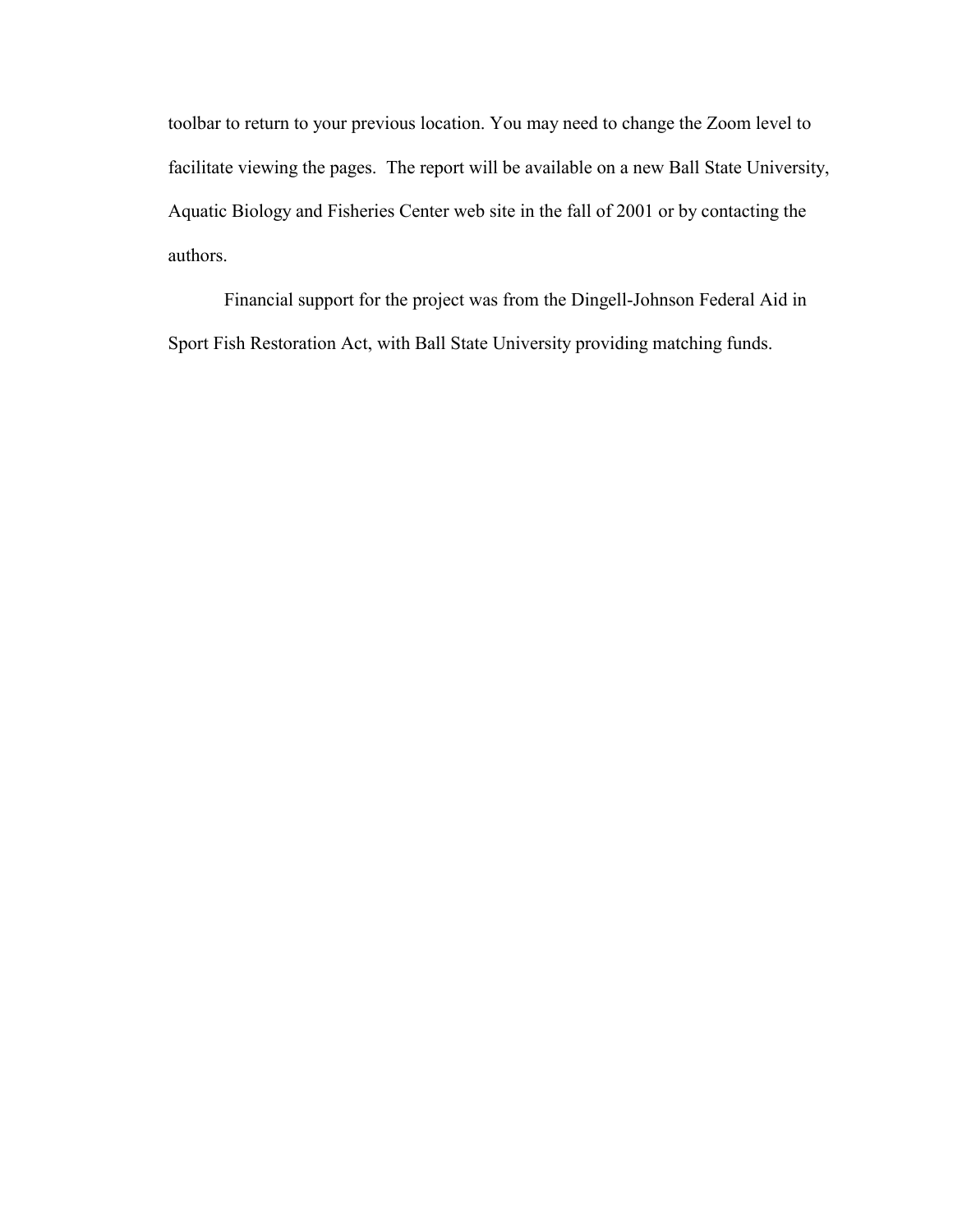toolbar to return to your previous location. You may need to change the Zoom level to facilitate viewing the pages. The report will be available on a new Ball State University, Aquatic Biology and Fisheries Center web site in the fall of 2001 or by contacting the authors.

Financial support for the project was from the Dingell-Johnson Federal Aid in Sport Fish Restoration Act, with Ball State University providing matching funds.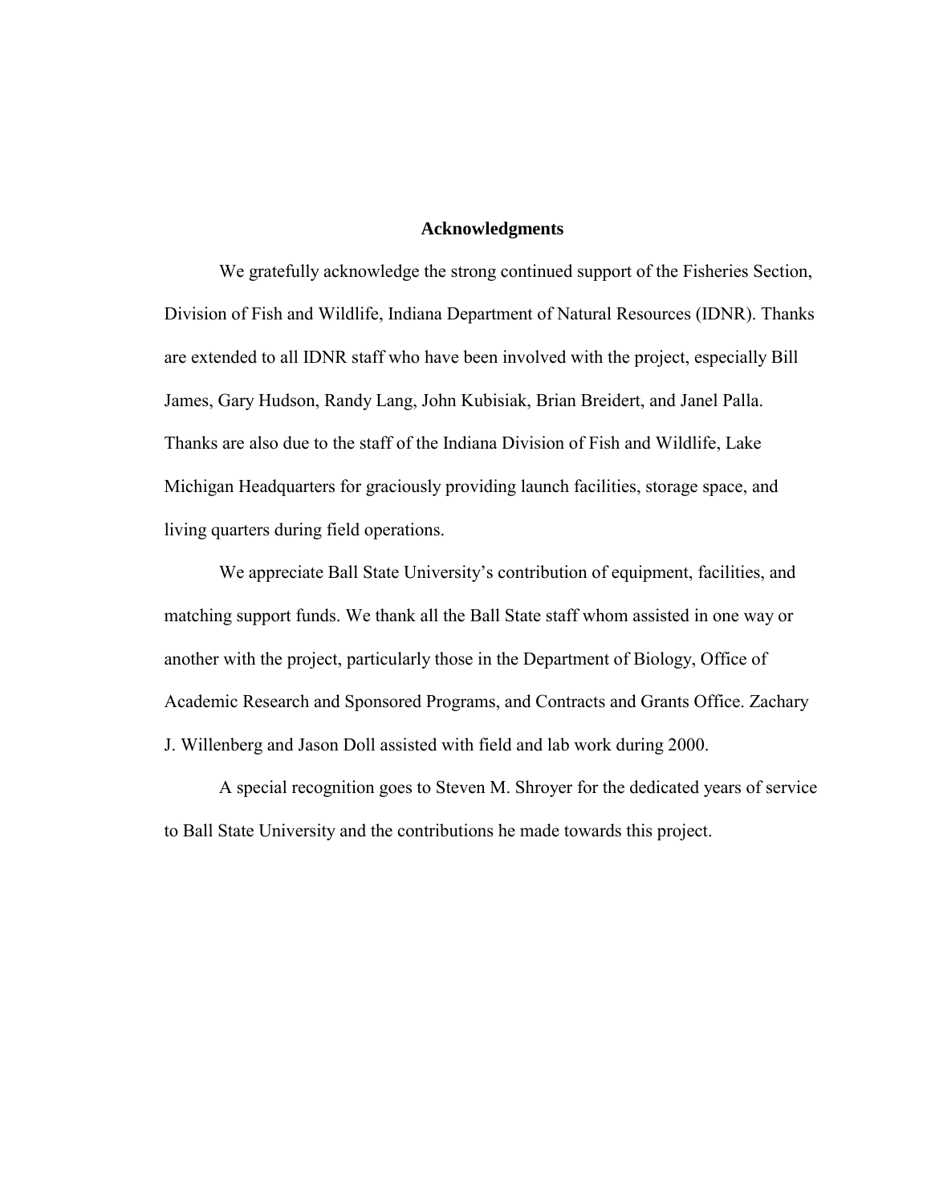# Acknowledgments

We gratefully acknowledge the strong continued support of the Fisheries Section, Division of Fish and Wildlife, Indiana Department of Natural Resources (IDNR). Thanks are extended to all IDNR staff who have been involved with the project, especially Bill James, Gary Hudson, Randy Lang, John Kubisiak, Brian Breidert, and Janel Palla. Thanks are also due to the staff of the Indiana Division of Fish and Wildlife, Lake Michigan Headquarters for graciously providing launch facilities, storage space, and living quarters during field operations.

We appreciate Ball State University's contribution of equipment, facilities, and matching support funds. We thank all the Ball State staff whom assisted in one way or another with the project, particularly those in the Department of Biology, Office of Academic Research and Sponsored Programs, and Contracts and Grants Office. Zachary J. Willenberg and Jason Doll assisted with field and lab work during 2000.

A special recognition goes to Steven M. Shroyer for the dedicated years of service to Ball State University and the contributions he made towards this project.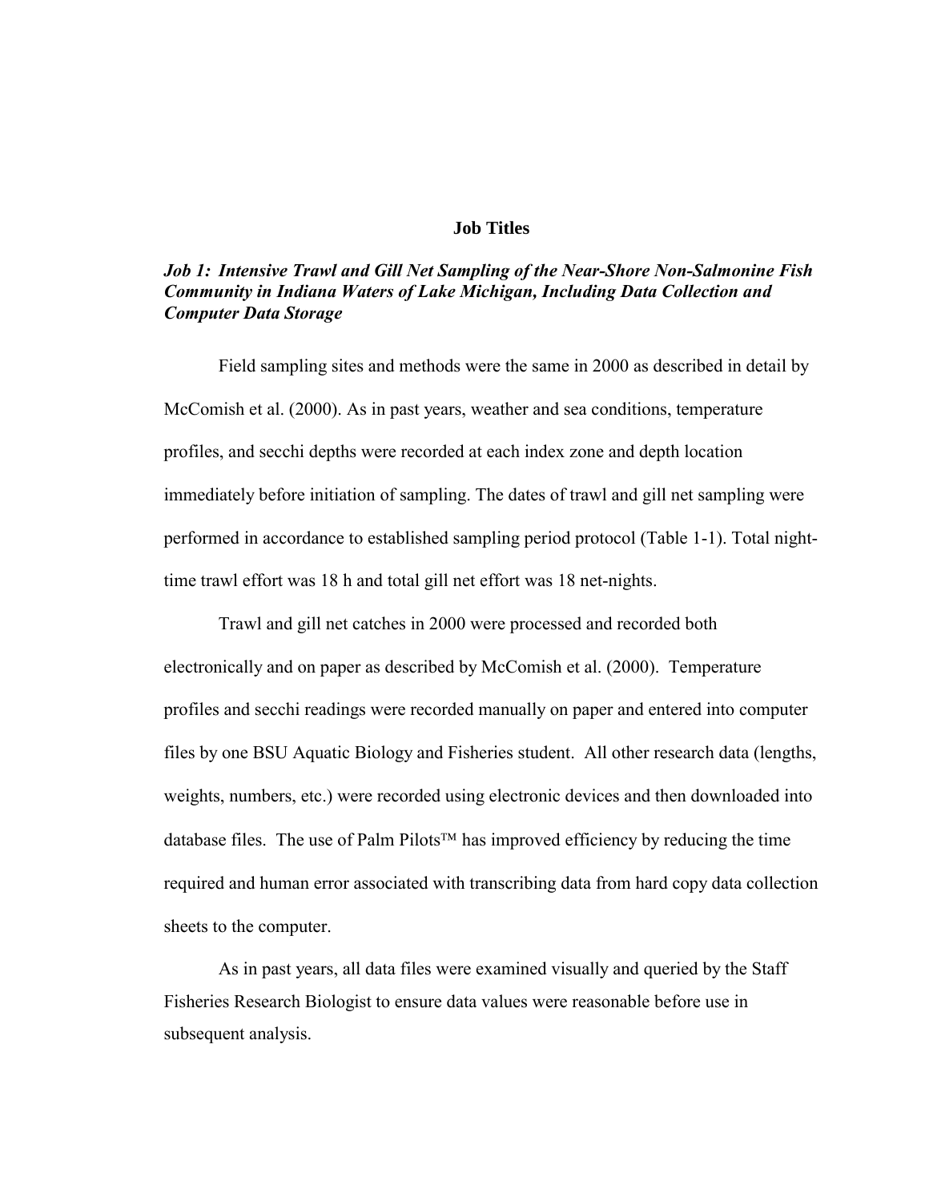## Job Titles

### *Job 1: Intensive Trawl and Gill Net Sampling of the Near-Shore Non-Salmonine Fish Community in Indiana Waters of Lake Michigan, Including Data Collection and Computer Data Storage*

Field sampling sites and methods were the same in 2000 as described in detail by McComish et al. (2000). As in past years, weather and sea conditions, temperature profiles, and secchi depths were recorded at each index zone and depth location immediately before initiation of sampling. The dates of trawl and gill net sampling were performed in accordance to established sampling period protocol (Table 1-1). Total night-time trawl effort was 18 h and total gill net effort was 18 net-nights.

Trawl and gill net catches in 2000 were processed and recorded both electronically and on paper as described by McComish et al. (2000). Temperature profiles and secchi readings were recorded manually on paper and entered into computer files by one BSU Aquatic Biology and Fisheries student. All other research data (lengths, weights, numbers, etc.) were recorded using electronic devices and then downloaded into database files. The use of Palm Pilots™ has improved efficiency by reducing the time required and human error associated with transcribing data from hard copy data collection sheets to the computer.

As in past years, all data files were examined visually and queried by the Staff Fisheries Research Biologist to ensure data values were reasonable before use in subsequent analysis.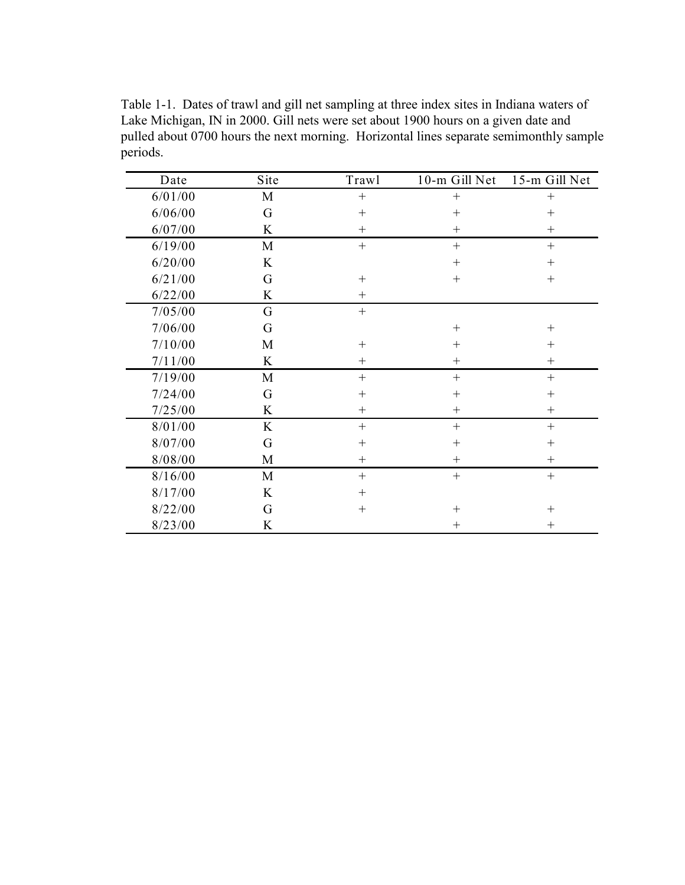Table 1-1. Dates of trawl and gill net sampling at three index sites in Indiana waters of Lake Michigan, IN in 2000. Gill nets were set about 1900 hours on a given date and pulled about 0700 hours the next morning. Horizontal lines separate semimonthly sample periods.

| Date | Site | Trawl | 10-m Gill Net | 15-m Gill Net |
|---|---|---|---|---|
| 6/01/00 | M | + | + | + |
| 6/06/00 | G | + | + | + |
| 6/07/00 | K | + | + | + |
| 6/19/00 | M | + | + | + |
| 6/20/00 | K | | + | + |
| 6/21/00 | G | + | + | + |
| 6/22/00 | K | + | | |
| 7/05/00 | G | + | | |
| 7/06/00 | G | | + | + |
| 7/10/00 | M | + | + | + |
| 7/11/00 | K | + | + | + |
| 7/19/00 | M | + | + | + |
| 7/24/00 | G | + | + | + |
| 7/25/00 | K | + | + | + |
| 8/01/00 | K | + | + | + |
| 8/07/00 | G | + | + | + |
| 8/08/00 | M | + | + | + |
| 8/16/00 | M | + | + | + |
| 8/17/00 | K | + | | |
| 8/22/00 | G | + | + | + |
| 8/23/00 | K | | + | + |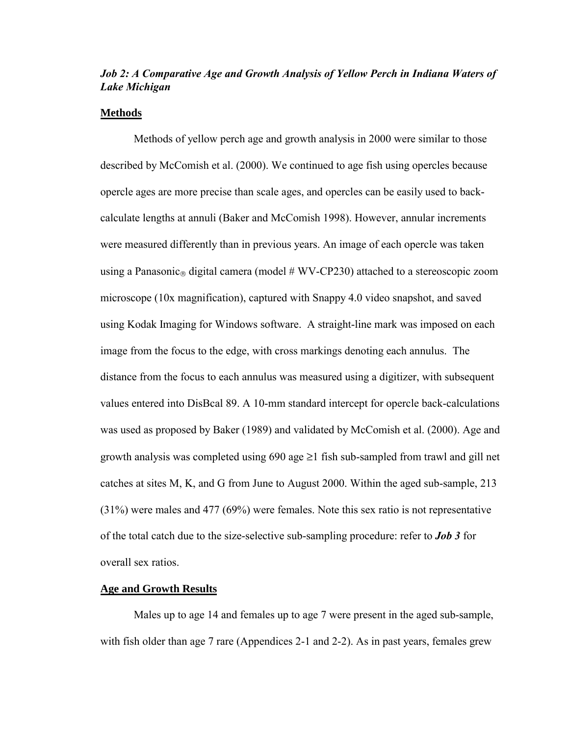***Job 2: A Comparative Age and Growth Analysis of Yellow Perch in Indiana Waters of Lake Michigan***

**Methods**

Methods of yellow perch age and growth analysis in 2000 were similar to those described by McComish et al. (2000). We continued to age fish using opercles because opercle ages are more precise than scale ages, and opercles can be easily used to back-calculate lengths at annuli (Baker and McComish 1998). However, annular increments were measured differently than in previous years. An image of each opercle was taken using a Panasonic® digital camera (model # WV-CP230) attached to a stereoscopic zoom microscope (10x magnification), captured with Snappy 4.0 video snapshot, and saved using Kodak Imaging for Windows software. A straight-line mark was imposed on each image from the focus to the edge, with cross markings denoting each annulus. The distance from the focus to each annulus was measured using a digitizer, with subsequent values entered into DisBcal 89. A 10-mm standard intercept for opercle back-calculations was used as proposed by Baker (1989) and validated by McComish et al. (2000). Age and growth analysis was completed using 690 age ≥1 fish sub-sampled from trawl and gill net catches at sites M, K, and G from June to August 2000. Within the aged sub-sample, 213 (31%) were males and 477 (69%) were females. Note this sex ratio is not representative of the total catch due to the size-selective sub-sampling procedure: refer to ***Job 3*** for overall sex ratios.

**Age and Growth Results**

Males up to age 14 and females up to age 7 were present in the aged sub-sample, with fish older than age 7 rare (Appendices 2-1 and 2-2). As in past years, females grew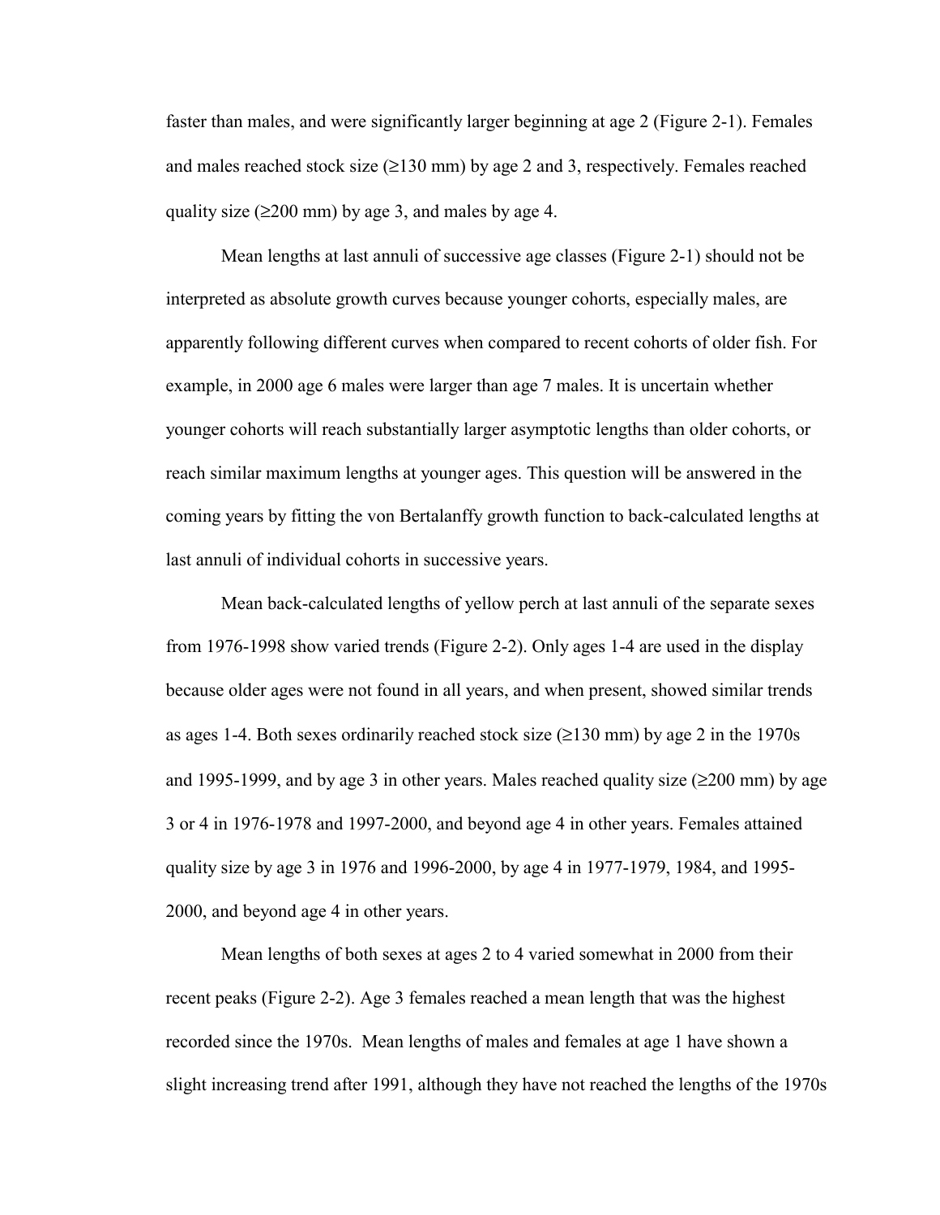faster than males, and were significantly larger beginning at age 2 (Figure 2-1). Females and males reached stock size (≥130 mm) by age 2 and 3, respectively. Females reached quality size (≥200 mm) by age 3, and males by age 4.

Mean lengths at last annuli of successive age classes (Figure 2-1) should not be interpreted as absolute growth curves because younger cohorts, especially males, are apparently following different curves when compared to recent cohorts of older fish. For example, in 2000 age 6 males were larger than age 7 males. It is uncertain whether younger cohorts will reach substantially larger asymptotic lengths than older cohorts, or reach similar maximum lengths at younger ages. This question will be answered in the coming years by fitting the von Bertalanffy growth function to back-calculated lengths at last annuli of individual cohorts in successive years.

Mean back-calculated lengths of yellow perch at last annuli of the separate sexes from 1976-1998 show varied trends (Figure 2-2). Only ages 1-4 are used in the display because older ages were not found in all years, and when present, showed similar trends as ages 1-4. Both sexes ordinarily reached stock size (≥130 mm) by age 2 in the 1970s and 1995-1999, and by age 3 in other years. Males reached quality size (≥200 mm) by age 3 or 4 in 1976-1978 and 1997-2000, and beyond age 4 in other years. Females attained quality size by age 3 in 1976 and 1996-2000, by age 4 in 1977-1979, 1984, and 1995-2000, and beyond age 4 in other years.

Mean lengths of both sexes at ages 2 to 4 varied somewhat in 2000 from their recent peaks (Figure 2-2). Age 3 females reached a mean length that was the highest recorded since the 1970s. Mean lengths of males and females at age 1 have shown a slight increasing trend after 1991, although they have not reached the lengths of the 1970s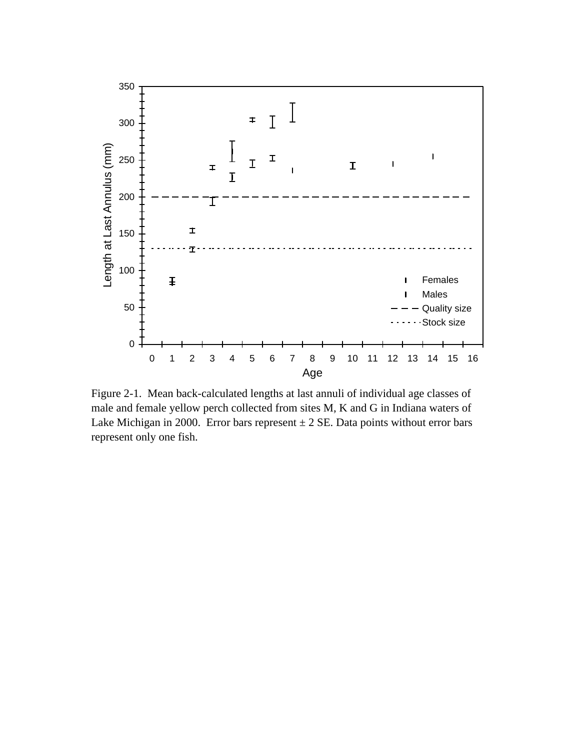Figure 2-1. Mean back-calculated lengths at last annuli of individual age classes of male and female yellow perch collected from sites M, K and G in Indiana waters of Lake Michigan in 2000. Error bars represent ± 2 SE. Data points without error bars represent only one fish.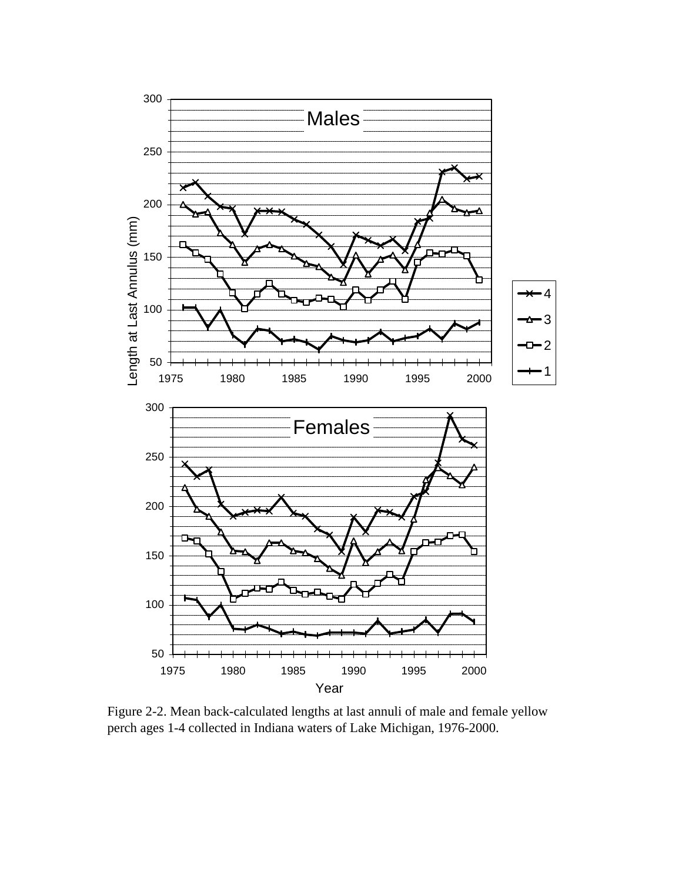Figure 2-2. Mean back-calculated lengths at last annuli of male and female yellow perch ages 1-4 collected in Indiana waters of Lake Michigan, 1976-2000.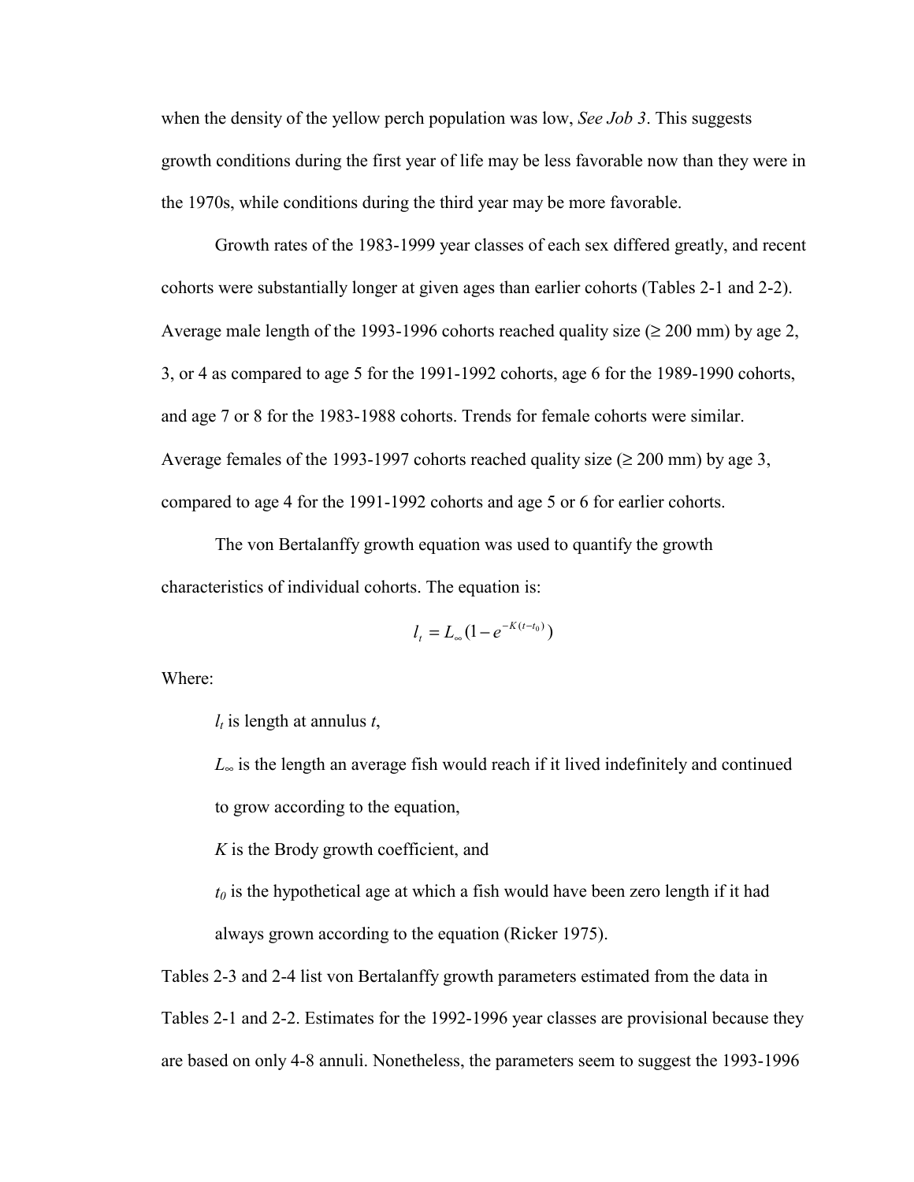when the density of the yellow perch population was low, *See Job 3*. This suggests growth conditions during the first year of life may be less favorable now than they were in the 1970s, while conditions during the third year may be more favorable.

Growth rates of the 1983-1999 year classes of each sex differed greatly, and recent cohorts were substantially longer at given ages than earlier cohorts (Tables 2-1 and 2-2). Average male length of the 1993-1996 cohorts reached quality size (≥ 200 mm) by age 2, 3, or 4 as compared to age 5 for the 1991-1992 cohorts, age 6 for the 1989-1990 cohorts, and age 7 or 8 for the 1983-1988 cohorts. Trends for female cohorts were similar. Average females of the 1993-1997 cohorts reached quality size (≥ 200 mm) by age 3, compared to age 4 for the 1991-1992 cohorts and age 5 or 6 for earlier cohorts.

The von Bertalanffy growth equation was used to quantify the growth characteristics of individual cohorts. The equation is:

$$l_t = L_\infty(1 - e^{-K(t - t_0)})$$

Where:

$l_t$ is length at annulus $t$,

$L_\infty$ is the length an average fish would reach if it lived indefinitely and continued to grow according to the equation,

$K$ is the Brody growth coefficient, and

$t_0$ is the hypothetical age at which a fish would have been zero length if it had always grown according to the equation (Ricker 1975).

Tables 2-3 and 2-4 list von Bertalanffy growth parameters estimated from the data in Tables 2-1 and 2-2. Estimates for the 1992-1996 year classes are provisional because they are based on only 4-8 annuli. Nonetheless, the parameters seem to suggest the 1993-1996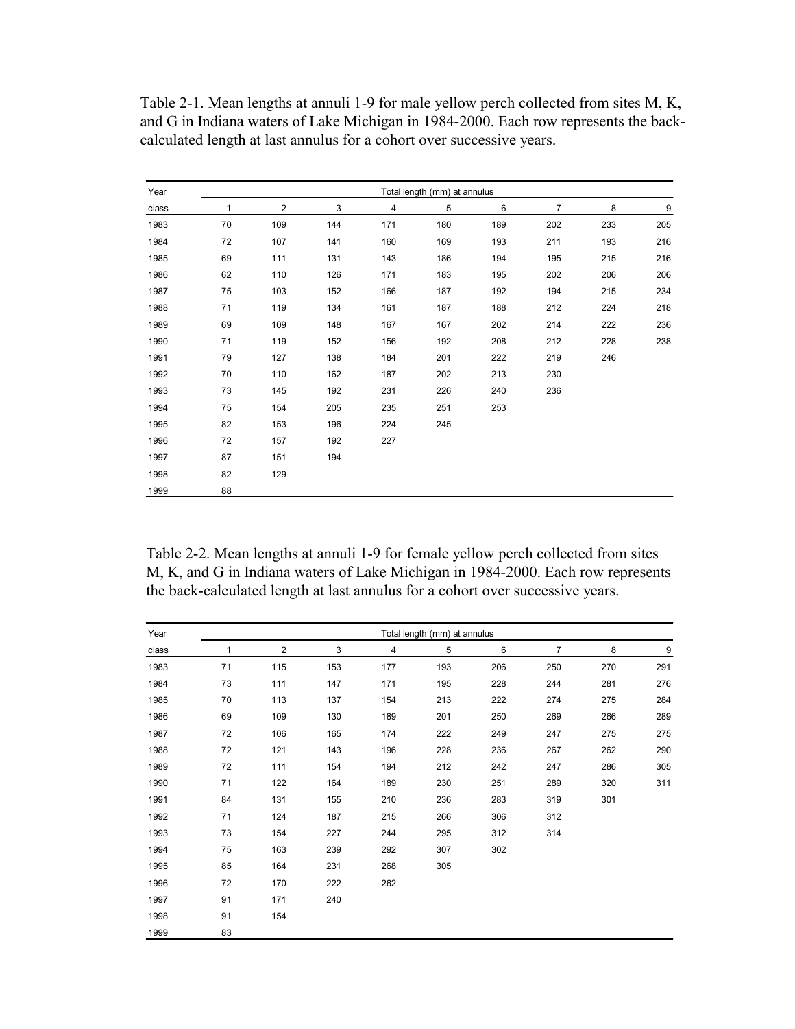Table 2-1. Mean lengths at annuli 1-9 for male yellow perch collected from sites M, K, and G in Indiana waters of Lake Michigan in 1984-2000. Each row represents the back-calculated length at last annulus for a cohort over successive years.

| Year | Total length (mm) at annulus | | | | | | | | |
|---|---|---|---|---|---|---|---|---|---|
| class | 1 | 2 | 3 | 4 | 5 | 6 | 7 | 8 | 9 |
| 1983 | 70 | 109 | 144 | 171 | 180 | 189 | 202 | 233 | 205 |
| 1984 | 72 | 107 | 141 | 160 | 169 | 193 | 211 | 193 | 216 |
| 1985 | 69 | 111 | 131 | 143 | 186 | 194 | 195 | 215 | 216 |
| 1986 | 62 | 110 | 126 | 171 | 183 | 195 | 202 | 206 | 206 |
| 1987 | 75 | 103 | 152 | 166 | 187 | 192 | 194 | 215 | 234 |
| 1988 | 71 | 119 | 134 | 161 | 187 | 188 | 212 | 224 | 218 |
| 1989 | 69 | 109 | 148 | 167 | 167 | 202 | 214 | 222 | 236 |
| 1990 | 71 | 119 | 152 | 156 | 192 | 208 | 212 | 228 | 238 |
| 1991 | 79 | 127 | 138 | 184 | 201 | 222 | 219 | 246 | |
| 1992 | 70 | 110 | 162 | 187 | 202 | 213 | 230 | | |
| 1993 | 73 | 145 | 192 | 231 | 226 | 240 | 236 | | |
| 1994 | 75 | 154 | 205 | 235 | 251 | 253 | | | |
| 1995 | 82 | 153 | 196 | 224 | 245 | | | | |
| 1996 | 72 | 157 | 192 | 227 | | | | | |
| 1997 | 87 | 151 | 194 | | | | | | |
| 1998 | 82 | 129 | | | | | | | |
| 1999 | 88 | | | | | | | | |

Table 2-2. Mean lengths at annuli 1-9 for female yellow perch collected from sites M, K, and G in Indiana waters of Lake Michigan in 1984-2000. Each row represents the back-calculated length at last annulus for a cohort over successive years.

| Year | Total length (mm) at annulus | | | | | | | | |
|---|---|---|---|---|---|---|---|---|---|
| class | 1 | 2 | 3 | 4 | 5 | 6 | 7 | 8 | 9 |
| 1983 | 71 | 115 | 153 | 177 | 193 | 206 | 250 | 270 | 291 |
| 1984 | 73 | 111 | 147 | 171 | 195 | 228 | 244 | 281 | 276 |
| 1985 | 70 | 113 | 137 | 154 | 213 | 222 | 274 | 275 | 284 |
| 1986 | 69 | 109 | 130 | 189 | 201 | 250 | 269 | 266 | 289 |
| 1987 | 72 | 106 | 165 | 174 | 222 | 249 | 247 | 275 | 275 |
| 1988 | 72 | 121 | 143 | 196 | 228 | 236 | 267 | 262 | 290 |
| 1989 | 72 | 111 | 154 | 194 | 212 | 242 | 247 | 286 | 305 |
| 1990 | 71 | 122 | 164 | 189 | 230 | 251 | 289 | 320 | 311 |
| 1991 | 84 | 131 | 155 | 210 | 236 | 283 | 319 | 301 | |
| 1992 | 71 | 124 | 187 | 215 | 266 | 306 | 312 | | |
| 1993 | 73 | 154 | 227 | 244 | 295 | 312 | 314 | | |
| 1994 | 75 | 163 | 239 | 292 | 307 | 302 | | | |
| 1995 | 85 | 164 | 231 | 268 | 305 | | | | |
| 1996 | 72 | 170 | 222 | 262 | | | | | |
| 1997 | 91 | 171 | 240 | | | | | | |
| 1998 | 91 | 154 | | | | | | | |
| 1999 | 83 | | | | | | | | |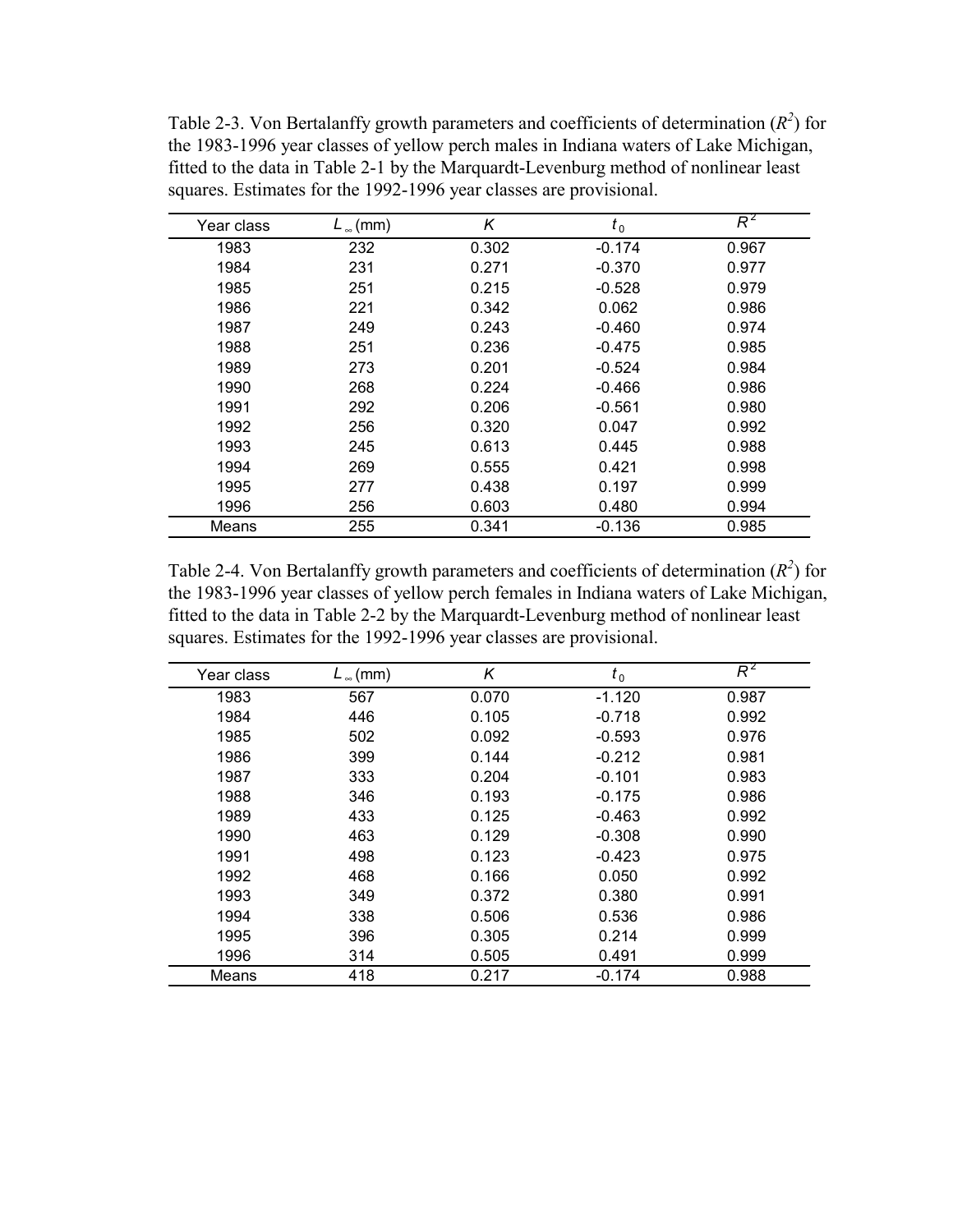Table 2-3. Von Bertalanffy growth parameters and coefficients of determination ($R^2$) for the 1983-1996 year classes of yellow perch males in Indiana waters of Lake Michigan, fitted to the data in Table 2-1 by the Marquardt-Levenburg method of nonlinear least squares. Estimates for the 1992-1996 year classes are provisional.

| Year class | $L_\infty$ (mm) | $K$ | $t_0$ | $R^2$ |
|---|---|---|---|---|
| 1983 | 232 | 0.302 | -0.174 | 0.967 |
| 1984 | 231 | 0.271 | -0.370 | 0.977 |
| 1985 | 251 | 0.215 | -0.528 | 0.979 |
| 1986 | 221 | 0.342 | 0.062 | 0.986 |
| 1987 | 249 | 0.243 | -0.460 | 0.974 |
| 1988 | 251 | 0.236 | -0.475 | 0.985 |
| 1989 | 273 | 0.201 | -0.524 | 0.984 |
| 1990 | 268 | 0.224 | -0.466 | 0.986 |
| 1991 | 292 | 0.206 | -0.561 | 0.980 |
| 1992 | 256 | 0.320 | 0.047 | 0.992 |
| 1993 | 245 | 0.613 | 0.445 | 0.988 |
| 1994 | 269 | 0.555 | 0.421 | 0.998 |
| 1995 | 277 | 0.438 | 0.197 | 0.999 |
| 1996 | 256 | 0.603 | 0.480 | 0.994 |
| Means | 255 | 0.341 | -0.136 | 0.985 |

Table 2-4. Von Bertalanffy growth parameters and coefficients of determination ($R^2$) for the 1983-1996 year classes of yellow perch females in Indiana waters of Lake Michigan, fitted to the data in Table 2-2 by the Marquardt-Levenburg method of nonlinear least squares. Estimates for the 1992-1996 year classes are provisional.

| Year class | $L_\infty$ (mm) | $K$ | $t_0$ | $R^2$ |
|---|---|---|---|---|
| 1983 | 567 | 0.070 | -1.120 | 0.987 |
| 1984 | 446 | 0.105 | -0.718 | 0.992 |
| 1985 | 502 | 0.092 | -0.593 | 0.976 |
| 1986 | 399 | 0.144 | -0.212 | 0.981 |
| 1987 | 333 | 0.204 | -0.101 | 0.983 |
| 1988 | 346 | 0.193 | -0.175 | 0.986 |
| 1989 | 433 | 0.125 | -0.463 | 0.992 |
| 1990 | 463 | 0.129 | -0.308 | 0.990 |
| 1991 | 498 | 0.123 | -0.423 | 0.975 |
| 1992 | 468 | 0.166 | 0.050 | 0.992 |
| 1993 | 349 | 0.372 | 0.380 | 0.991 |
| 1994 | 338 | 0.506 | 0.536 | 0.986 |
| 1995 | 396 | 0.305 | 0.214 | 0.999 |
| 1996 | 314 | 0.505 | 0.491 | 0.999 |
| Means | 418 | 0.217 | -0.174 | 0.988 |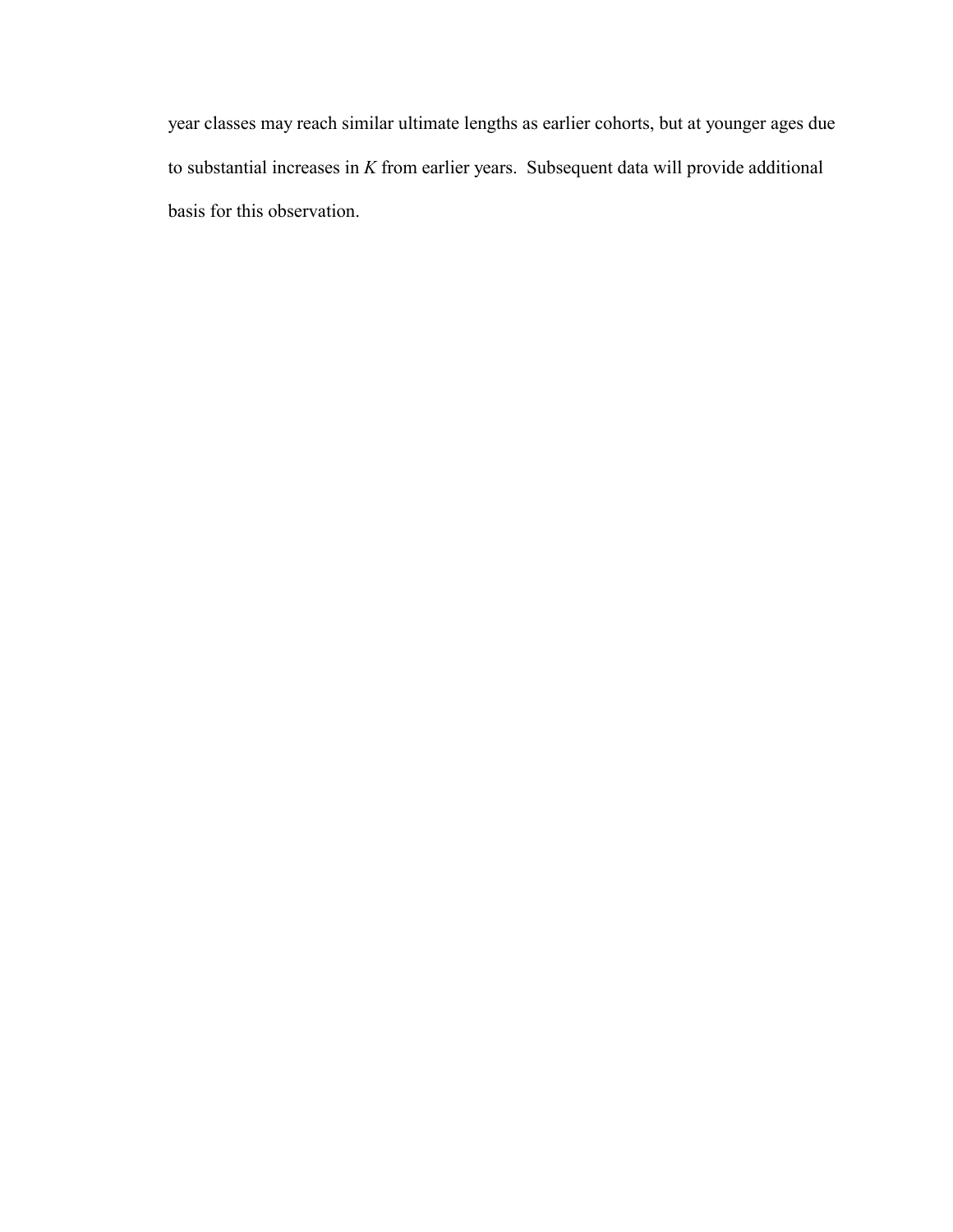year classes may reach similar ultimate lengths as earlier cohorts, but at younger ages due to substantial increases in $K$ from earlier years. Subsequent data will provide additional basis for this observation.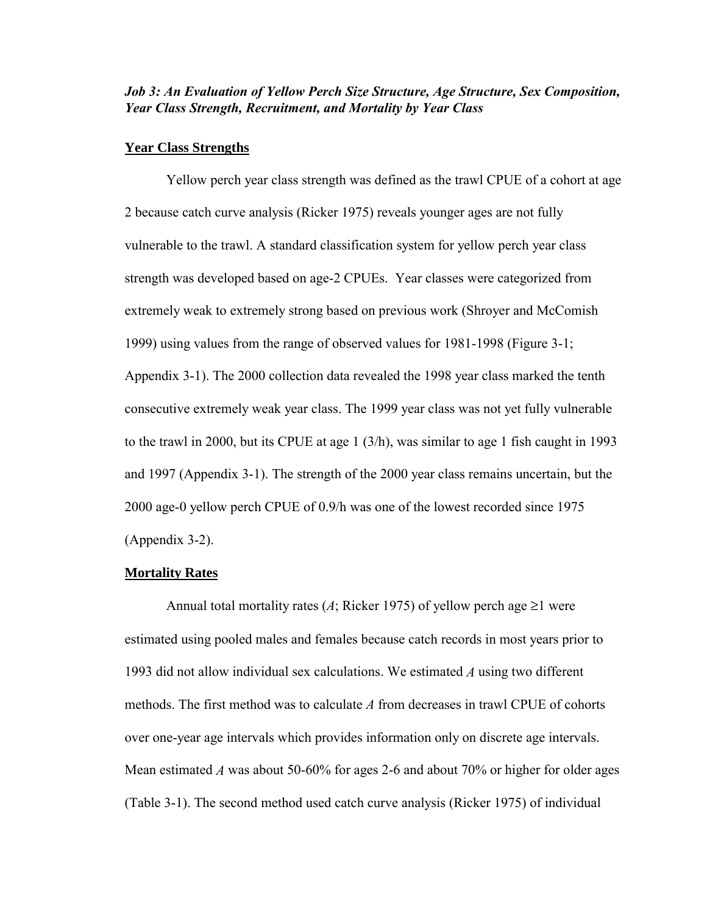### *Job 3: An Evaluation of Yellow Perch Size Structure, Age Structure, Sex Composition, Year Class Strength, Recruitment, and Mortality by Year Class*

**Year Class Strengths**

Yellow perch year class strength was defined as the trawl CPUE of a cohort at age 2 because catch curve analysis (Ricker 1975) reveals younger ages are not fully vulnerable to the trawl. A standard classification system for yellow perch year class strength was developed based on age-2 CPUEs. Year classes were categorized from extremely weak to extremely strong based on previous work (Shroyer and McComish 1999) using values from the range of observed values for 1981-1998 (Figure 3-1; Appendix 3-1). The 2000 collection data revealed the 1998 year class marked the tenth consecutive extremely weak year class. The 1999 year class was not yet fully vulnerable to the trawl in 2000, but its CPUE at age 1 (3/h), was similar to age 1 fish caught in 1993 and 1997 (Appendix 3-1). The strength of the 2000 year class remains uncertain, but the 2000 age-0 yellow perch CPUE of 0.9/h was one of the lowest recorded since 1975 (Appendix 3-2).

**Mortality Rates**

Annual total mortality rates (*A*; Ricker 1975) of yellow perch age ≥1 were estimated using pooled males and females because catch records in most years prior to 1993 did not allow individual sex calculations. We estimated *A* using two different methods. The first method was to calculate *A* from decreases in trawl CPUE of cohorts over one-year age intervals which provides information only on discrete age intervals. Mean estimated *A* was about 50-60% for ages 2-6 and about 70% or higher for older ages (Table 3-1). The second method used catch curve analysis (Ricker 1975) of individual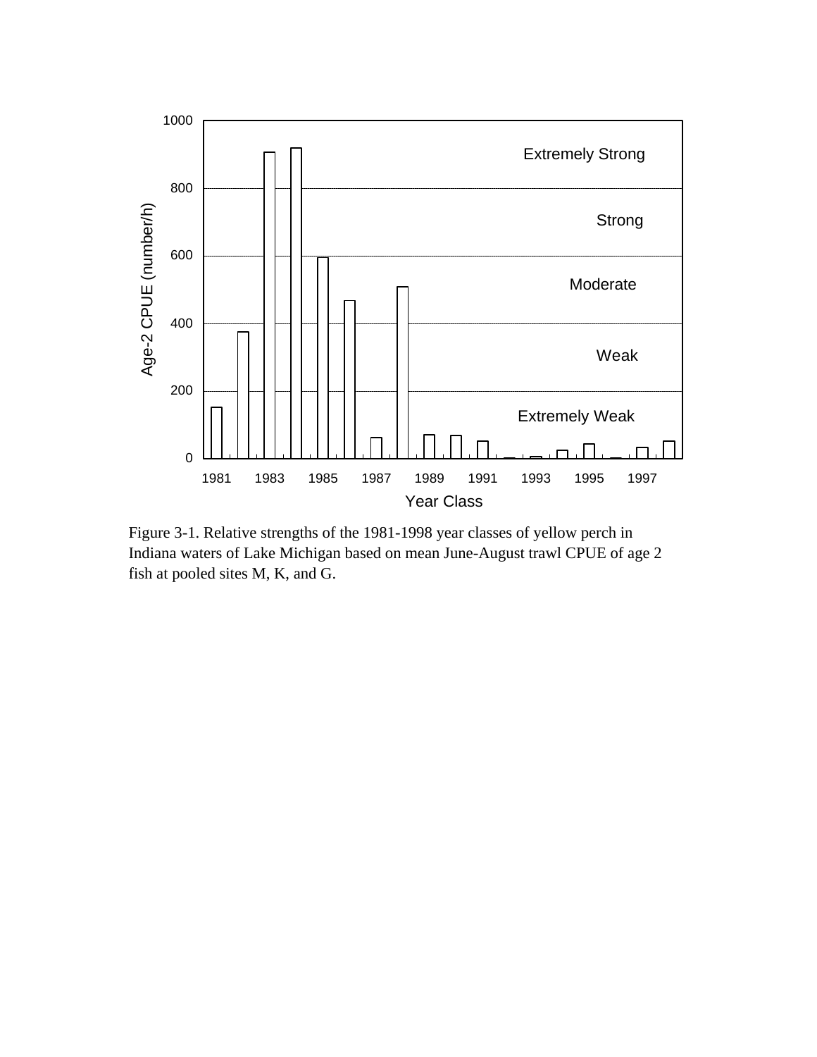Figure 3-1. Relative strengths of the 1981-1998 year classes of yellow perch in Indiana waters of Lake Michigan based on mean June-August trawl CPUE of age 2 fish at pooled sites M, K, and G.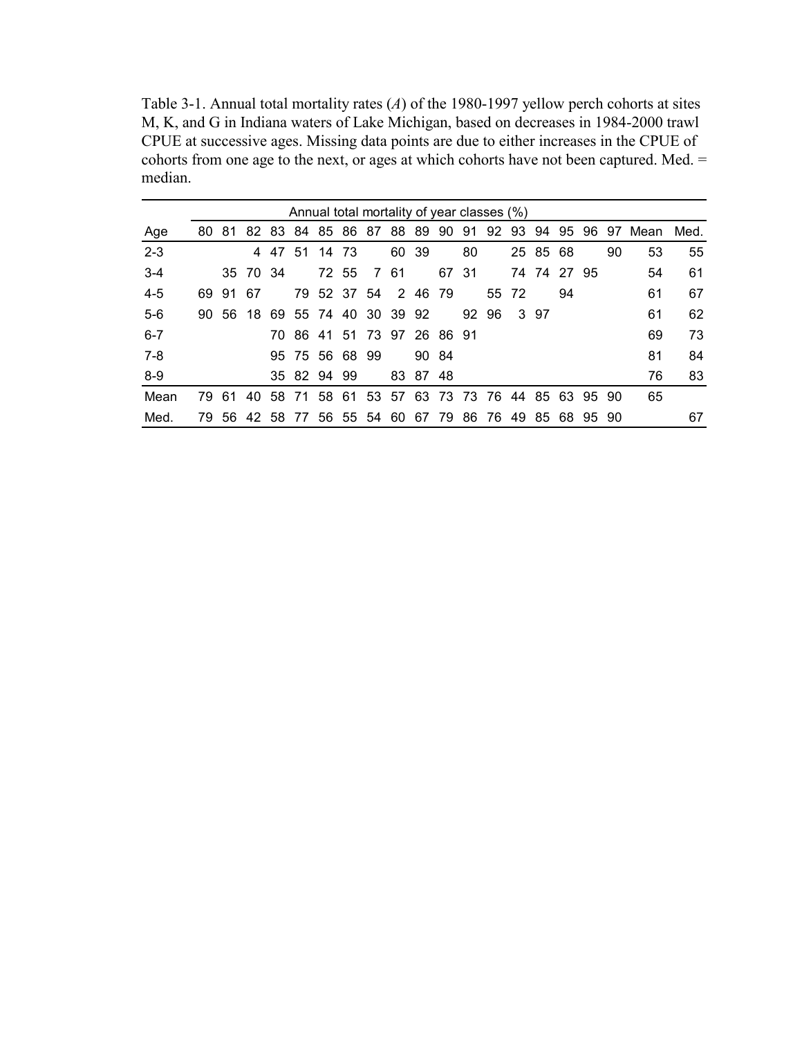Table 3-1. Annual total mortality rates (*A*) of the 1980-1997 yellow perch cohorts at sites M, K, and G in Indiana waters of Lake Michigan, based on decreases in 1984-2000 trawl CPUE at successive ages. Missing data points are due to either increases in the CPUE of cohorts from one age to the next, or ages at which cohorts have not been captured. Med. = median.

| | Annual total mortality of year classes (%) | | | | | | | | | | | | | | | | | | | |
|---|---|---|---|---|---|---|---|---|---|---|---|---|---|---|---|---|---|---|---|---|
| Age | 80 | 81 | 82 | 83 | 84 | 85 | 86 | 87 | 88 | 89 | 90 | 91 | 92 | 93 | 94 | 95 | 96 | 97 | Mean | Med. |
| 2-3 | | | 4 | 47 | 51 | 14 | 73 | | 60 | 39 | | 80 | | 25 | 85 | 68 | | 90 | 53 | 55 |
| 3-4 | | 35 | 70 | 34 | | 72 | 55 | 7 | 61 | | 67 | 31 | | 74 | 74 | 27 | 95 | | 54 | 61 |
| 4-5 | 69 | 91 | 67 | | 79 | 52 | 37 | 54 | 2 | 46 | 79 | | 55 | 72 | | 94 | | | 61 | 67 |
| 5-6 | 90 | 56 | 18 | 69 | 55 | 74 | 40 | 30 | 39 | 92 | | 92 | 96 | 3 | 97 | | | | 61 | 62 |
| 6-7 | | | | 70 | 86 | 41 | 51 | 73 | 97 | 26 | 86 | 91 | | | | | | | 69 | 73 |
| 7-8 | | | | 95 | 75 | 56 | 68 | 99 | | 90 | 84 | | | | | | | | 81 | 84 |
| 8-9 | | | | 35 | 82 | 94 | 99 | | 83 | 87 | 48 | | | | | | | | 76 | 83 |
| Mean | 79 | 61 | 40 | 58 | 71 | 58 | 61 | 53 | 57 | 63 | 73 | 73 | 76 | 44 | 85 | 63 | 95 | 90 | 65 | |
| Med. | 79 | 56 | 42 | 58 | 77 | 56 | 55 | 54 | 60 | 67 | 79 | 86 | 76 | 49 | 85 | 68 | 95 | 90 | | 67 |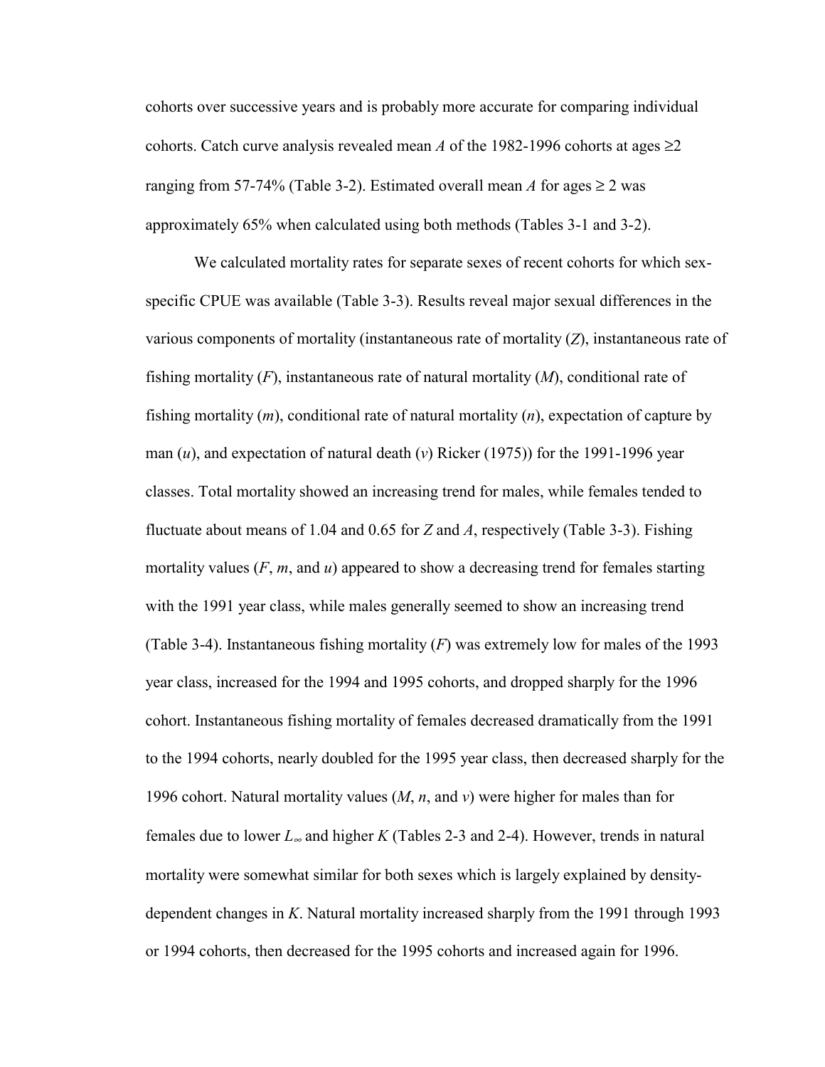cohorts over successive years and is probably more accurate for comparing individual cohorts. Catch curve analysis revealed mean *A* of the 1982-1996 cohorts at ages ≥2 ranging from 57-74% (Table 3-2). Estimated overall mean *A* for ages ≥ 2 was approximately 65% when calculated using both methods (Tables 3-1 and 3-2).

We calculated mortality rates for separate sexes of recent cohorts for which sex-specific CPUE was available (Table 3-3). Results reveal major sexual differences in the various components of mortality (instantaneous rate of mortality (*Z*), instantaneous rate of fishing mortality (*F*), instantaneous rate of natural mortality (*M*), conditional rate of fishing mortality (*m*), conditional rate of natural mortality (*n*), expectation of capture by man (*u*), and expectation of natural death (*v*) Ricker (1975)) for the 1991-1996 year classes. Total mortality showed an increasing trend for males, while females tended to fluctuate about means of 1.04 and 0.65 for *Z* and *A*, respectively (Table 3-3). Fishing mortality values (*F*, *m*, and *u*) appeared to show a decreasing trend for females starting with the 1991 year class, while males generally seemed to show an increasing trend (Table 3-4). Instantaneous fishing mortality (*F*) was extremely low for males of the 1993 year class, increased for the 1994 and 1995 cohorts, and dropped sharply for the 1996 cohort. Instantaneous fishing mortality of females decreased dramatically from the 1991 to the 1994 cohorts, nearly doubled for the 1995 year class, then decreased sharply for the 1996 cohort. Natural mortality values (*M*, *n*, and *v*) were higher for males than for females due to lower $L_\infty$ and higher *K* (Tables 2-3 and 2-4). However, trends in natural mortality were somewhat similar for both sexes which is largely explained by density-dependent changes in *K*. Natural mortality increased sharply from the 1991 through 1993 or 1994 cohorts, then decreased for the 1995 cohorts and increased again for 1996.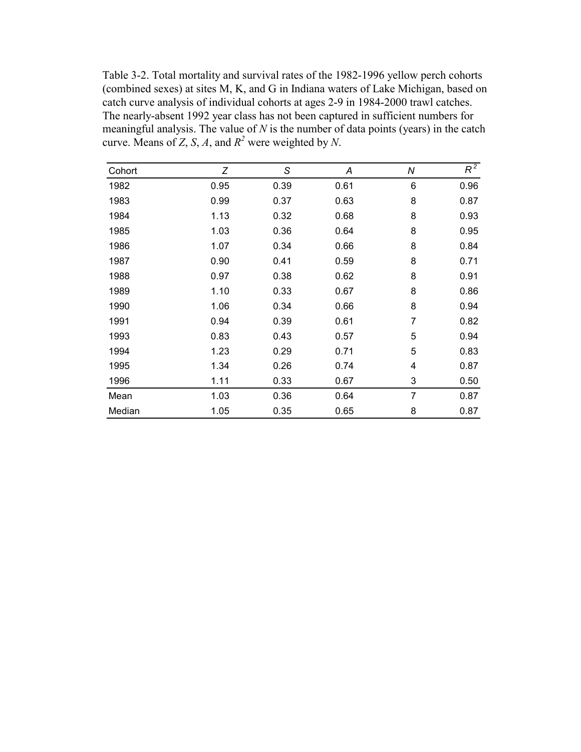Table 3-2. Total mortality and survival rates of the 1982-1996 yellow perch cohorts (combined sexes) at sites M, K, and G in Indiana waters of Lake Michigan, based on catch curve analysis of individual cohorts at ages 2-9 in 1984-2000 trawl catches. The nearly-absent 1992 year class has not been captured in sufficient numbers for meaningful analysis. The value of *N* is the number of data points (years) in the catch curve. Means of *Z*, *S*, *A*, and $R^2$ were weighted by *N*.

| Cohort | *Z* | *S* | *A* | *N* | $R^2$ |
|---|---|---|---|---|---|
| 1982 | 0.95 | 0.39 | 0.61 | 6 | 0.96 |
| 1983 | 0.99 | 0.37 | 0.63 | 8 | 0.87 |
| 1984 | 1.13 | 0.32 | 0.68 | 8 | 0.93 |
| 1985 | 1.03 | 0.36 | 0.64 | 8 | 0.95 |
| 1986 | 1.07 | 0.34 | 0.66 | 8 | 0.84 |
| 1987 | 0.90 | 0.41 | 0.59 | 8 | 0.71 |
| 1988 | 0.97 | 0.38 | 0.62 | 8 | 0.91 |
| 1989 | 1.10 | 0.33 | 0.67 | 8 | 0.86 |
| 1990 | 1.06 | 0.34 | 0.66 | 8 | 0.94 |
| 1991 | 0.94 | 0.39 | 0.61 | 7 | 0.82 |
| 1993 | 0.83 | 0.43 | 0.57 | 5 | 0.94 |
| 1994 | 1.23 | 0.29 | 0.71 | 5 | 0.83 |
| 1995 | 1.34 | 0.26 | 0.74 | 4 | 0.87 |
| 1996 | 1.11 | 0.33 | 0.67 | 3 | 0.50 |
| Mean | 1.03 | 0.36 | 0.64 | 7 | 0.87 |
| Median | 1.05 | 0.35 | 0.65 | 8 | 0.87 |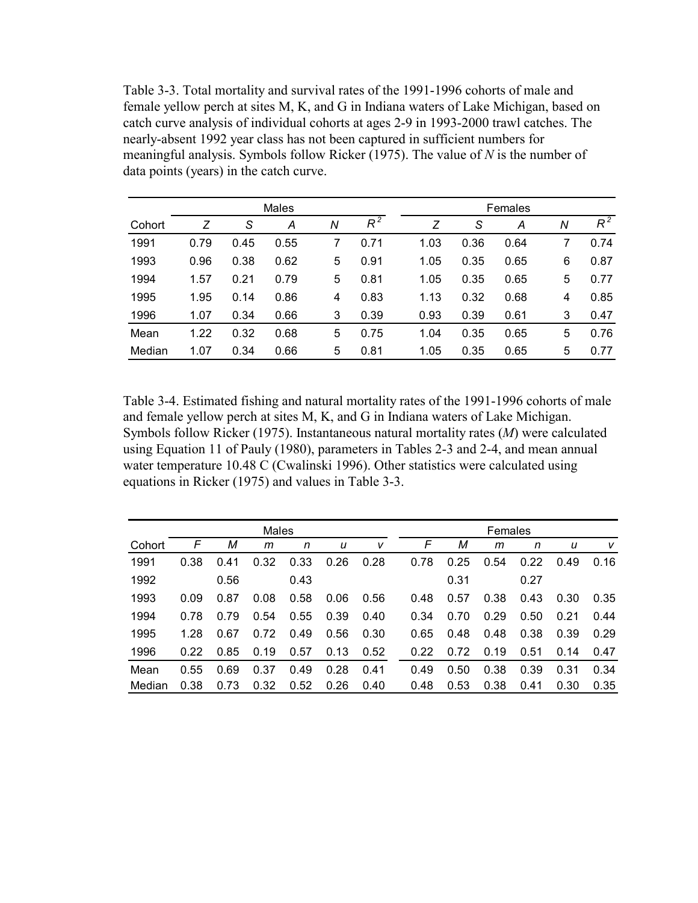Table 3-3. Total mortality and survival rates of the 1991-1996 cohorts of male and female yellow perch at sites M, K, and G in Indiana waters of Lake Michigan, based on catch curve analysis of individual cohorts at ages 2-9 in 1993-2000 trawl catches. The nearly-absent 1992 year class has not been captured in sufficient numbers for meaningful analysis. Symbols follow Ricker (1975). The value of *N* is the number of data points (years) in the catch curve.

| | Males | | | | | Females | | | | |
|---|---|---|---|---|---|---|---|---|---|---|
| Cohort | *Z* | *S* | *A* | *N* | $R^2$ | *Z* | *S* | *A* | *N* | $R^2$ |
| 1991 | 0.79 | 0.45 | 0.55 | 7 | 0.71 | 1.03 | 0.36 | 0.64 | 7 | 0.74 |
| 1993 | 0.96 | 0.38 | 0.62 | 5 | 0.91 | 1.05 | 0.35 | 0.65 | 6 | 0.87 |
| 1994 | 1.57 | 0.21 | 0.79 | 5 | 0.81 | 1.05 | 0.35 | 0.65 | 5 | 0.77 |
| 1995 | 1.95 | 0.14 | 0.86 | 4 | 0.83 | 1.13 | 0.32 | 0.68 | 4 | 0.85 |
| 1996 | 1.07 | 0.34 | 0.66 | 3 | 0.39 | 0.93 | 0.39 | 0.61 | 3 | 0.47 |
| Mean | 1.22 | 0.32 | 0.68 | 5 | 0.75 | 1.04 | 0.35 | 0.65 | 5 | 0.76 |
| Median | 1.07 | 0.34 | 0.66 | 5 | 0.81 | 1.05 | 0.35 | 0.65 | 5 | 0.77 |

Table 3-4. Estimated fishing and natural mortality rates of the 1991-1996 cohorts of male and female yellow perch at sites M, K, and G in Indiana waters of Lake Michigan. Symbols follow Ricker (1975). Instantaneous natural mortality rates (*M*) were calculated using Equation 11 of Pauly (1980), parameters in Tables 2-3 and 2-4, and mean annual water temperature 10.48 C (Cwalinski 1996). Other statistics were calculated using equations in Ricker (1975) and values in Table 3-3.

| | Males | | | | | | Females | | | | | |
|---|---|---|---|---|---|---|---|---|---|---|---|---|
| Cohort | *F* | *M* | *m* | *n* | *u* | *v* | *F* | *M* | *m* | *n* | *u* | *v* |
| 1991 | 0.38 | 0.41 | 0.32 | 0.33 | 0.26 | 0.28 | 0.78 | 0.25 | 0.54 | 0.22 | 0.49 | 0.16 |
| 1992 | | 0.56 | | 0.43 | | | | 0.31 | | 0.27 | | |
| 1993 | 0.09 | 0.87 | 0.08 | 0.58 | 0.06 | 0.56 | 0.48 | 0.57 | 0.38 | 0.43 | 0.30 | 0.35 |
| 1994 | 0.78 | 0.79 | 0.54 | 0.55 | 0.39 | 0.40 | 0.34 | 0.70 | 0.29 | 0.50 | 0.21 | 0.44 |
| 1995 | 1.28 | 0.67 | 0.72 | 0.49 | 0.56 | 0.30 | 0.65 | 0.48 | 0.48 | 0.38 | 0.39 | 0.29 |
| 1996 | 0.22 | 0.85 | 0.19 | 0.57 | 0.13 | 0.52 | 0.22 | 0.72 | 0.19 | 0.51 | 0.14 | 0.47 |
| Mean | 0.55 | 0.69 | 0.37 | 0.49 | 0.28 | 0.41 | 0.49 | 0.50 | 0.38 | 0.39 | 0.31 | 0.34 |
| Median | 0.38 | 0.73 | 0.32 | 0.52 | 0.26 | 0.40 | 0.48 | 0.53 | 0.38 | 0.41 | 0.30 | 0.35 |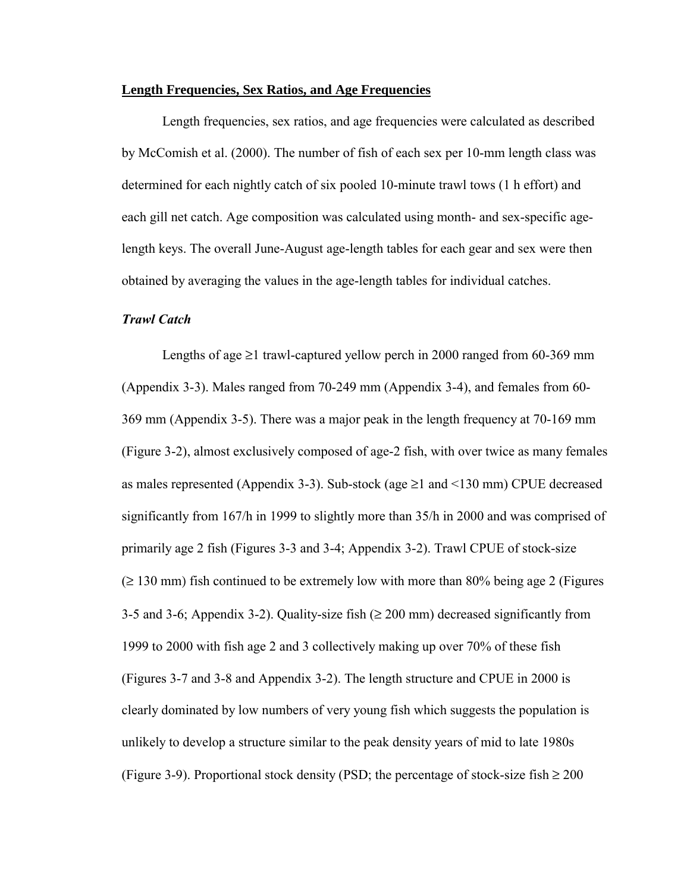**Length Frequencies, Sex Ratios, and Age Frequencies**

Length frequencies, sex ratios, and age frequencies were calculated as described by McComish et al. (2000). The number of fish of each sex per 10-mm length class was determined for each nightly catch of six pooled 10-minute trawl tows (1 h effort) and each gill net catch. Age composition was calculated using month- and sex-specific age-length keys. The overall June-August age-length tables for each gear and sex were then obtained by averaging the values in the age-length tables for individual catches.

***Trawl Catch***

Lengths of age ≥1 trawl-captured yellow perch in 2000 ranged from 60-369 mm (Appendix 3-3). Males ranged from 70-249 mm (Appendix 3-4), and females from 60-369 mm (Appendix 3-5). There was a major peak in the length frequency at 70-169 mm (Figure 3-2), almost exclusively composed of age-2 fish, with over twice as many females as males represented (Appendix 3-3). Sub-stock (age ≥1 and <130 mm) CPUE decreased significantly from 167/h in 1999 to slightly more than 35/h in 2000 and was comprised of primarily age 2 fish (Figures 3-3 and 3-4; Appendix 3-2). Trawl CPUE of stock-size (≥ 130 mm) fish continued to be extremely low with more than 80% being age 2 (Figures 3-5 and 3-6; Appendix 3-2). Quality-size fish (≥ 200 mm) decreased significantly from 1999 to 2000 with fish age 2 and 3 collectively making up over 70% of these fish (Figures 3-7 and 3-8 and Appendix 3-2). The length structure and CPUE in 2000 is clearly dominated by low numbers of very young fish which suggests the population is unlikely to develop a structure similar to the peak density years of mid to late 1980s (Figure 3-9). Proportional stock density (PSD; the percentage of stock-size fish ≥ 200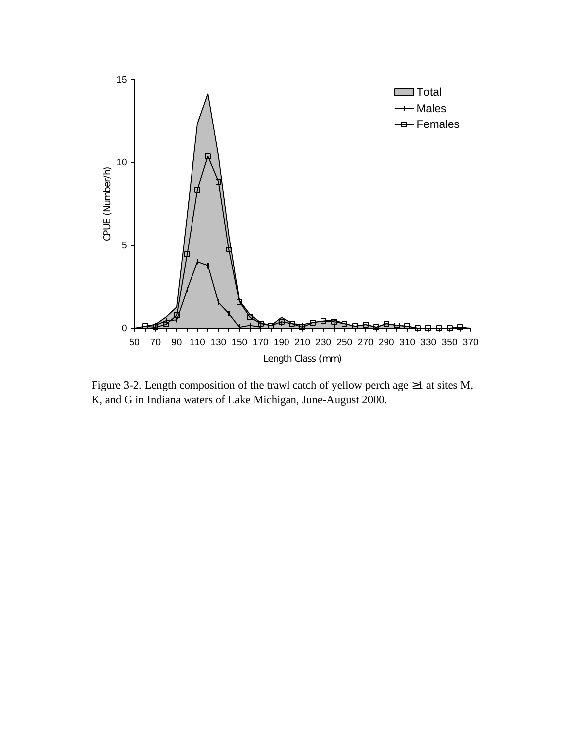Figure 3-2. Length composition of the trawl catch of yellow perch age ≥1 at sites M, K, and G in Indiana waters of Lake Michigan, June-August 2000.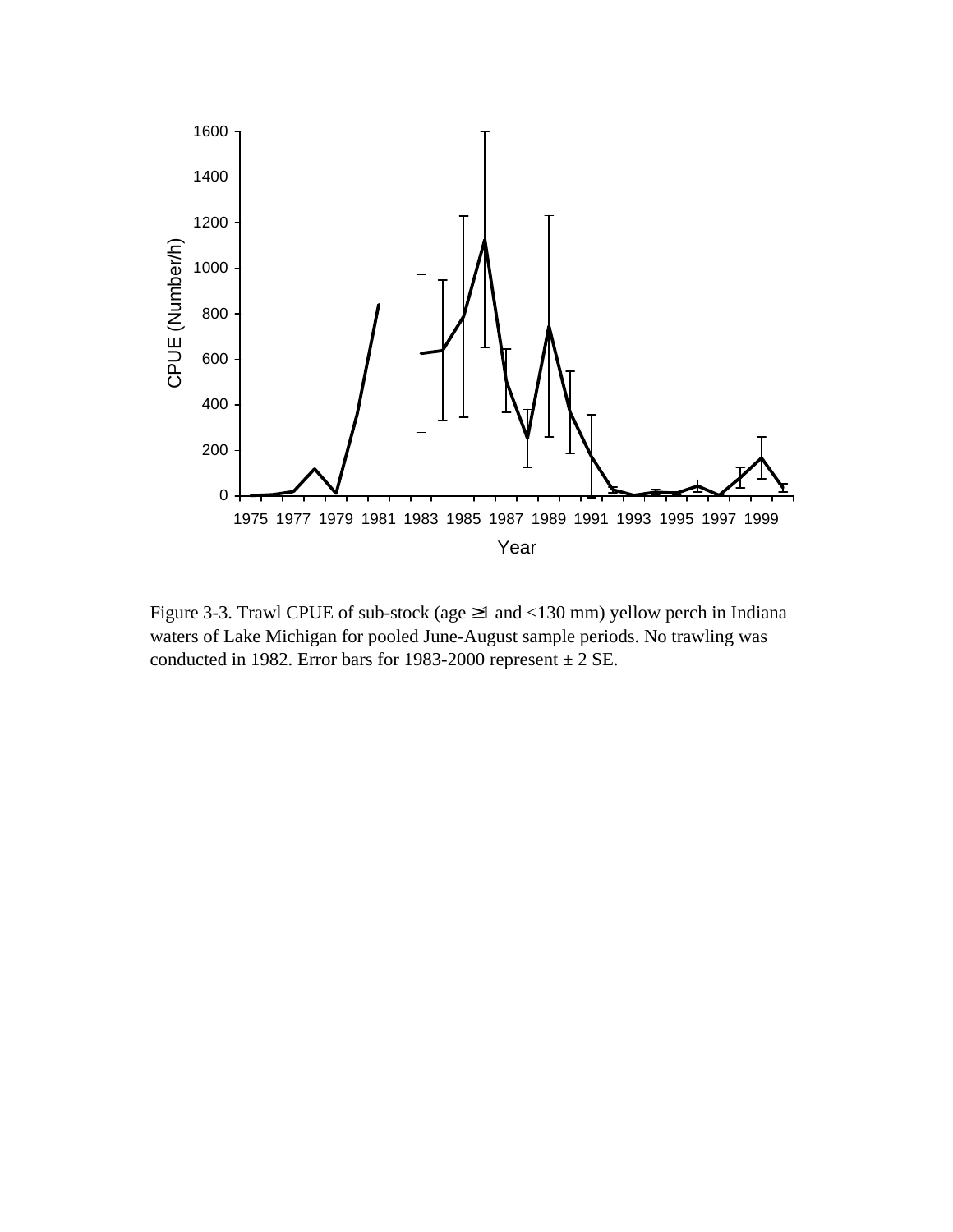Figure 3-3. Trawl CPUE of sub-stock (age ≥1 and <130 mm) yellow perch in Indiana waters of Lake Michigan for pooled June-August sample periods. No trawling was conducted in 1982. Error bars for 1983-2000 represent ± 2 SE.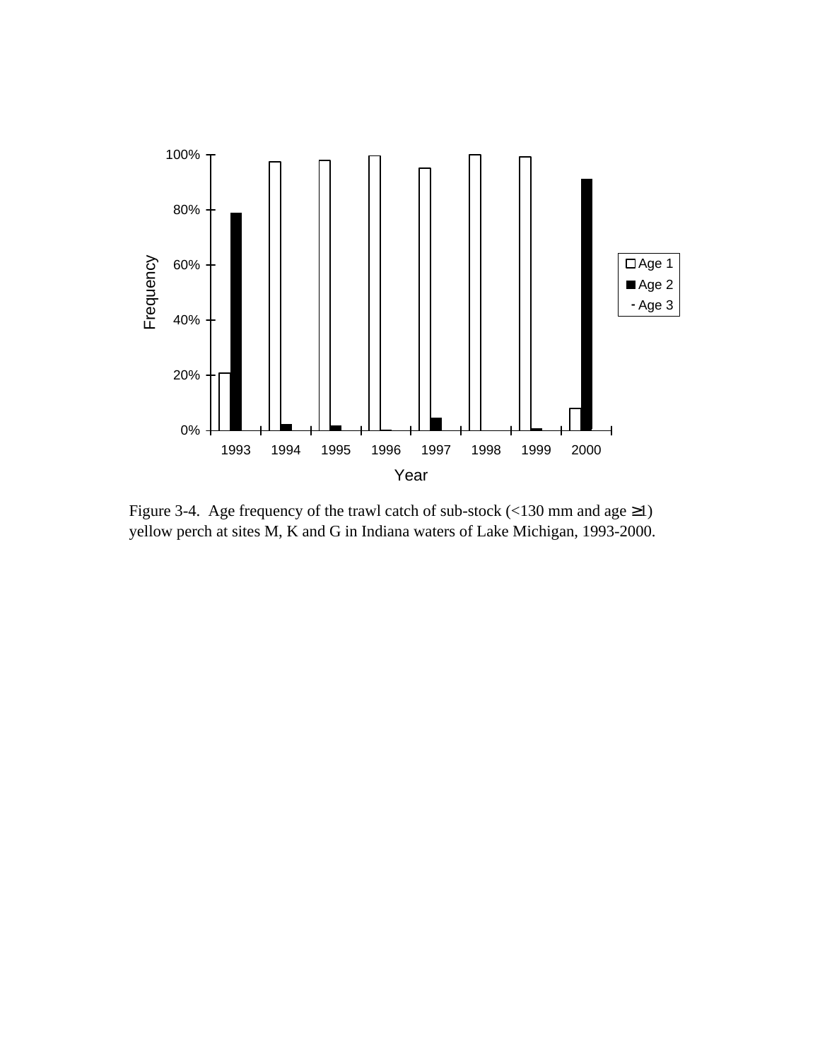Figure 3-4. Age frequency of the trawl catch of sub-stock (<130 mm and age ≥1) yellow perch at sites M, K and G in Indiana waters of Lake Michigan, 1993-2000.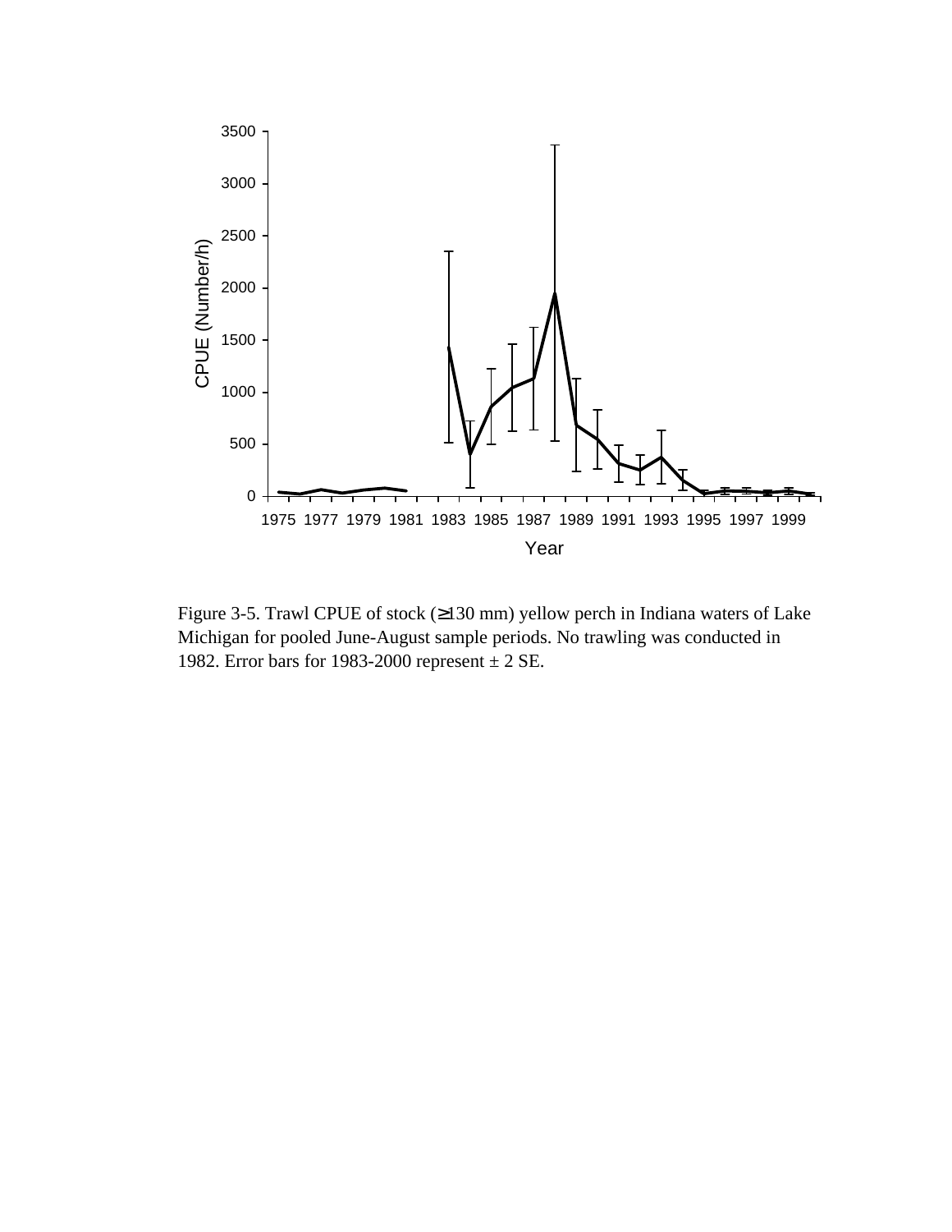Figure 3-5. Trawl CPUE of stock (≥130 mm) yellow perch in Indiana waters of Lake Michigan for pooled June-August sample periods. No trawling was conducted in 1982. Error bars for 1983-2000 represent ± 2 SE.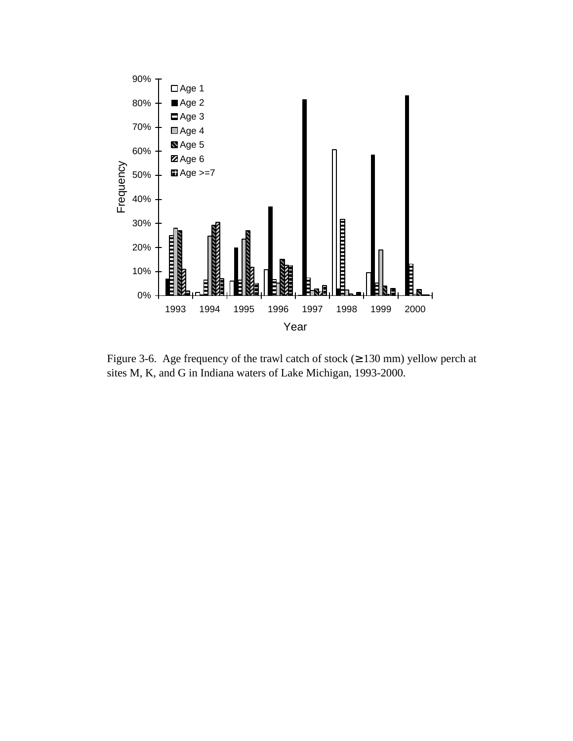Figure 3-6. Age frequency of the trawl catch of stock (≥130 mm) yellow perch at sites M, K, and G in Indiana waters of Lake Michigan, 1993-2000.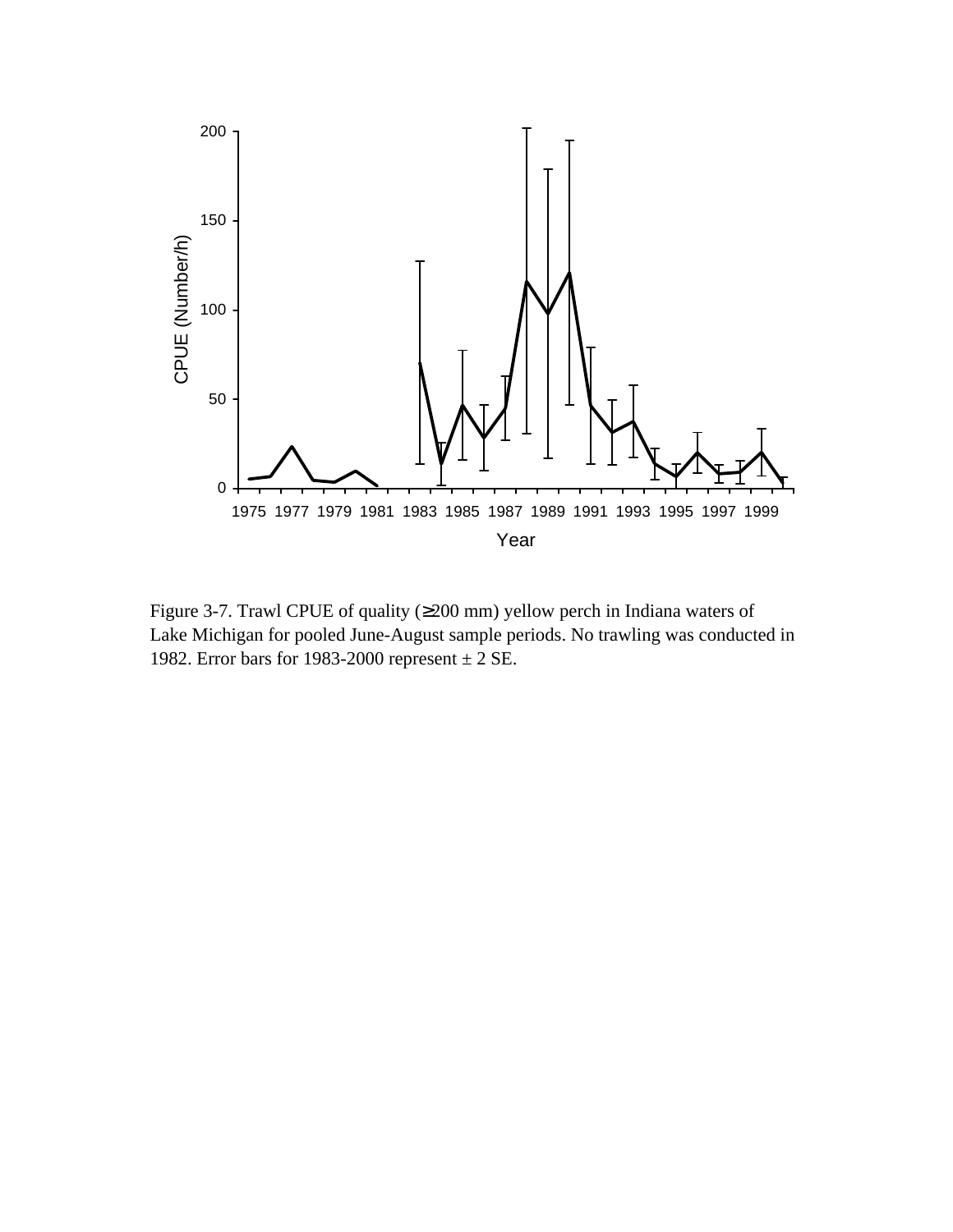Figure 3-7. Trawl CPUE of quality (≥200 mm) yellow perch in Indiana waters of Lake Michigan for pooled June-August sample periods. No trawling was conducted in 1982. Error bars for 1983-2000 represent ± 2 SE.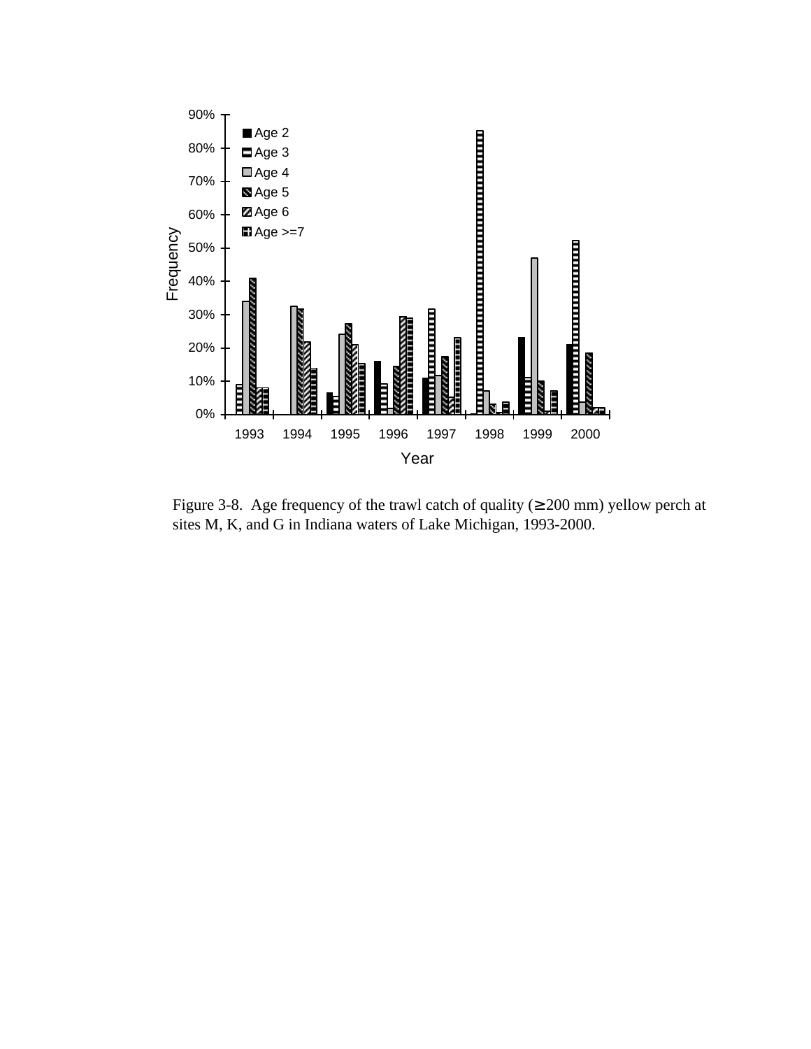Figure 3-8. Age frequency of the trawl catch of quality (≥200 mm) yellow perch at sites M, K, and G in Indiana waters of Lake Michigan, 1993-2000.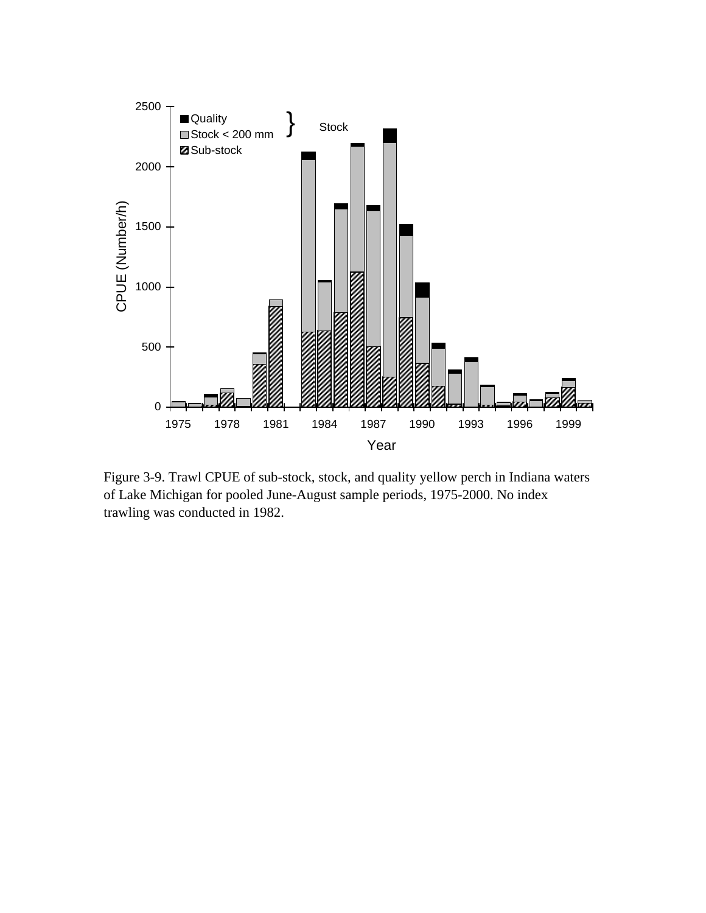Figure 3-9. Trawl CPUE of sub-stock, stock, and quality yellow perch in Indiana waters of Lake Michigan for pooled June-August sample periods, 1975-2000. No index trawling was conducted in 1982.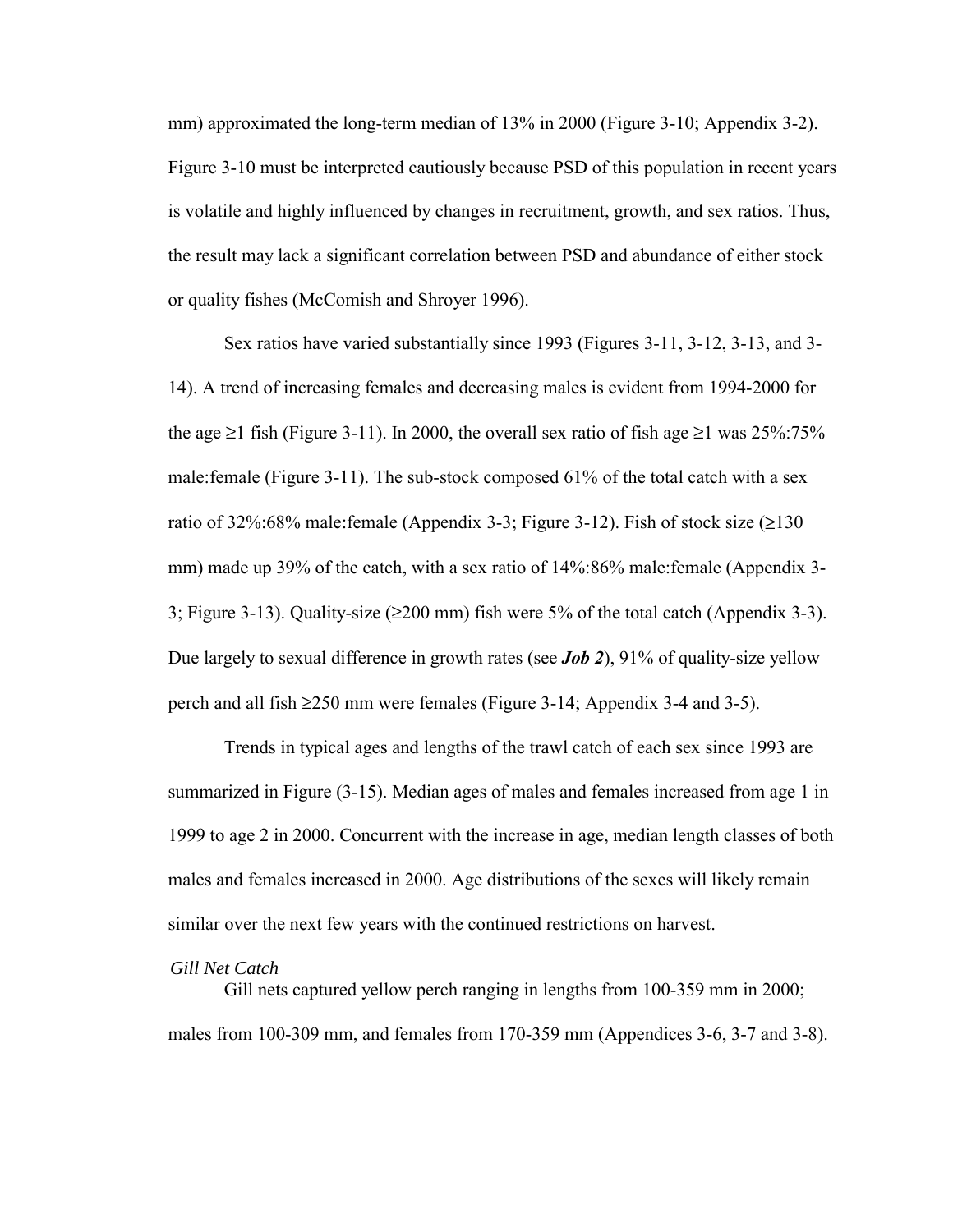mm) approximated the long-term median of 13% in 2000 (Figure 3-10; Appendix 3-2). Figure 3-10 must be interpreted cautiously because PSD of this population in recent years is volatile and highly influenced by changes in recruitment, growth, and sex ratios. Thus, the result may lack a significant correlation between PSD and abundance of either stock or quality fishes (McComish and Shroyer 1996).

Sex ratios have varied substantially since 1993 (Figures 3-11, 3-12, 3-13, and 3-14). A trend of increasing females and decreasing males is evident from 1994-2000 for the age ≥1 fish (Figure 3-11). In 2000, the overall sex ratio of fish age ≥1 was 25%:75% male:female (Figure 3-11). The sub-stock composed 61% of the total catch with a sex ratio of 32%:68% male:female (Appendix 3-3; Figure 3-12). Fish of stock size (≥130 mm) made up 39% of the catch, with a sex ratio of 14%:86% male:female (Appendix 3-3; Figure 3-13). Quality-size (≥200 mm) fish were 5% of the total catch (Appendix 3-3). Due largely to sexual difference in growth rates (see ***Job 2***), 91% of quality-size yellow perch and all fish ≥250 mm were females (Figure 3-14; Appendix 3-4 and 3-5).

Trends in typical ages and lengths of the trawl catch of each sex since 1993 are summarized in Figure (3-15). Median ages of males and females increased from age 1 in 1999 to age 2 in 2000. Concurrent with the increase in age, median length classes of both males and females increased in 2000. Age distributions of the sexes will likely remain similar over the next few years with the continued restrictions on harvest.

*Gill Net Catch*

Gill nets captured yellow perch ranging in lengths from 100-359 mm in 2000; males from 100-309 mm, and females from 170-359 mm (Appendices 3-6, 3-7 and 3-8).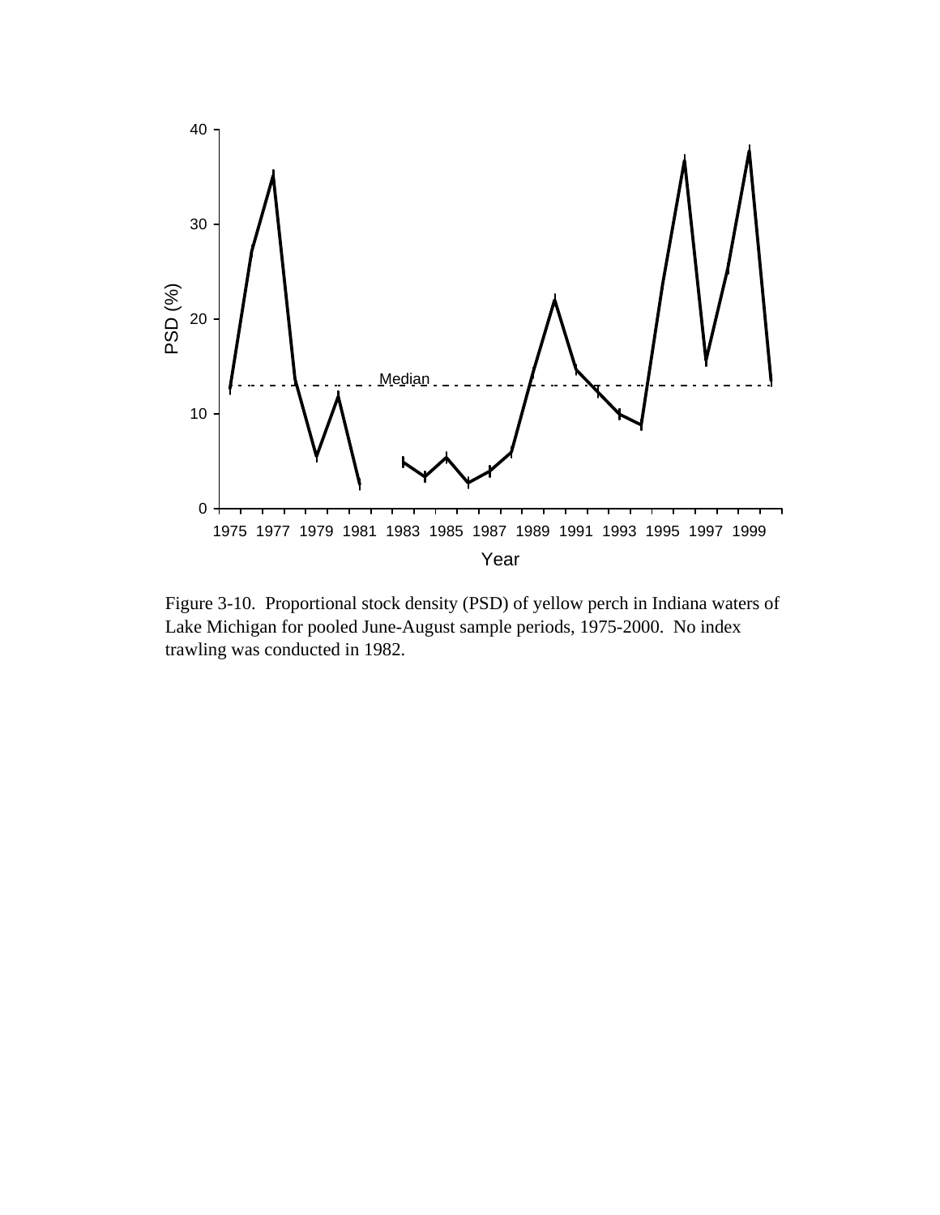Figure 3-10. Proportional stock density (PSD) of yellow perch in Indiana waters of Lake Michigan for pooled June-August sample periods, 1975-2000. No index trawling was conducted in 1982.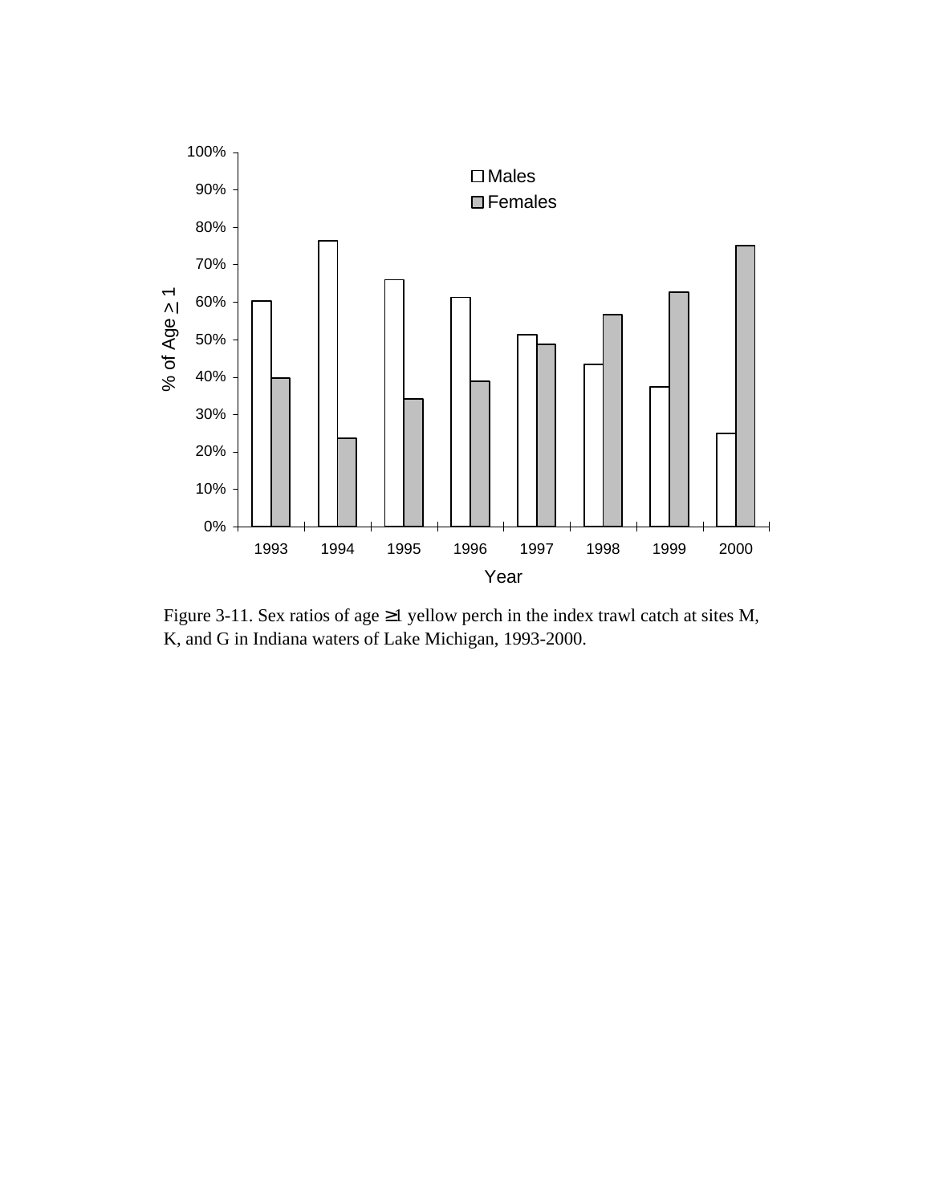Figure 3-11. Sex ratios of age ≥1 yellow perch in the index trawl catch at sites M, K, and G in Indiana waters of Lake Michigan, 1993-2000.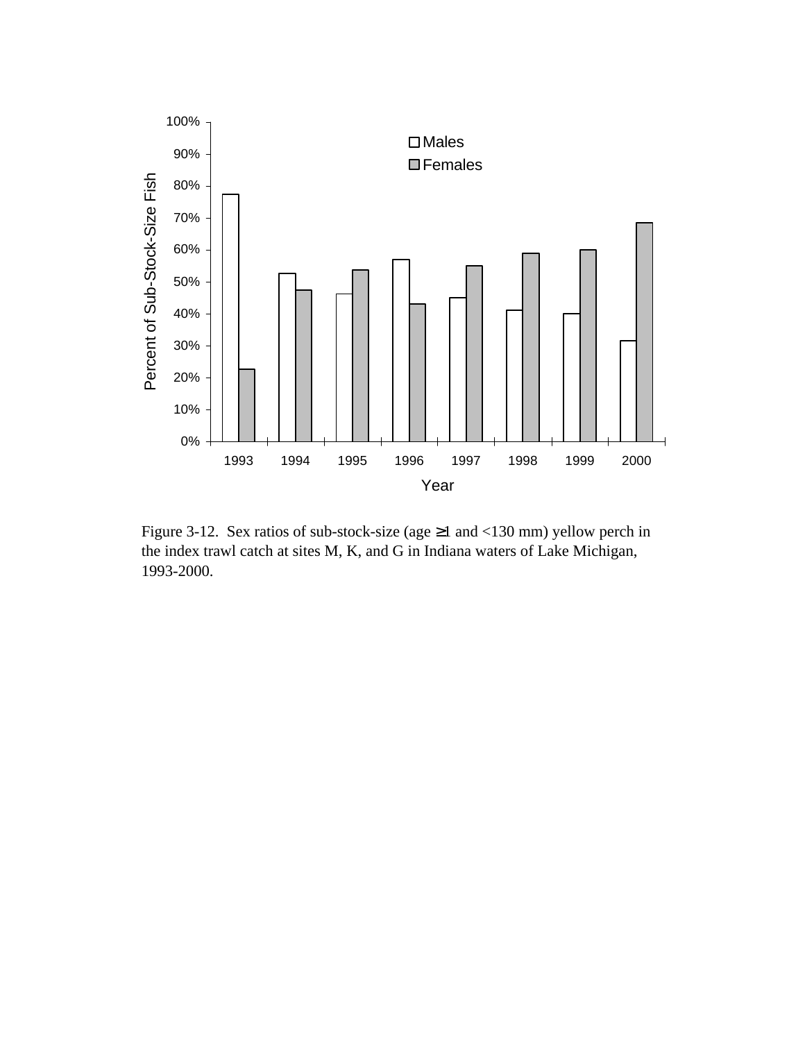Figure 3-12. Sex ratios of sub-stock-size (age ≥1 and <130 mm) yellow perch in the index trawl catch at sites M, K, and G in Indiana waters of Lake Michigan, 1993-2000.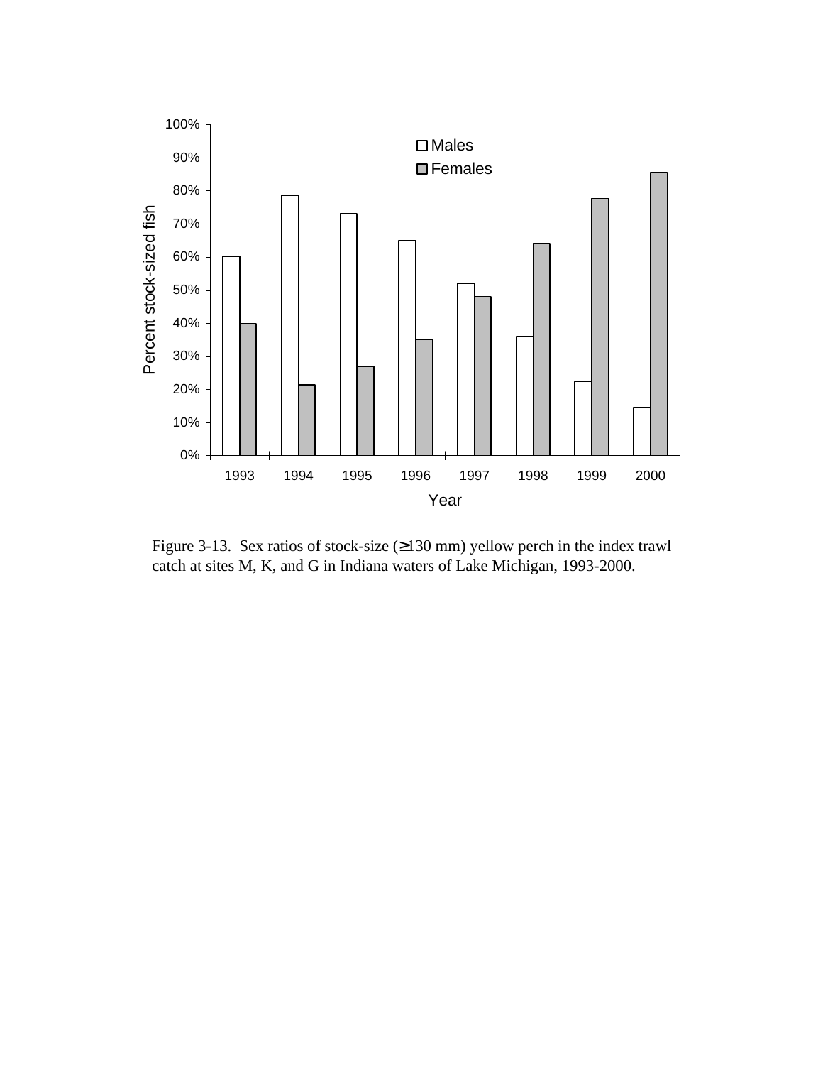Figure 3-13. Sex ratios of stock-size (≥130 mm) yellow perch in the index trawl catch at sites M, K, and G in Indiana waters of Lake Michigan, 1993-2000.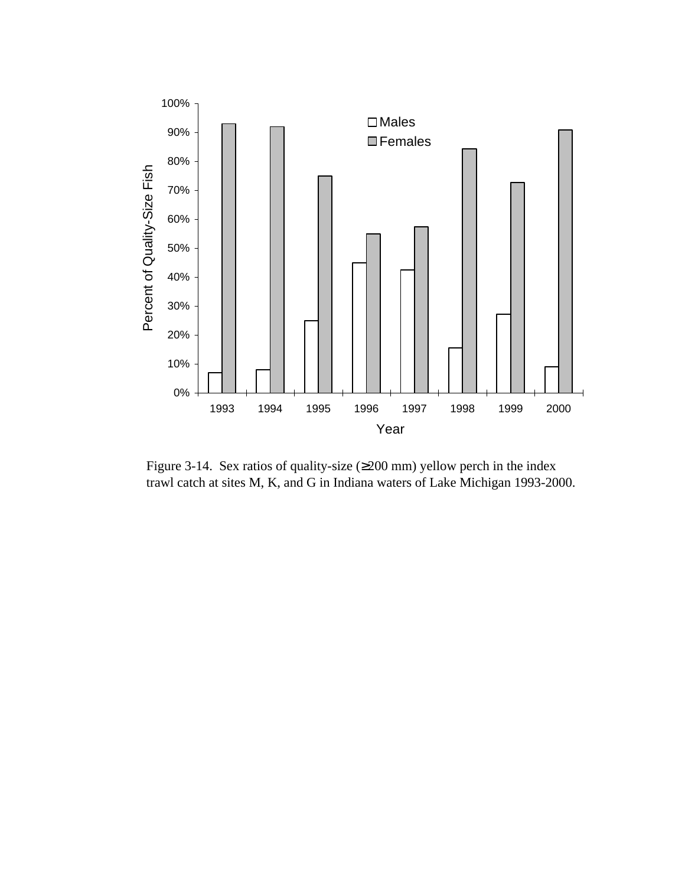Figure 3-14. Sex ratios of quality-size (≥200 mm) yellow perch in the index trawl catch at sites M, K, and G in Indiana waters of Lake Michigan 1993-2000.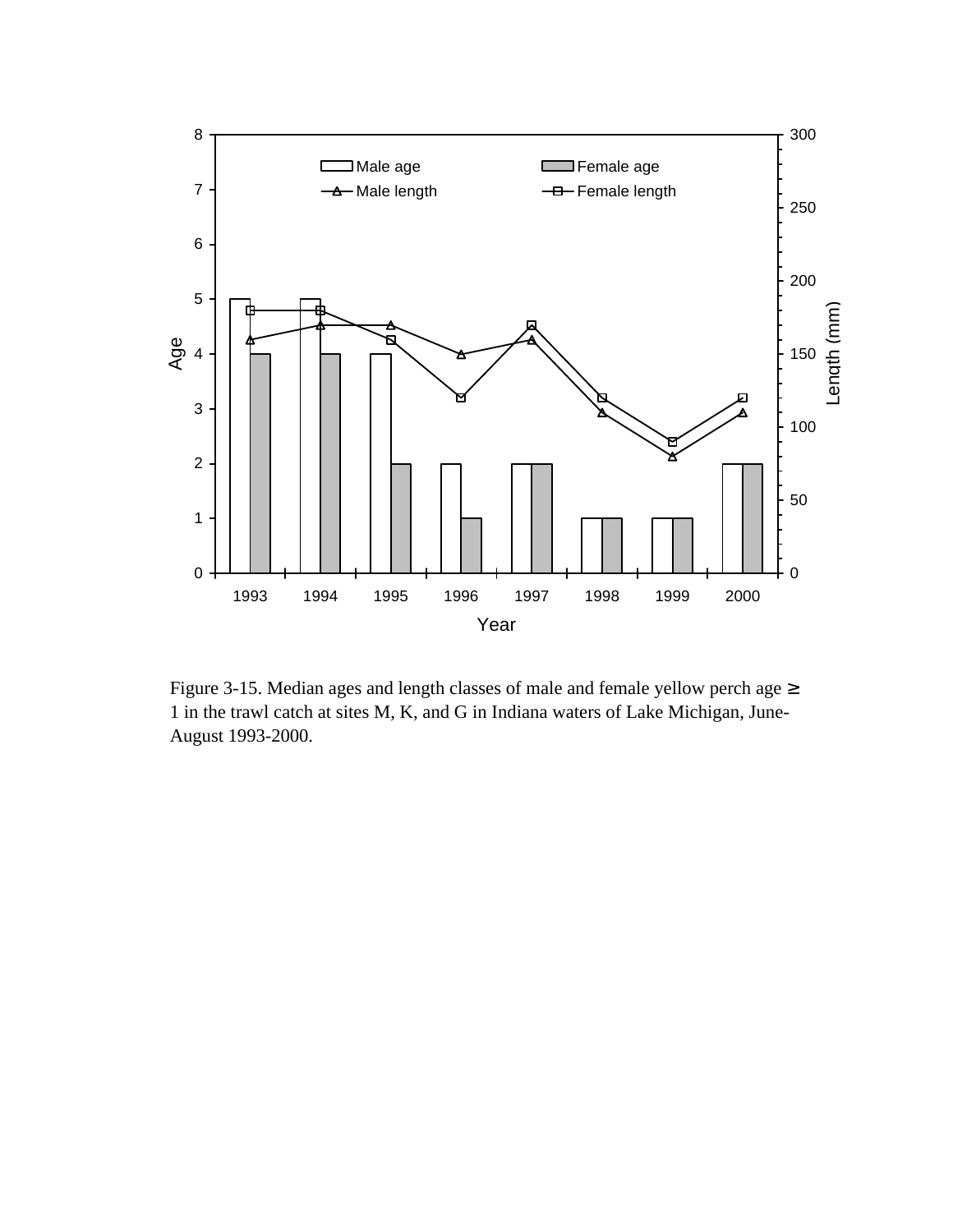Figure 3-15. Median ages and length classes of male and female yellow perch age ≥ 1 in the trawl catch at sites M, K, and G in Indiana waters of Lake Michigan, June-August 1993-2000.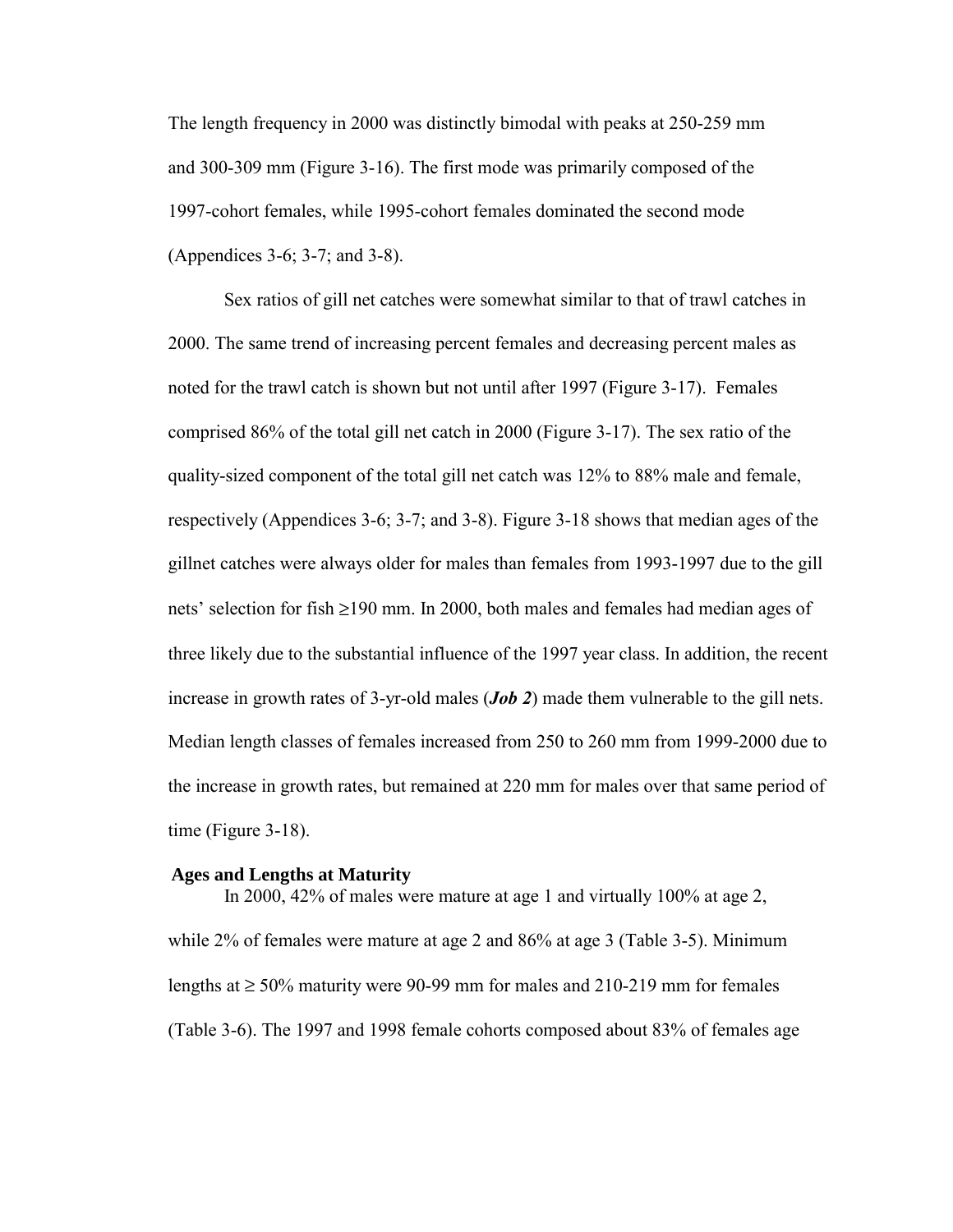The length frequency in 2000 was distinctly bimodal with peaks at 250-259 mm and 300-309 mm (Figure 3-16). The first mode was primarily composed of the 1997-cohort females, while 1995-cohort females dominated the second mode (Appendices 3-6; 3-7; and 3-8).

Sex ratios of gill net catches were somewhat similar to that of trawl catches in 2000. The same trend of increasing percent females and decreasing percent males as noted for the trawl catch is shown but not until after 1997 (Figure 3-17). Females comprised 86% of the total gill net catch in 2000 (Figure 3-17). The sex ratio of the quality-sized component of the total gill net catch was 12% to 88% male and female, respectively (Appendices 3-6; 3-7; and 3-8). Figure 3-18 shows that median ages of the gillnet catches were always older for males than females from 1993-1997 due to the gill nets' selection for fish ≥190 mm. In 2000, both males and females had median ages of three likely due to the substantial influence of the 1997 year class. In addition, the recent increase in growth rates of 3-yr-old males (***Job 2***) made them vulnerable to the gill nets. Median length classes of females increased from 250 to 260 mm from 1999-2000 due to the increase in growth rates, but remained at 220 mm for males over that same period of time (Figure 3-18).

**Ages and Lengths at Maturity**

In 2000, 42% of males were mature at age 1 and virtually 100% at age 2, while 2% of females were mature at age 2 and 86% at age 3 (Table 3-5). Minimum lengths at ≥ 50% maturity were 90-99 mm for males and 210-219 mm for females (Table 3-6). The 1997 and 1998 female cohorts composed about 83% of females age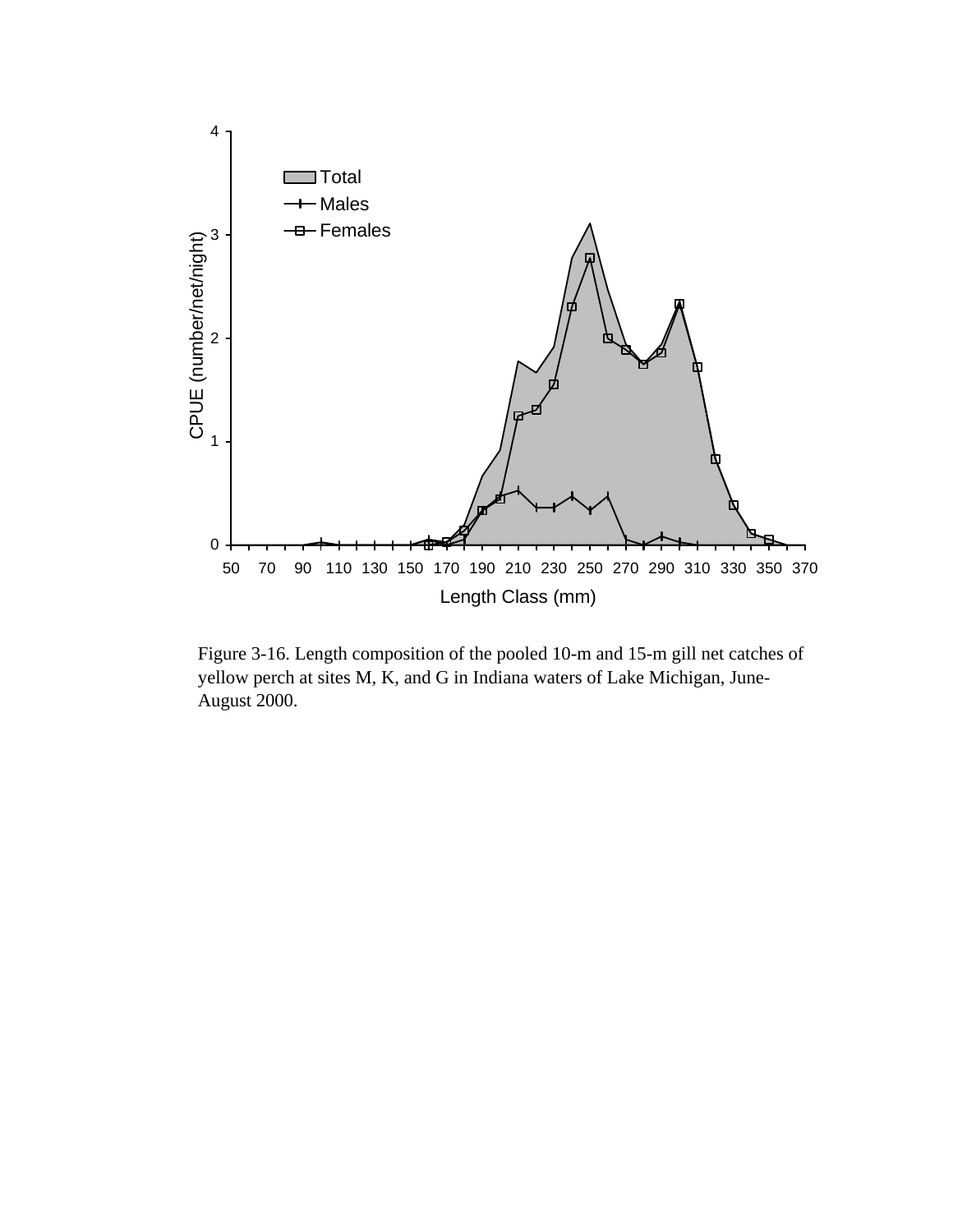Figure 3-16. Length composition of the pooled 10-m and 15-m gill net catches of yellow perch at sites M, K, and G in Indiana waters of Lake Michigan, June-August 2000.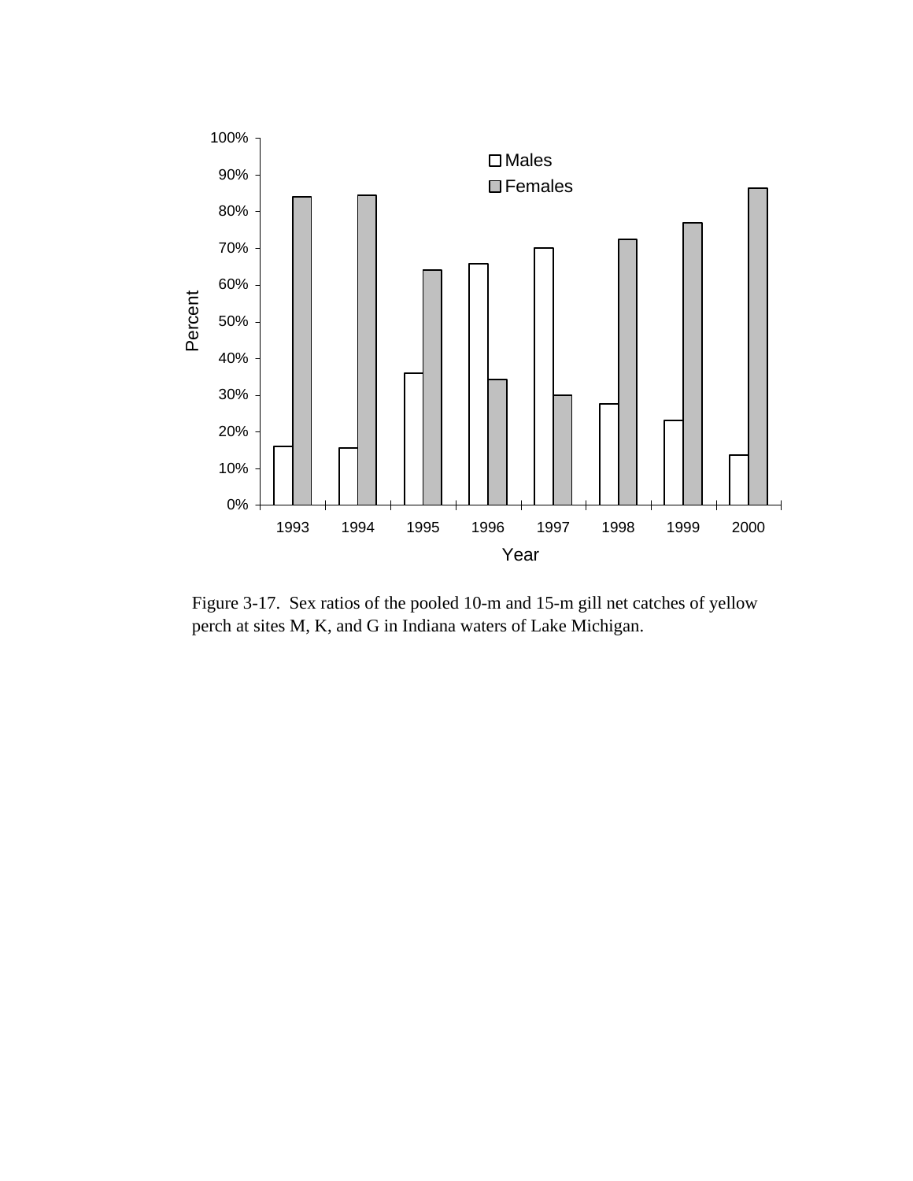Figure 3-17. Sex ratios of the pooled 10-m and 15-m gill net catches of yellow perch at sites M, K, and G in Indiana waters of Lake Michigan.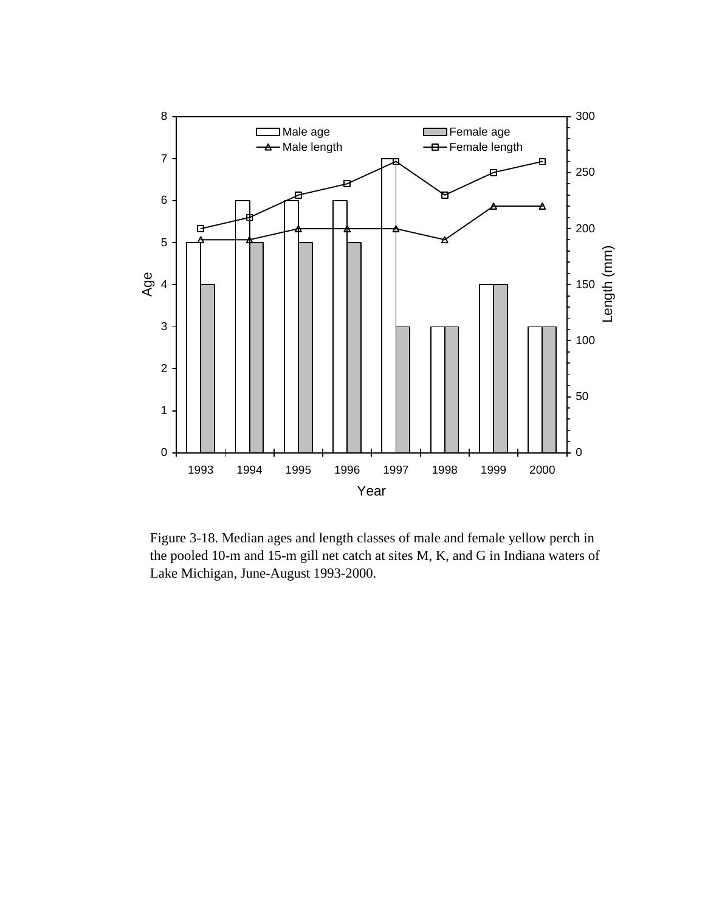Figure 3-18. Median ages and length classes of male and female yellow perch in the pooled 10-m and 15-m gill net catch at sites M, K, and G in Indiana waters of Lake Michigan, June-August 1993-2000.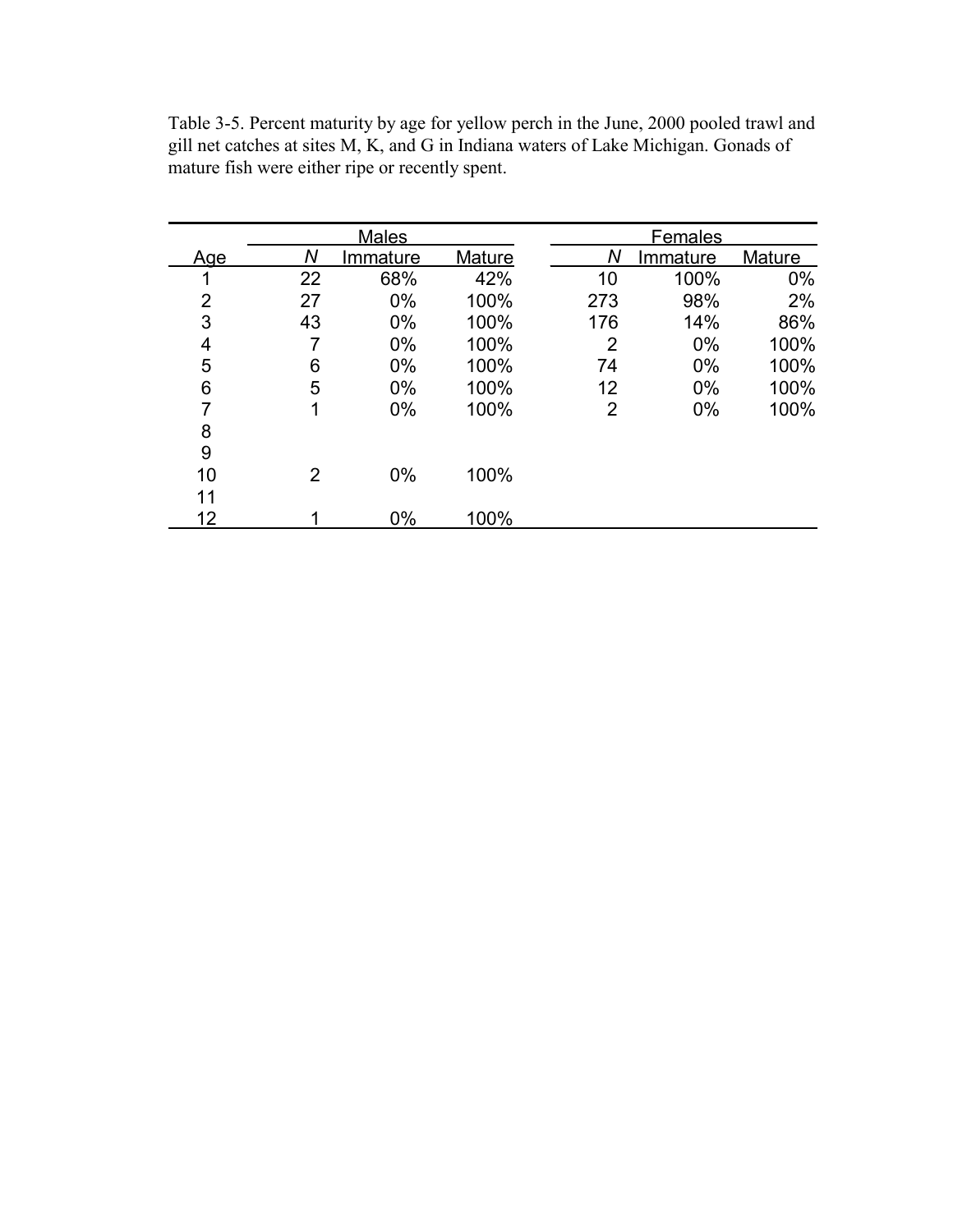Table 3-5. Percent maturity by age for yellow perch in the June, 2000 pooled trawl and gill net catches at sites M, K, and G in Indiana waters of Lake Michigan. Gonads of mature fish were either ripe or recently spent.

| | Males | | | Females | | |
|---|---|---|---|---|---|---|
| Age | *N* | Immature | Mature | *N* | Immature | Mature |
| 1 | 22 | 68% | 42% | 10 | 100% | 0% |
| 2 | 27 | 0% | 100% | 273 | 98% | 2% |
| 3 | 43 | 0% | 100% | 176 | 14% | 86% |
| 4 | 7 | 0% | 100% | 2 | 0% | 100% |
| 5 | 6 | 0% | 100% | 74 | 0% | 100% |
| 6 | 5 | 0% | 100% | 12 | 0% | 100% |
| 7 | 1 | 0% | 100% | 2 | 0% | 100% |
| 8 | | | | | | |
| 9 | | | | | | |
| 10 | 2 | 0% | 100% | | | |
| 11 | | | | | | |
| 12 | 1 | 0% | 100% | | | |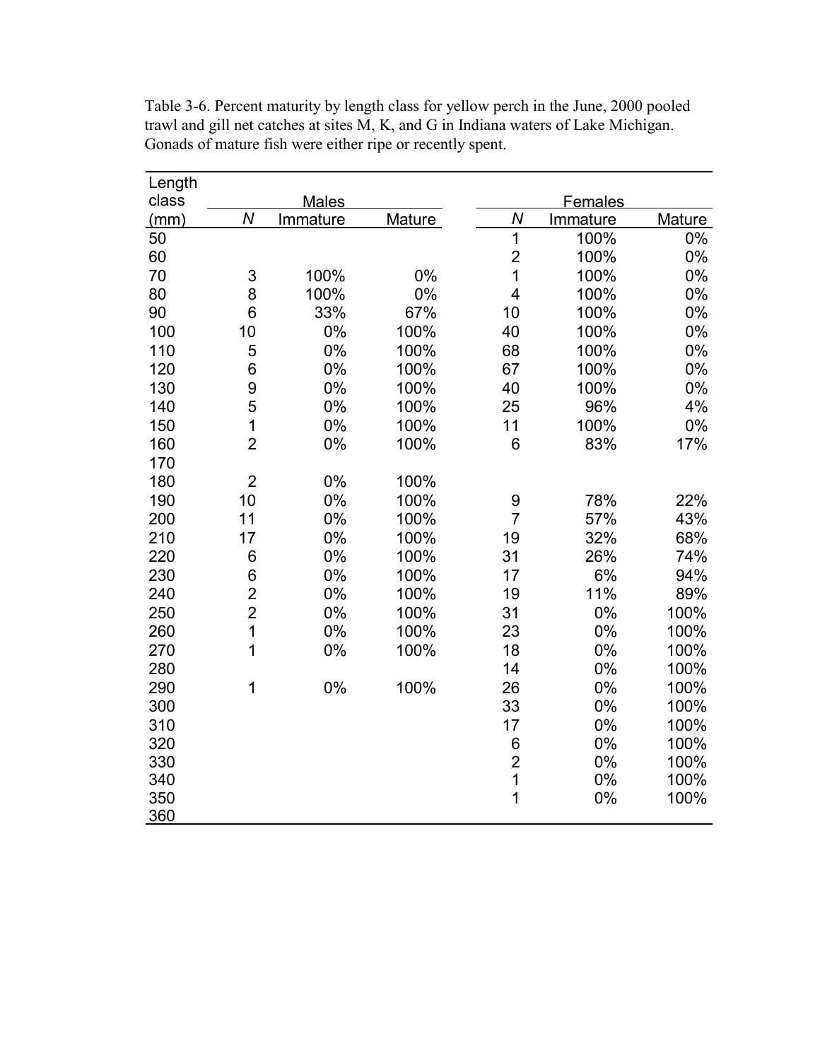Table 3-6. Percent maturity by length class for yellow perch in the June, 2000 pooled trawl and gill net catches at sites M, K, and G in Indiana waters of Lake Michigan. Gonads of mature fish were either ripe or recently spent.

| Length class (mm) | Males | | | Females | | |
|---|---|---|---|---|---|---|
| | *N* | Immature | Mature | *N* | Immature | Mature |
| 50 | | | | 1 | 100% | 0% |
| 60 | | | | 2 | 100% | 0% |
| 70 | 3 | 100% | 0% | 1 | 100% | 0% |
| 80 | 8 | 100% | 0% | 4 | 100% | 0% |
| 90 | 6 | 33% | 67% | 10 | 100% | 0% |
| 100 | 10 | 0% | 100% | 40 | 100% | 0% |
| 110 | 5 | 0% | 100% | 68 | 100% | 0% |
| 120 | 6 | 0% | 100% | 67 | 100% | 0% |
| 130 | 9 | 0% | 100% | 40 | 100% | 0% |
| 140 | 5 | 0% | 100% | 25 | 96% | 4% |
| 150 | 1 | 0% | 100% | 11 | 100% | 0% |
| 160 | 2 | 0% | 100% | 6 | 83% | 17% |
| 170 | | | | | | |
| 180 | 2 | 0% | 100% | | | |
| 190 | 10 | 0% | 100% | 9 | 78% | 22% |
| 200 | 11 | 0% | 100% | 7 | 57% | 43% |
| 210 | 17 | 0% | 100% | 19 | 32% | 68% |
| 220 | 6 | 0% | 100% | 31 | 26% | 74% |
| 230 | 6 | 0% | 100% | 17 | 6% | 94% |
| 240 | 2 | 0% | 100% | 19 | 11% | 89% |
| 250 | 2 | 0% | 100% | 31 | 0% | 100% |
| 260 | 1 | 0% | 100% | 23 | 0% | 100% |
| 270 | 1 | 0% | 100% | 18 | 0% | 100% |
| 280 | | | | 14 | 0% | 100% |
| 290 | 1 | 0% | 100% | 26 | 0% | 100% |
| 300 | | | | 33 | 0% | 100% |
| 310 | | | | 17 | 0% | 100% |
| 320 | | | | 6 | 0% | 100% |
| 330 | | | | 2 | 0% | 100% |
| 340 | | | | 1 | 0% | 100% |
| 350 | | | | 1 | 0% | 100% |
| 360 | | | | | | |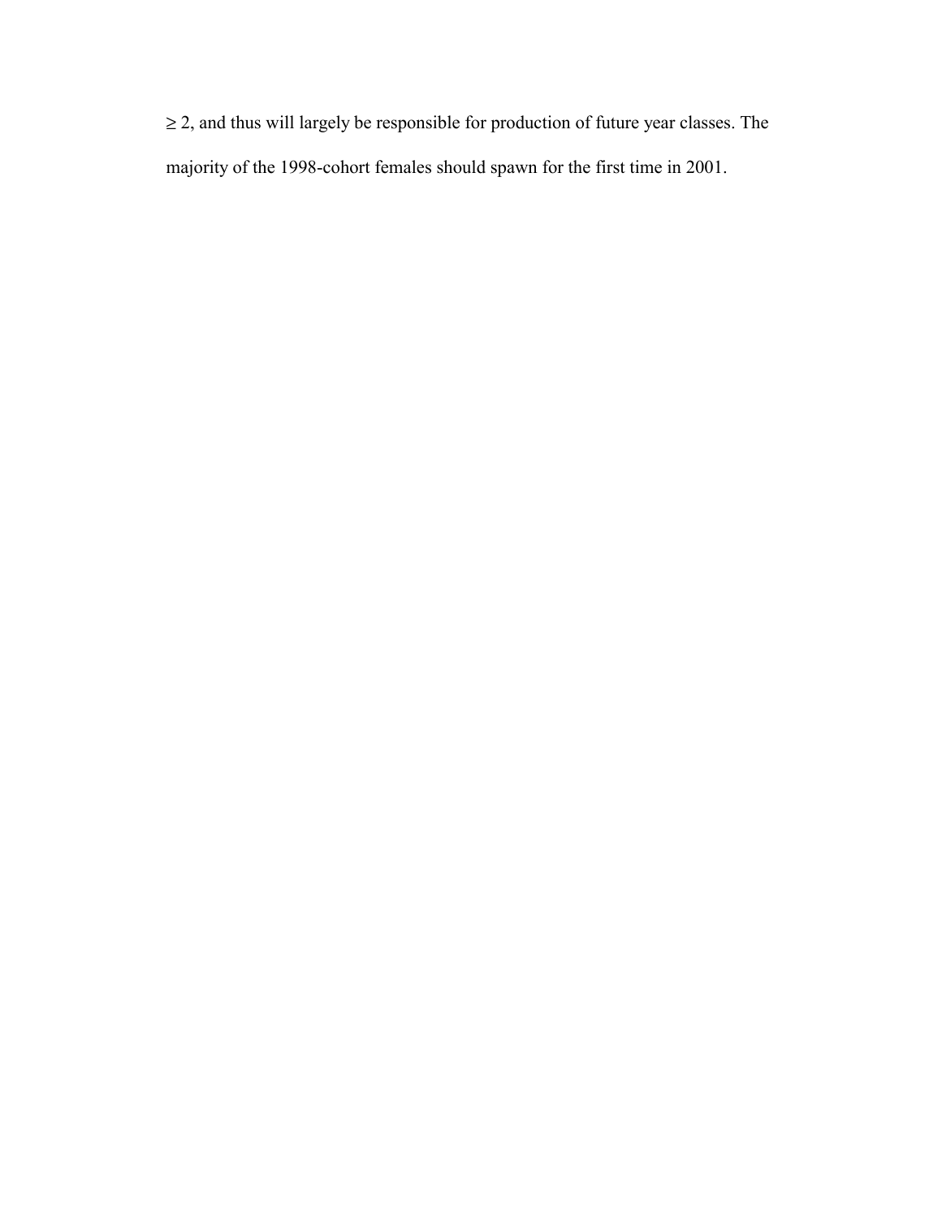$\geq 2$, and thus will largely be responsible for production of future year classes. The majority of the 1998-cohort females should spawn for the first time in 2001.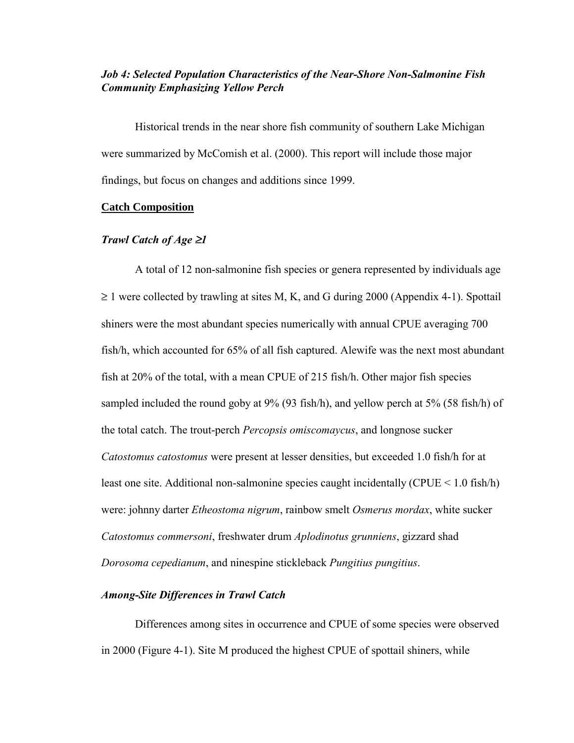### *Job 4: Selected Population Characteristics of the Near-Shore Non-Salmonine Fish Community Emphasizing Yellow Perch*

Historical trends in the near shore fish community of southern Lake Michigan were summarized by McComish et al. (2000). This report will include those major findings, but focus on changes and additions since 1999.

**Catch Composition**

#### *Trawl Catch of Age ≥1*

A total of 12 non-salmonine fish species or genera represented by individuals age ≥ 1 were collected by trawling at sites M, K, and G during 2000 (Appendix 4-1). Spottail shiners were the most abundant species numerically with annual CPUE averaging 700 fish/h, which accounted for 65% of all fish captured. Alewife was the next most abundant fish at 20% of the total, with a mean CPUE of 215 fish/h. Other major fish species sampled included the round goby at 9% (93 fish/h), and yellow perch at 5% (58 fish/h) of the total catch. The trout-perch *Percopsis omiscomaycus*, and longnose sucker *Catostomus catostomus* were present at lesser densities, but exceeded 1.0 fish/h for at least one site. Additional non-salmonine species caught incidentally (CPUE < 1.0 fish/h) were: johnny darter *Etheostoma nigrum*, rainbow smelt *Osmerus mordax*, white sucker *Catostomus commersoni*, freshwater drum *Aplodinotus grunniens*, gizzard shad *Dorosoma cepedianum*, and ninespine stickleback *Pungitius pungitius*.

#### *Among-Site Differences in Trawl Catch*

Differences among sites in occurrence and CPUE of some species were observed in 2000 (Figure 4-1). Site M produced the highest CPUE of spottail shiners, while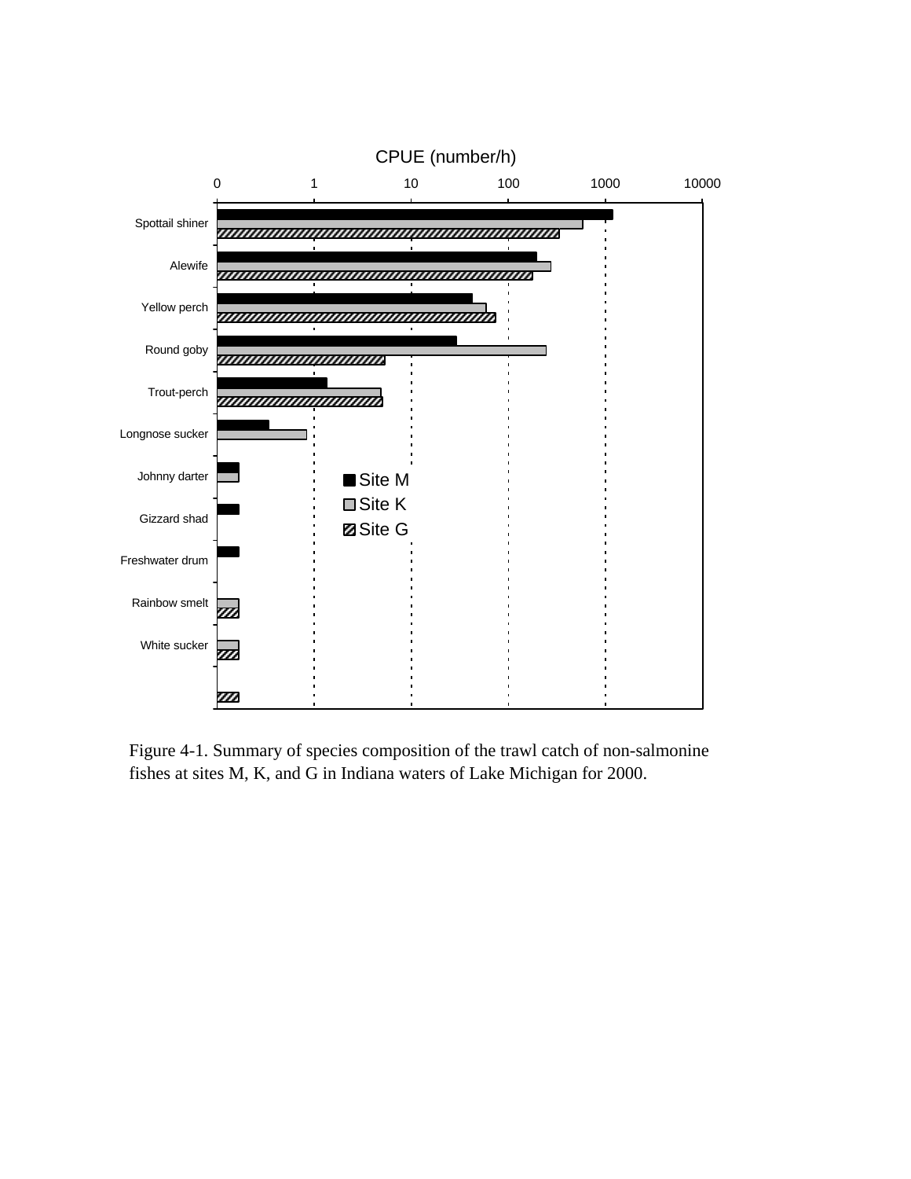Figure 4-1. Summary of species composition of the trawl catch of non-salmonine fishes at sites M, K, and G in Indiana waters of Lake Michigan for 2000.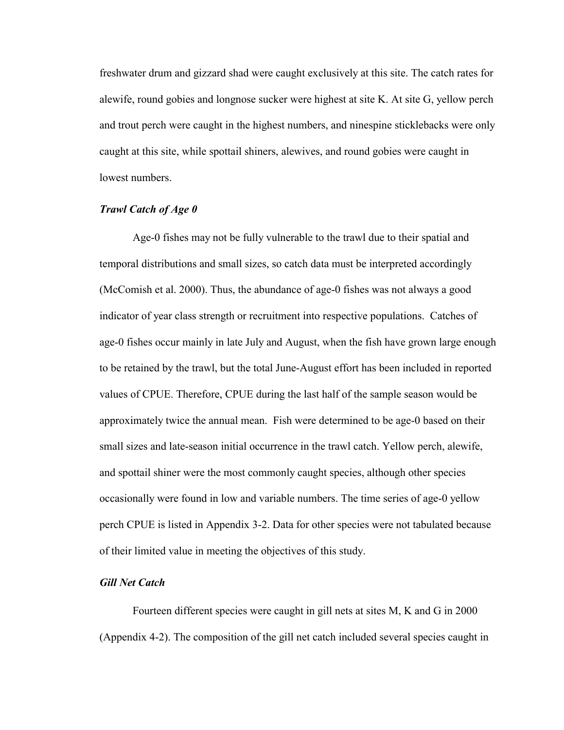freshwater drum and gizzard shad were caught exclusively at this site. The catch rates for alewife, round gobies and longnose sucker were highest at site K. At site G, yellow perch and trout perch were caught in the highest numbers, and ninespine sticklebacks were only caught at this site, while spottail shiners, alewives, and round gobies were caught in lowest numbers.

### *Trawl Catch of Age 0*

Age-0 fishes may not be fully vulnerable to the trawl due to their spatial and temporal distributions and small sizes, so catch data must be interpreted accordingly (McComish et al. 2000). Thus, the abundance of age-0 fishes was not always a good indicator of year class strength or recruitment into respective populations. Catches of age-0 fishes occur mainly in late July and August, when the fish have grown large enough to be retained by the trawl, but the total June-August effort has been included in reported values of CPUE. Therefore, CPUE during the last half of the sample season would be approximately twice the annual mean. Fish were determined to be age-0 based on their small sizes and late-season initial occurrence in the trawl catch. Yellow perch, alewife, and spottail shiner were the most commonly caught species, although other species occasionally were found in low and variable numbers. The time series of age-0 yellow perch CPUE is listed in Appendix 3-2. Data for other species were not tabulated because of their limited value in meeting the objectives of this study.

### *Gill Net Catch*

Fourteen different species were caught in gill nets at sites M, K and G in 2000 (Appendix 4-2). The composition of the gill net catch included several species caught in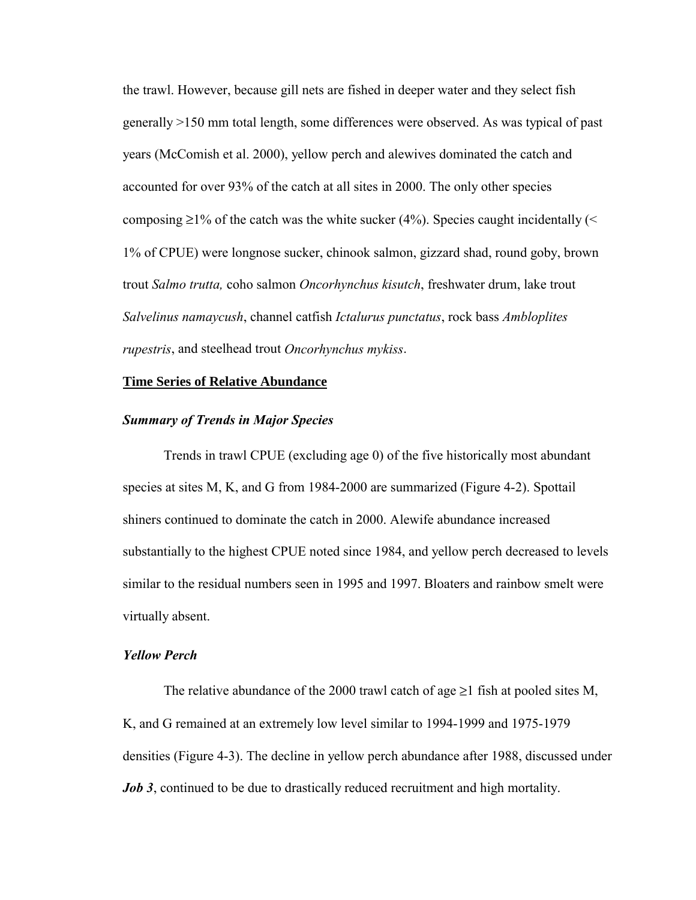the trawl. However, because gill nets are fished in deeper water and they select fish generally >150 mm total length, some differences were observed. As was typical of past years (McComish et al. 2000), yellow perch and alewives dominated the catch and accounted for over 93% of the catch at all sites in 2000. The only other species composing ≥1% of the catch was the white sucker (4%). Species caught incidentally (< 1% of CPUE) were longnose sucker, chinook salmon, gizzard shad, round goby, brown trout *Salmo trutta,* coho salmon *Oncorhynchus kisutch*, freshwater drum, lake trout *Salvelinus namaycush*, channel catfish *Ictalurus punctatus*, rock bass *Ambloplites rupestris*, and steelhead trout *Oncorhynchus mykiss*.

## Time Series of Relative Abundance

### *Summary of Trends in Major Species*

Trends in trawl CPUE (excluding age 0) of the five historically most abundant species at sites M, K, and G from 1984-2000 are summarized (Figure 4-2). Spottail shiners continued to dominate the catch in 2000. Alewife abundance increased substantially to the highest CPUE noted since 1984, and yellow perch decreased to levels similar to the residual numbers seen in 1995 and 1997. Bloaters and rainbow smelt were virtually absent.

### *Yellow Perch*

The relative abundance of the 2000 trawl catch of age ≥1 fish at pooled sites M, K, and G remained at an extremely low level similar to 1994-1999 and 1975-1979 densities (Figure 4-3). The decline in yellow perch abundance after 1988, discussed under ***Job 3***, continued to be due to drastically reduced recruitment and high mortality.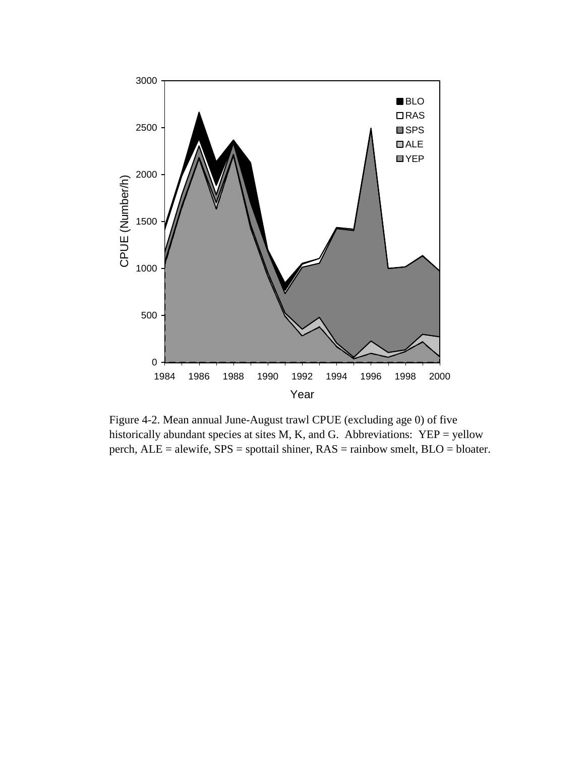Figure 4-2. Mean annual June-August trawl CPUE (excluding age 0) of five historically abundant species at sites M, K, and G. Abbreviations: YEP = yellow perch, ALE = alewife, SPS = spottail shiner, RAS = rainbow smelt, BLO = bloater.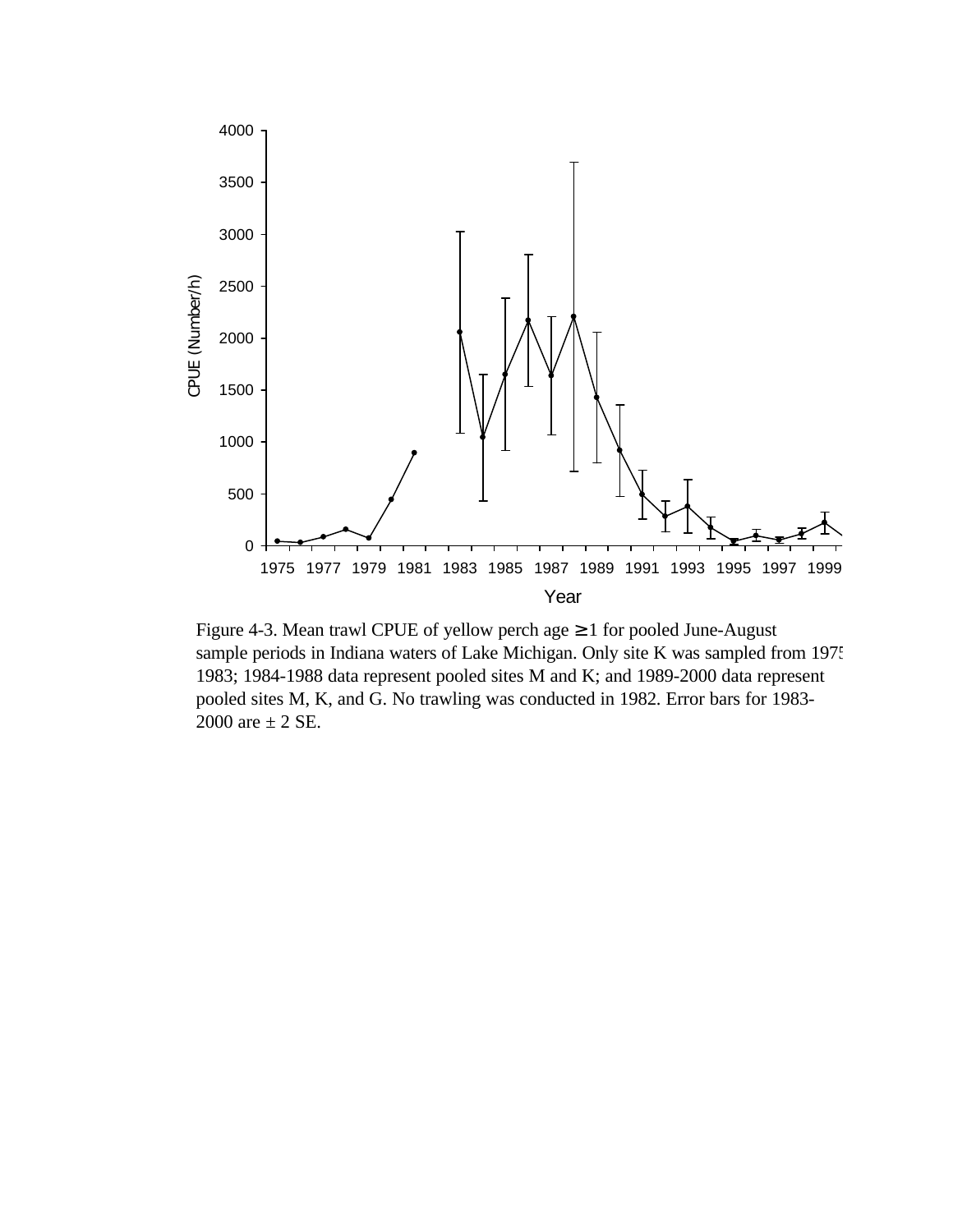Figure 4-3. Mean trawl CPUE of yellow perch age ≥ 1 for pooled June-August sample periods in Indiana waters of Lake Michigan. Only site K was sampled from 1975-1983; 1984-1988 data represent pooled sites M and K; and 1989-2000 data represent pooled sites M, K, and G. No trawling was conducted in 1982. Error bars for 1983-2000 are ± 2 SE.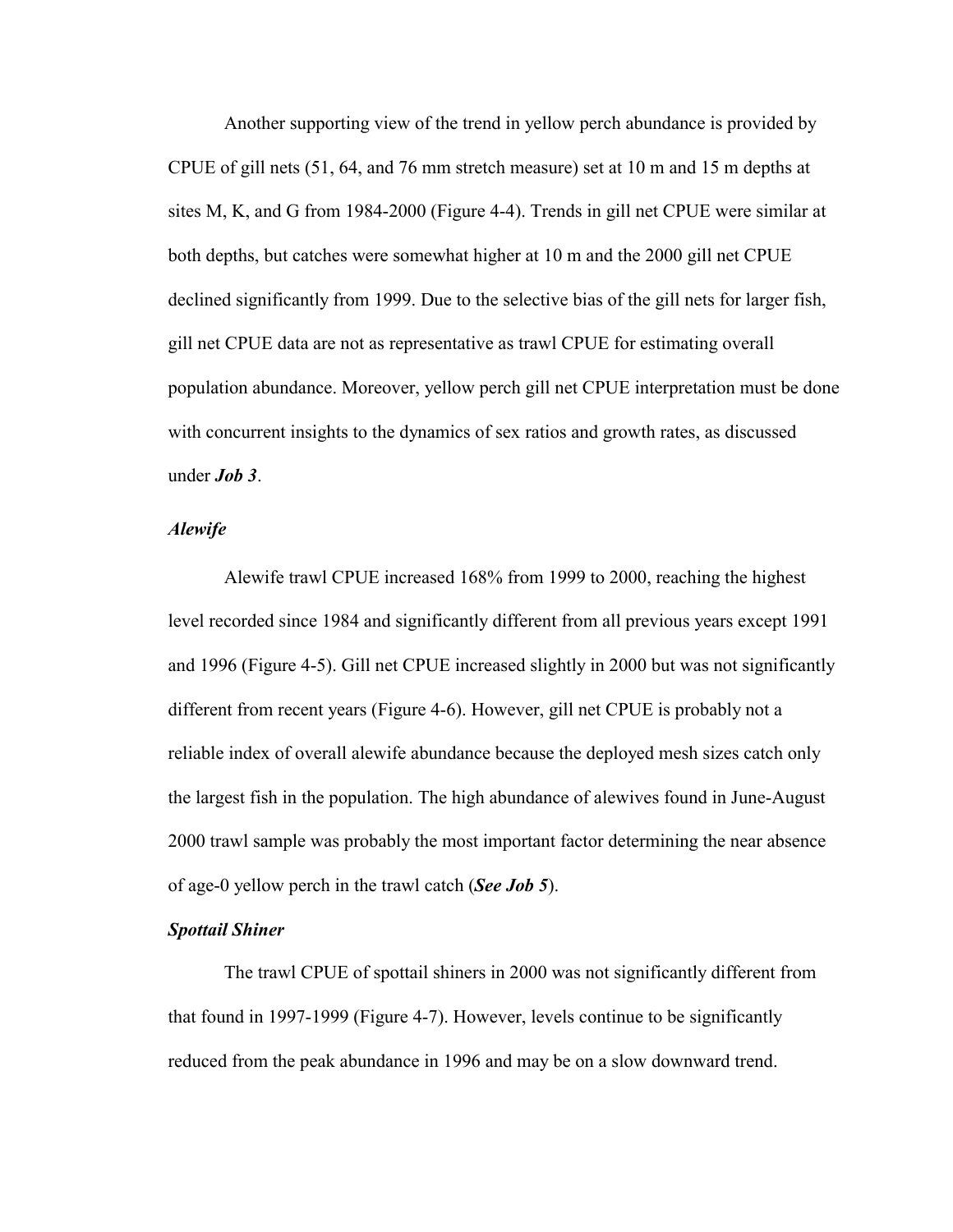Another supporting view of the trend in yellow perch abundance is provided by CPUE of gill nets (51, 64, and 76 mm stretch measure) set at 10 m and 15 m depths at sites M, K, and G from 1984-2000 (Figure 4-4). Trends in gill net CPUE were similar at both depths, but catches were somewhat higher at 10 m and the 2000 gill net CPUE declined significantly from 1999. Due to the selective bias of the gill nets for larger fish, gill net CPUE data are not as representative as trawl CPUE for estimating overall population abundance. Moreover, yellow perch gill net CPUE interpretation must be done with concurrent insights to the dynamics of sex ratios and growth rates, as discussed under ***Job 3***.

### *Alewife*

Alewife trawl CPUE increased 168% from 1999 to 2000, reaching the highest level recorded since 1984 and significantly different from all previous years except 1991 and 1996 (Figure 4-5). Gill net CPUE increased slightly in 2000 but was not significantly different from recent years (Figure 4-6). However, gill net CPUE is probably not a reliable index of overall alewife abundance because the deployed mesh sizes catch only the largest fish in the population. The high abundance of alewives found in June-August 2000 trawl sample was probably the most important factor determining the near absence of age-0 yellow perch in the trawl catch (***See Job 5***).

### *Spottail Shiner*

The trawl CPUE of spottail shiners in 2000 was not significantly different from that found in 1997-1999 (Figure 4-7). However, levels continue to be significantly reduced from the peak abundance in 1996 and may be on a slow downward trend.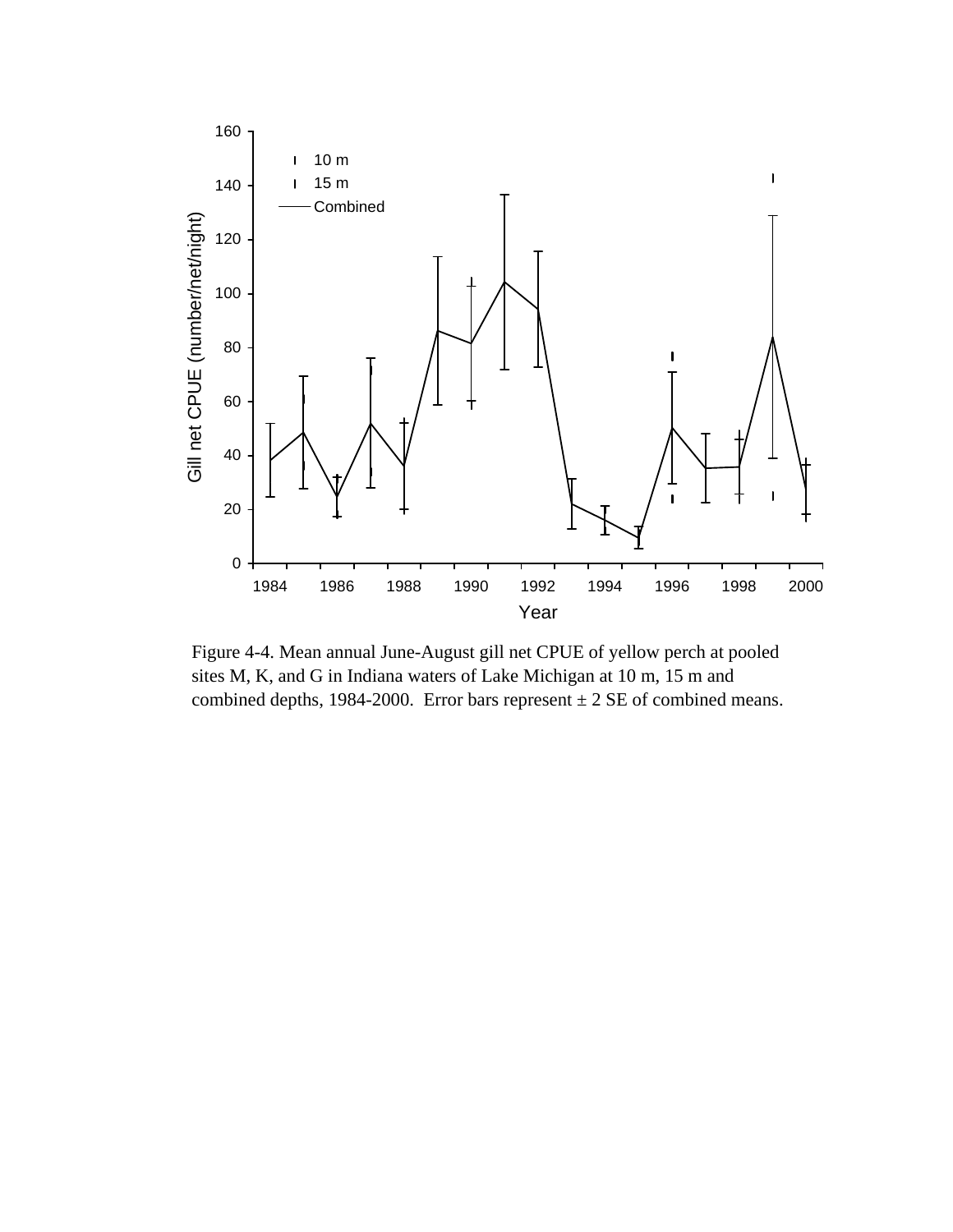Figure 4-4. Mean annual June-August gill net CPUE of yellow perch at pooled sites M, K, and G in Indiana waters of Lake Michigan at 10 m, 15 m and combined depths, 1984-2000. Error bars represent ± 2 SE of combined means.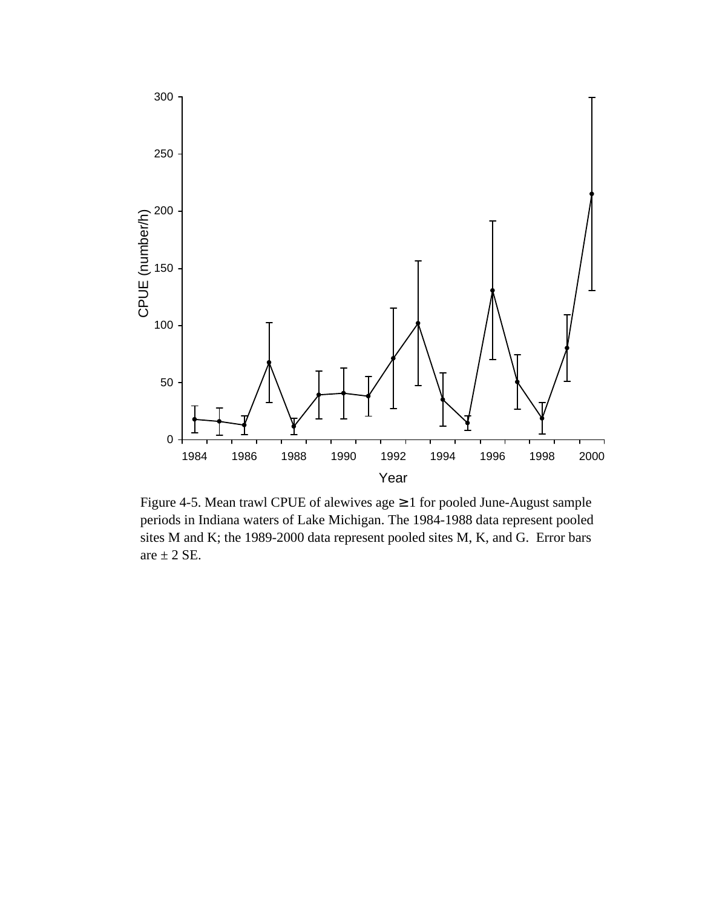Figure 4-5. Mean trawl CPUE of alewives age ≥ 1 for pooled June-August sample periods in Indiana waters of Lake Michigan. The 1984-1988 data represent pooled sites M and K; the 1989-2000 data represent pooled sites M, K, and G. Error bars are ± 2 SE.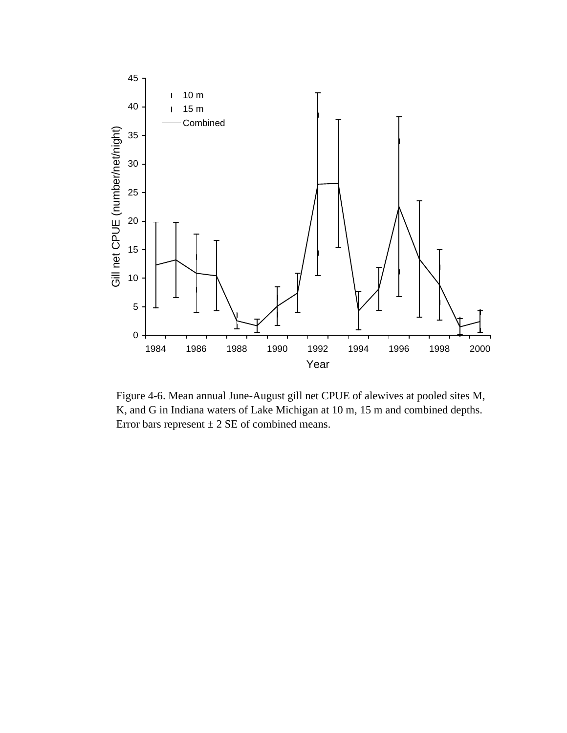Figure 4-6. Mean annual June-August gill net CPUE of alewives at pooled sites M, K, and G in Indiana waters of Lake Michigan at 10 m, 15 m and combined depths. Error bars represent ± 2 SE of combined means.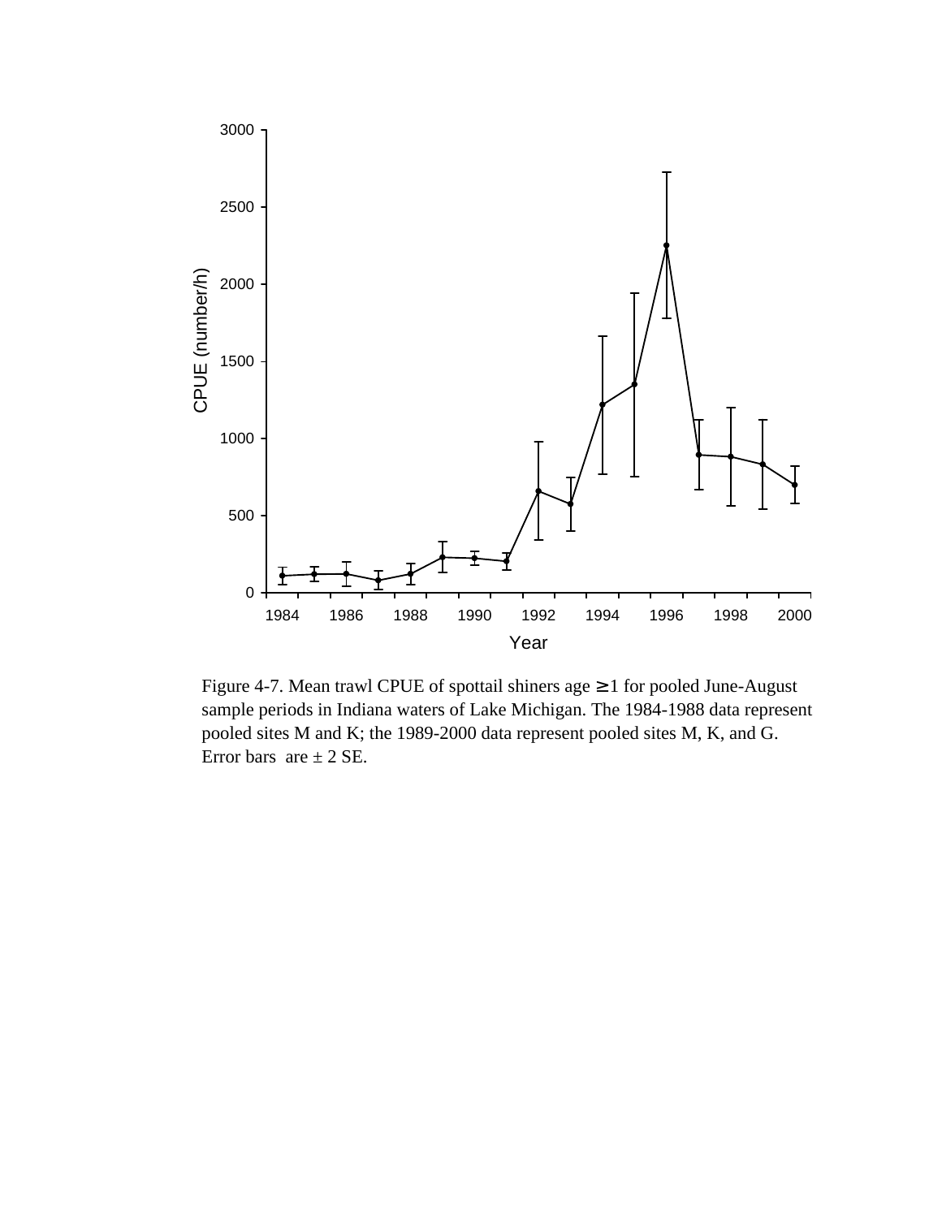Figure 4-7. Mean trawl CPUE of spottail shiners age ≥1 for pooled June-August sample periods in Indiana waters of Lake Michigan. The 1984-1988 data represent pooled sites M and K; the 1989-2000 data represent pooled sites M, K, and G. Error bars are ± 2 SE.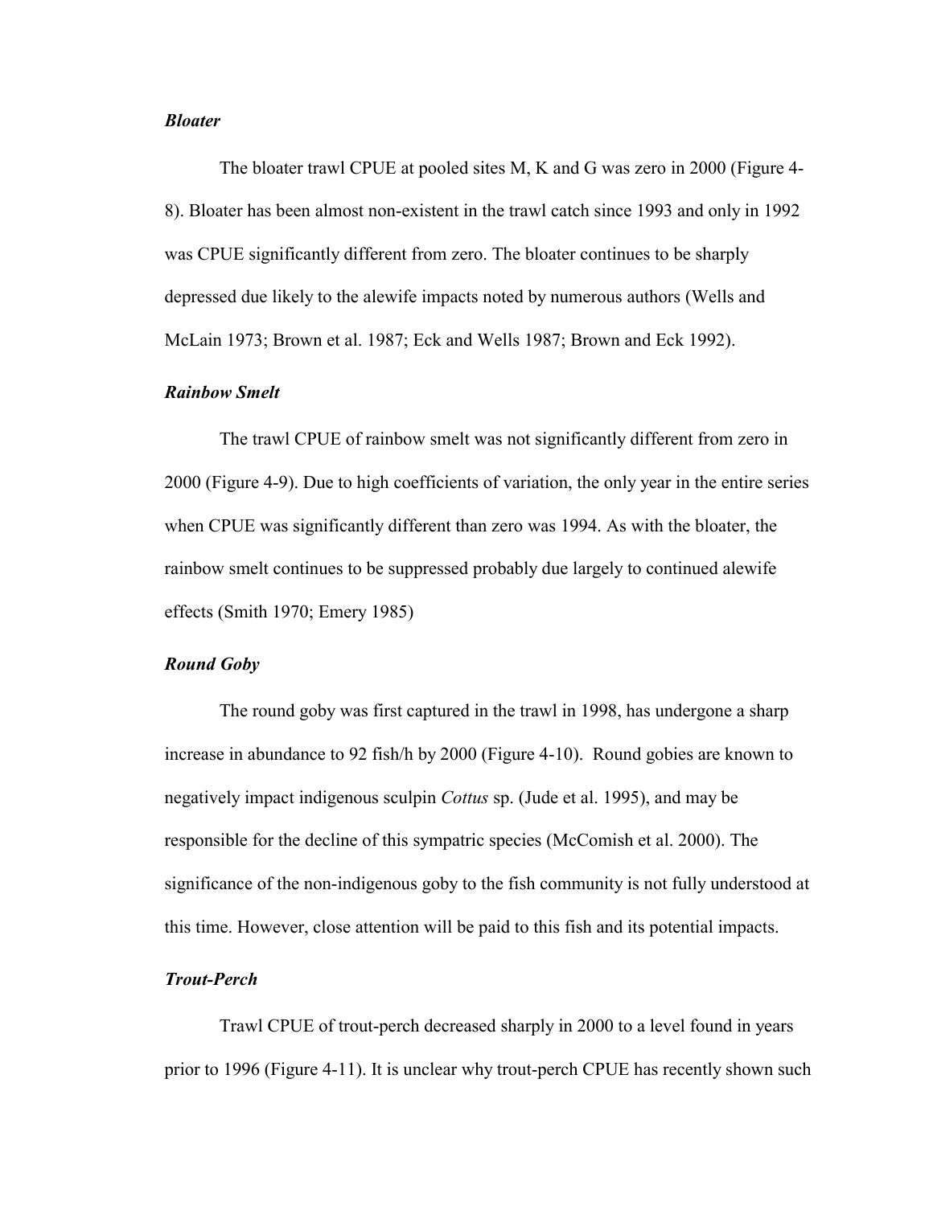### *Bloater*

The bloater trawl CPUE at pooled sites M, K and G was zero in 2000 (Figure 4-8). Bloater has been almost non-existent in the trawl catch since 1993 and only in 1992 was CPUE significantly different from zero. The bloater continues to be sharply depressed due likely to the alewife impacts noted by numerous authors (Wells and McLain 1973; Brown et al. 1987; Eck and Wells 1987; Brown and Eck 1992).

### *Rainbow Smelt*

The trawl CPUE of rainbow smelt was not significantly different from zero in 2000 (Figure 4-9). Due to high coefficients of variation, the only year in the entire series when CPUE was significantly different than zero was 1994. As with the bloater, the rainbow smelt continues to be suppressed probably due largely to continued alewife effects (Smith 1970; Emery 1985)

### *Round Goby*

The round goby was first captured in the trawl in 1998, has undergone a sharp increase in abundance to 92 fish/h by 2000 (Figure 4-10). Round gobies are known to negatively impact indigenous sculpin *Cottus* sp. (Jude et al. 1995), and may be responsible for the decline of this sympatric species (McComish et al. 2000). The significance of the non-indigenous goby to the fish community is not fully understood at this time. However, close attention will be paid to this fish and its potential impacts.

### *Trout-Perch*

Trawl CPUE of trout-perch decreased sharply in 2000 to a level found in years prior to 1996 (Figure 4-11). It is unclear why trout-perch CPUE has recently shown such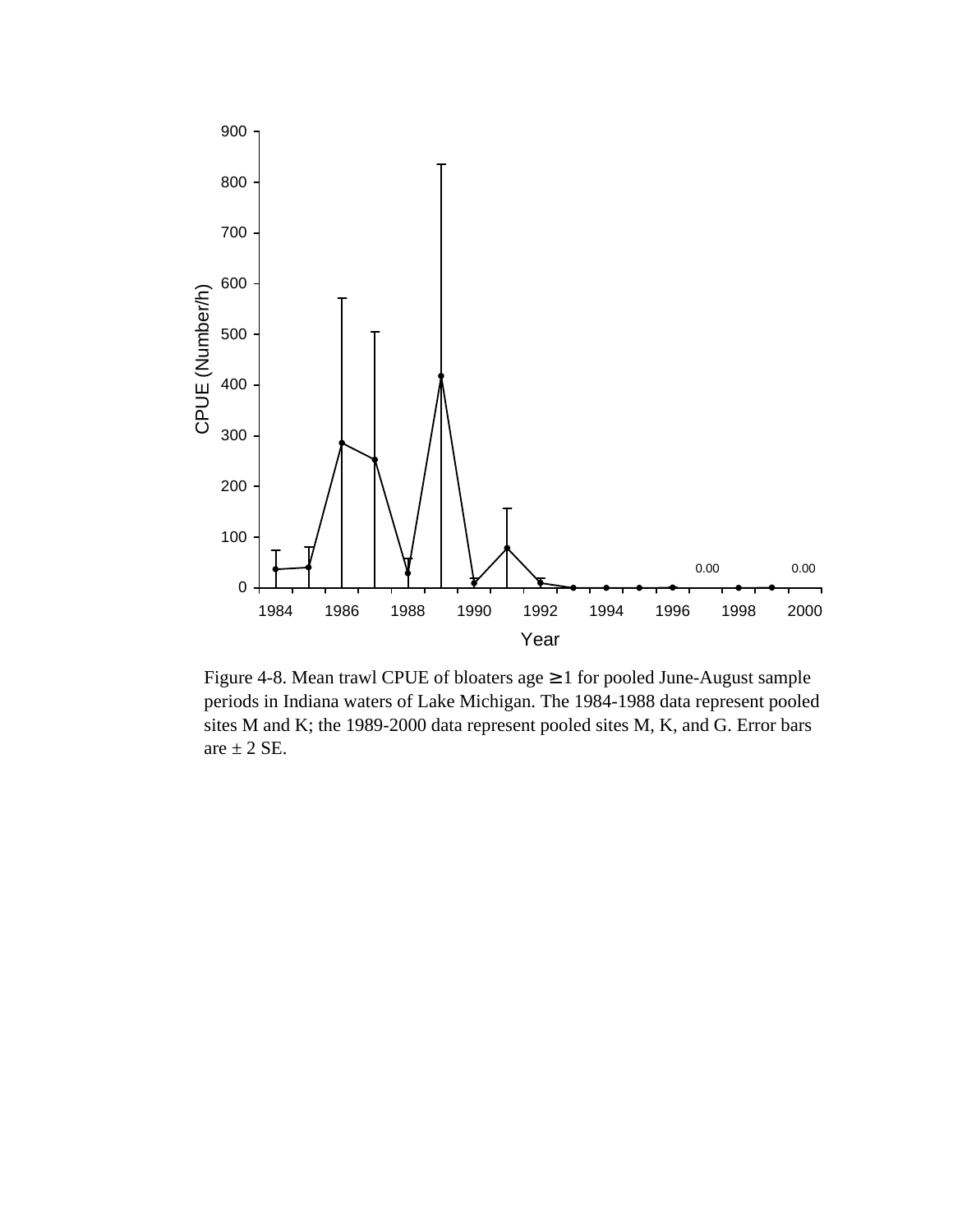Figure 4-8. Mean trawl CPUE of bloaters age ≥ 1 for pooled June-August sample periods in Indiana waters of Lake Michigan. The 1984-1988 data represent pooled sites M and K; the 1989-2000 data represent pooled sites M, K, and G. Error bars are ± 2 SE.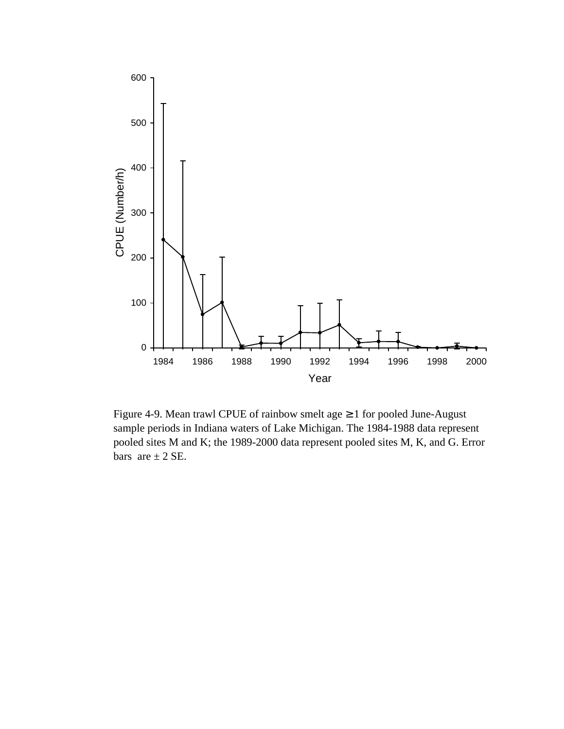Figure 4-9. Mean trawl CPUE of rainbow smelt age ≥1 for pooled June-August sample periods in Indiana waters of Lake Michigan. The 1984-1988 data represent pooled sites M and K; the 1989-2000 data represent pooled sites M, K, and G. Error bars are ± 2 SE.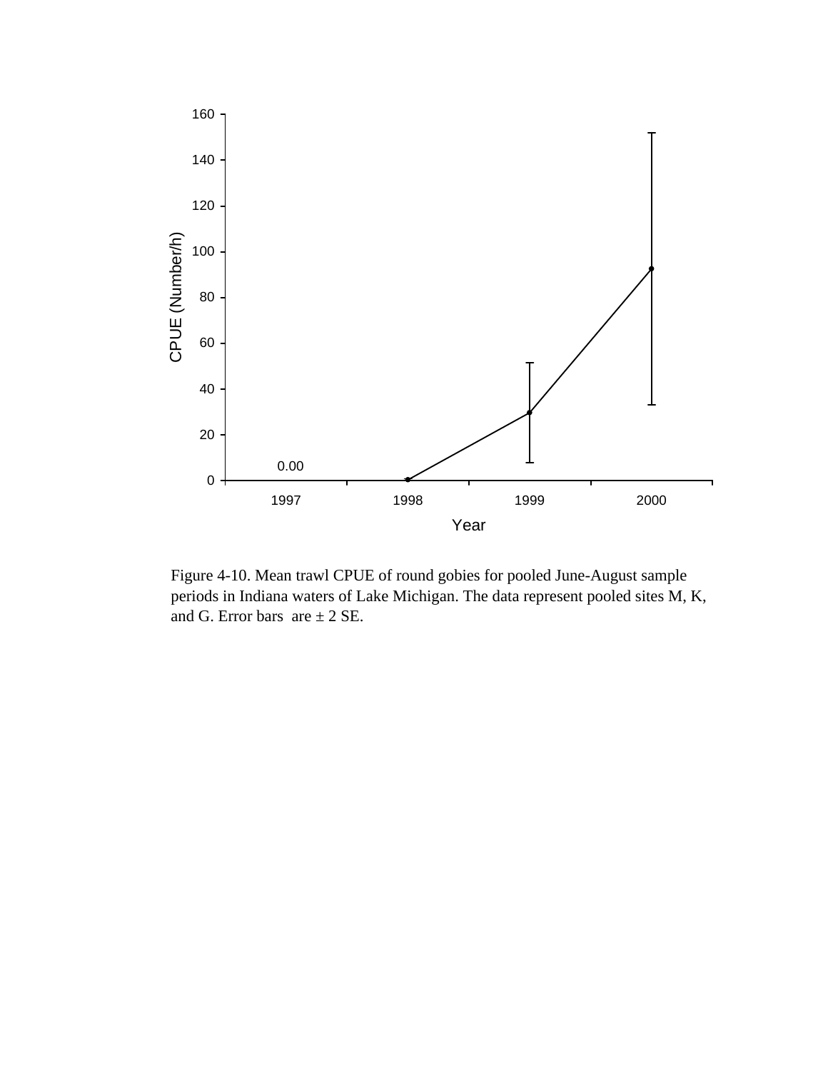Figure 4-10. Mean trawl CPUE of round gobies for pooled June-August sample periods in Indiana waters of Lake Michigan. The data represent pooled sites M, K, and G. Error bars are ± 2 SE.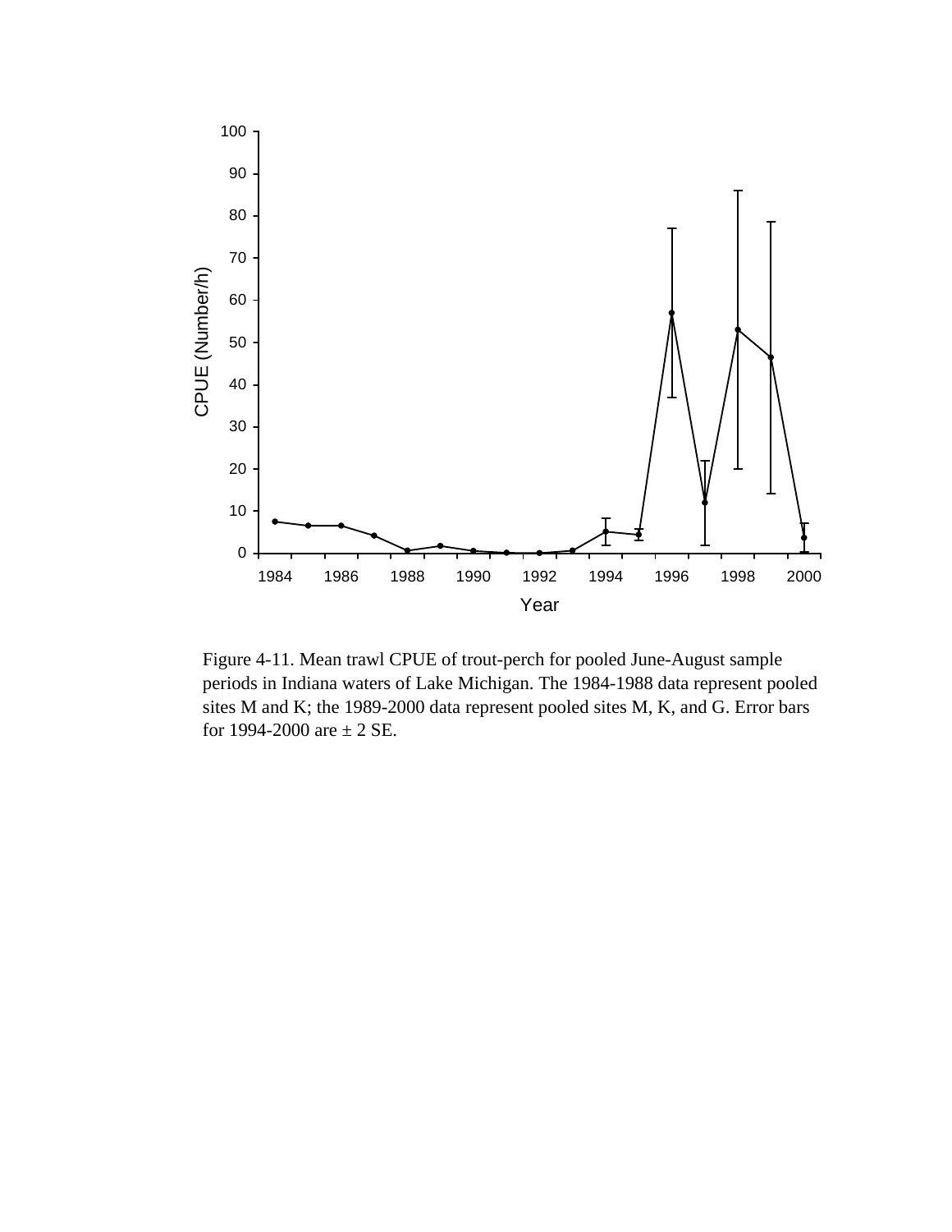Figure 4-11. Mean trawl CPUE of trout-perch for pooled June-August sample periods in Indiana waters of Lake Michigan. The 1984-1988 data represent pooled sites M and K; the 1989-2000 data represent pooled sites M, K, and G. Error bars for 1994-2000 are ± 2 SE.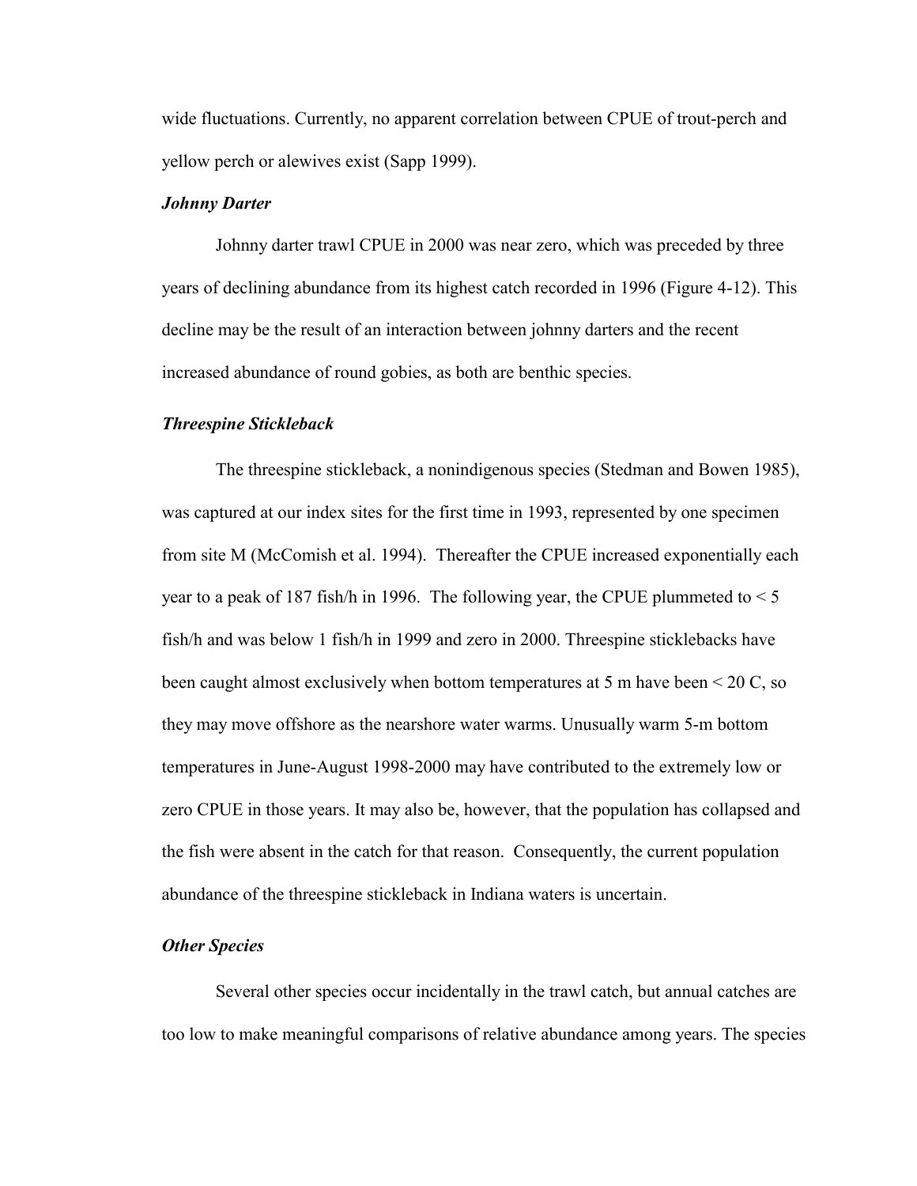wide fluctuations. Currently, no apparent correlation between CPUE of trout-perch and yellow perch or alewives exist (Sapp 1999).

### *Johnny Darter*

Johnny darter trawl CPUE in 2000 was near zero, which was preceded by three years of declining abundance from its highest catch recorded in 1996 (Figure 4-12). This decline may be the result of an interaction between johnny darters and the recent increased abundance of round gobies, as both are benthic species.

### *Threespine Stickleback*

The threespine stickleback, a nonindigenous species (Stedman and Bowen 1985), was captured at our index sites for the first time in 1993, represented by one specimen from site M (McComish et al. 1994). Thereafter the CPUE increased exponentially each year to a peak of 187 fish/h in 1996. The following year, the CPUE plummeted to < 5 fish/h and was below 1 fish/h in 1999 and zero in 2000. Threespine sticklebacks have been caught almost exclusively when bottom temperatures at 5 m have been < 20 C, so they may move offshore as the nearshore water warms. Unusually warm 5-m bottom temperatures in June-August 1998-2000 may have contributed to the extremely low or zero CPUE in those years. It may also be, however, that the population has collapsed and the fish were absent in the catch for that reason. Consequently, the current population abundance of the threespine stickleback in Indiana waters is uncertain.

### *Other Species*

Several other species occur incidentally in the trawl catch, but annual catches are too low to make meaningful comparisons of relative abundance among years. The species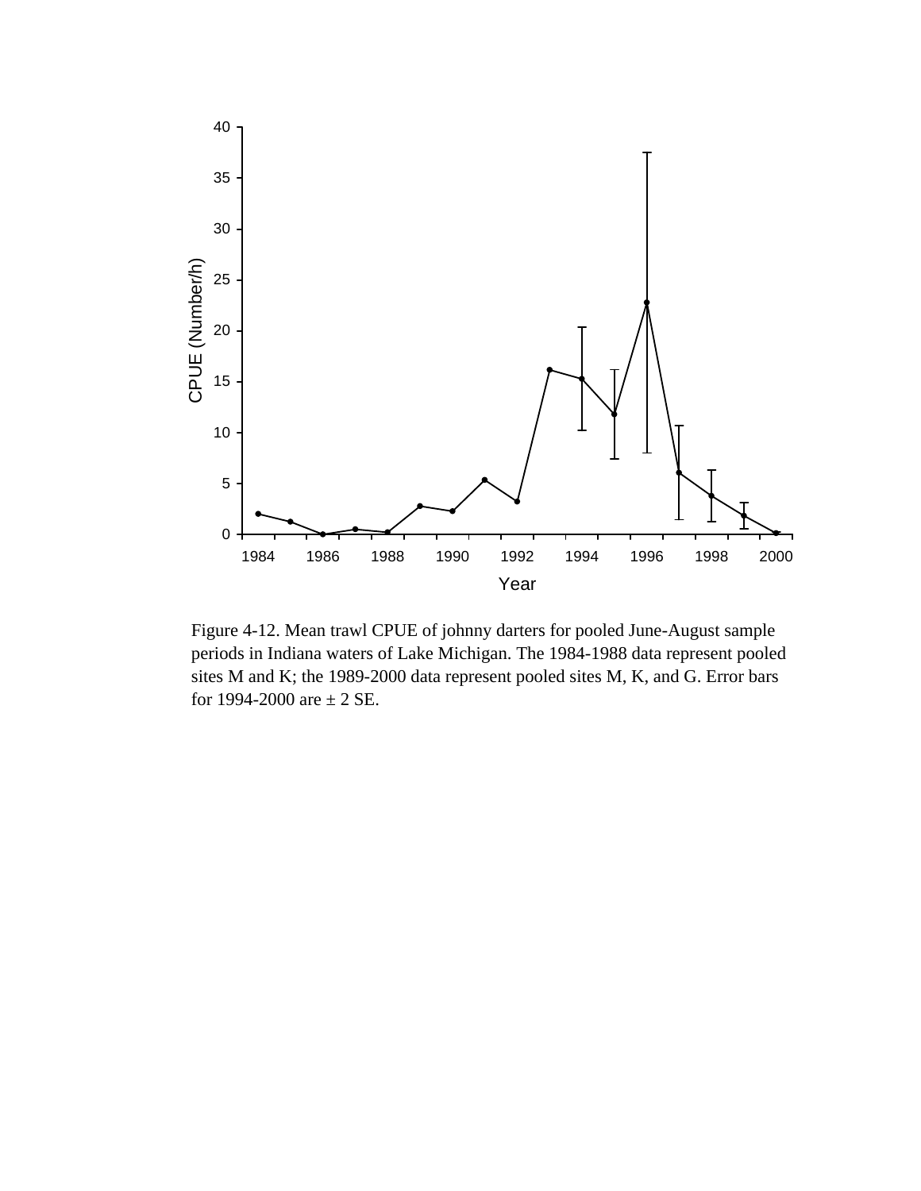Figure 4-12. Mean trawl CPUE of johnny darters for pooled June-August sample periods in Indiana waters of Lake Michigan. The 1984-1988 data represent pooled sites M and K; the 1989-2000 data represent pooled sites M, K, and G. Error bars for 1994-2000 are ± 2 SE.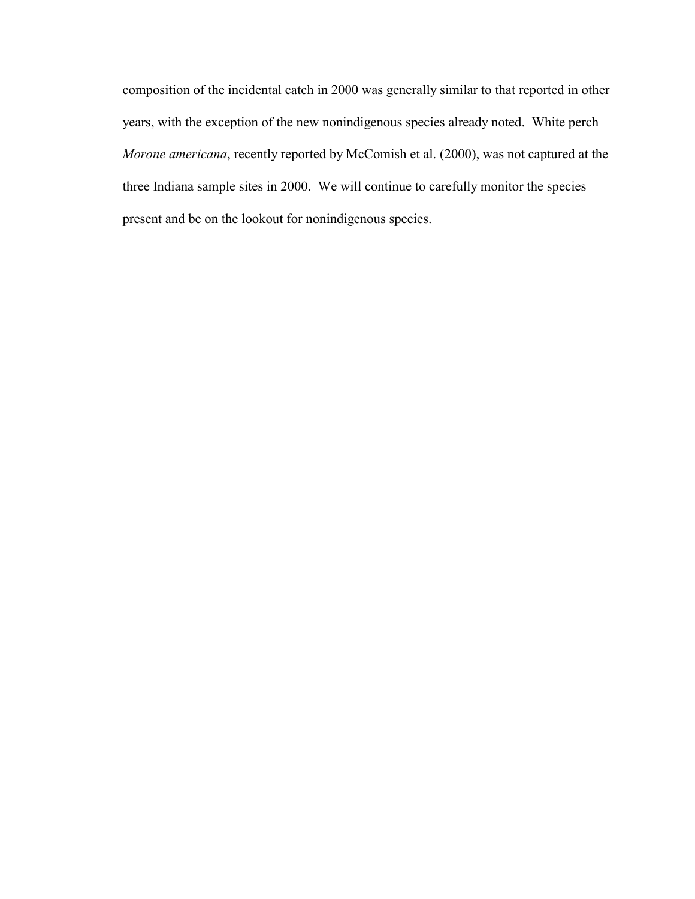composition of the incidental catch in 2000 was generally similar to that reported in other years, with the exception of the new nonindigenous species already noted. White perch *Morone americana*, recently reported by McComish et al. (2000), was not captured at the three Indiana sample sites in 2000. We will continue to carefully monitor the species present and be on the lookout for nonindigenous species.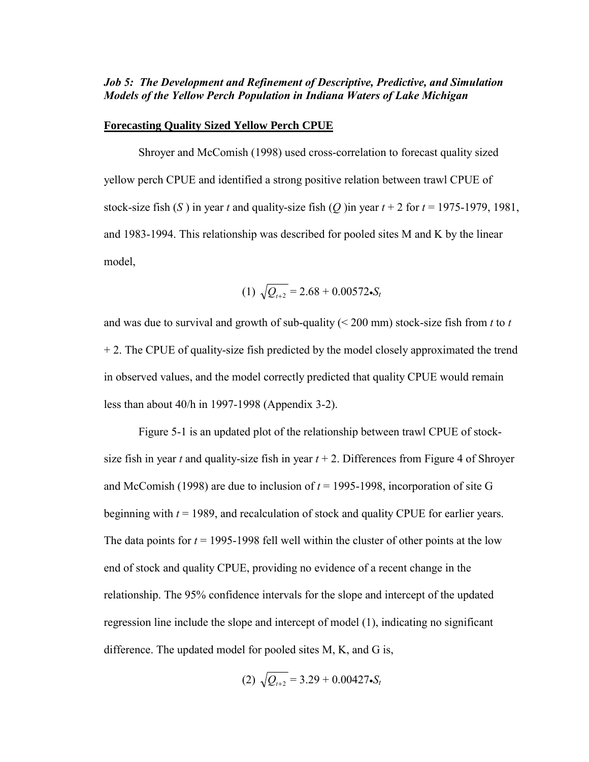***Job 5: The Development and Refinement of Descriptive, Predictive, and Simulation Models of the Yellow Perch Population in Indiana Waters of Lake Michigan***

**Forecasting Quality Sized Yellow Perch CPUE**

Shroyer and McComish (1998) used cross-correlation to forecast quality sized yellow perch CPUE and identified a strong positive relation between trawl CPUE of stock-size fish ($S$) in year $t$ and quality-size fish ($Q$) in year $t + 2$ for $t$ = 1975-1979, 1981, and 1983-1994. This relationship was described for pooled sites M and K by the linear model,

$$(1)\ \sqrt{Q_{t+2}} = 2.68 + 0.00572 \bullet S_t$$

and was due to survival and growth of sub-quality (< 200 mm) stock-size fish from $t$ to $t + 2$. The CPUE of quality-size fish predicted by the model closely approximated the trend in observed values, and the model correctly predicted that quality CPUE would remain less than about 40/h in 1997-1998 (Appendix 3-2).

Figure 5-1 is an updated plot of the relationship between trawl CPUE of stock-size fish in year $t$ and quality-size fish in year $t + 2$. Differences from Figure 4 of Shroyer and McComish (1998) are due to inclusion of $t$ = 1995-1998, incorporation of site G beginning with $t$ = 1989, and recalculation of stock and quality CPUE for earlier years. The data points for $t$ = 1995-1998 fell well within the cluster of other points at the low end of stock and quality CPUE, providing no evidence of a recent change in the relationship. The 95% confidence intervals for the slope and intercept of the updated regression line include the slope and intercept of model (1), indicating no significant difference. The updated model for pooled sites M, K, and G is,

$$(2)\ \sqrt{Q_{t+2}} = 3.29 + 0.00427 \bullet S_t$$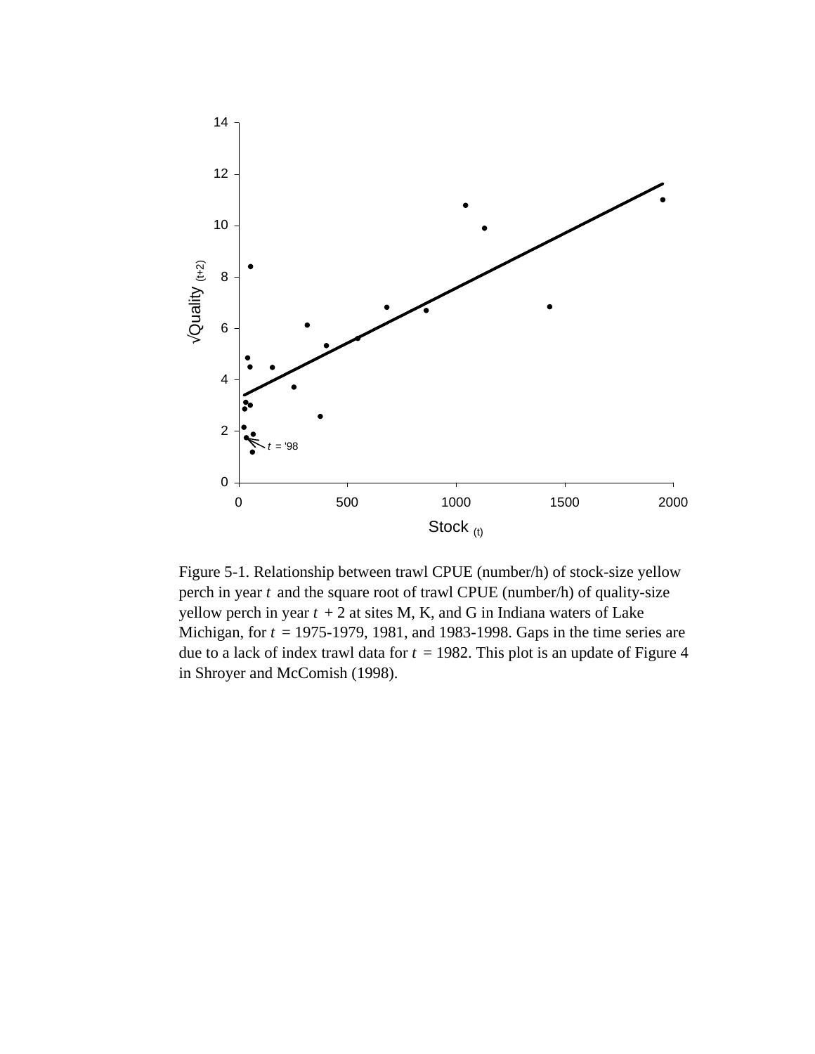Figure 5-1. Relationship between trawl CPUE (number/h) of stock-size yellow perch in year $t$ and the square root of trawl CPUE (number/h) of quality-size yellow perch in year $t + 2$ at sites M, K, and G in Indiana waters of Lake Michigan, for $t$ = 1975-1979, 1981, and 1983-1998. Gaps in the time series are due to a lack of index trawl data for $t$ = 1982. This plot is an update of Figure 4 in Shroyer and McComish (1998).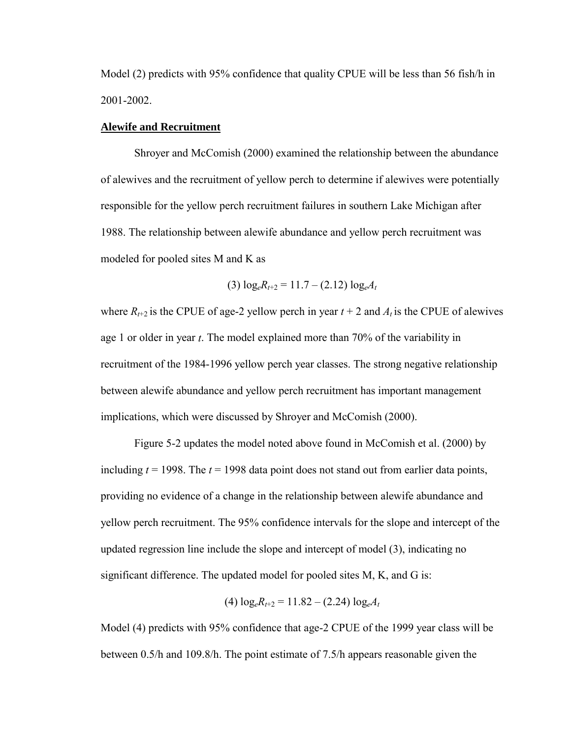Model (2) predicts with 95% confidence that quality CPUE will be less than 56 fish/h in 2001-2002.

**Alewife and Recruitment**

Shroyer and McComish (2000) examined the relationship between the abundance of alewives and the recruitment of yellow perch to determine if alewives were potentially responsible for the yellow perch recruitment failures in southern Lake Michigan after 1988. The relationship between alewife abundance and yellow perch recruitment was modeled for pooled sites M and K as

$$(3)\ \log_e R_{t+2} = 11.7 - (2.12) \log_e A_t$$

where $R_{t+2}$ is the CPUE of age-2 yellow perch in year $t + 2$ and $A_t$ is the CPUE of alewives age 1 or older in year $t$. The model explained more than 70% of the variability in recruitment of the 1984-1996 yellow perch year classes. The strong negative relationship between alewife abundance and yellow perch recruitment has important management implications, which were discussed by Shroyer and McComish (2000).

Figure 5-2 updates the model noted above found in McComish et al. (2000) by including $t = 1998$. The $t = 1998$ data point does not stand out from earlier data points, providing no evidence of a change in the relationship between alewife abundance and yellow perch recruitment. The 95% confidence intervals for the slope and intercept of the updated regression line include the slope and intercept of model (3), indicating no significant difference. The updated model for pooled sites M, K, and G is:

$$(4)\ \log_e R_{t+2} = 11.82 - (2.24) \log_e A_t$$

Model (4) predicts with 95% confidence that age-2 CPUE of the 1999 year class will be between 0.5/h and 109.8/h. The point estimate of 7.5/h appears reasonable given the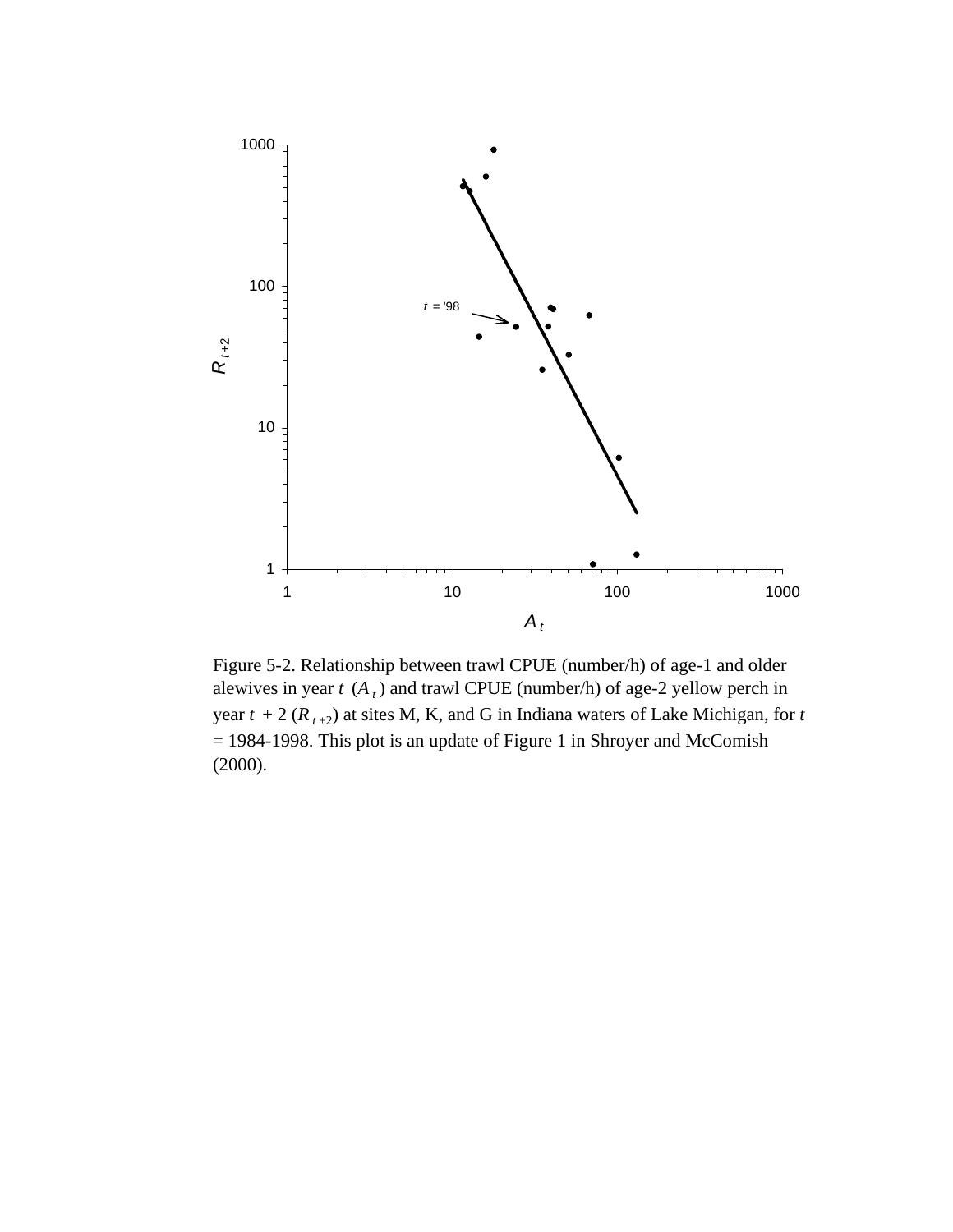Figure 5-2. Relationship between trawl CPUE (number/h) of age-1 and older alewives in year $t$ ($A_t$) and trawl CPUE (number/h) of age-2 yellow perch in year $t + 2$ ($R_{t+2}$) at sites M, K, and G in Indiana waters of Lake Michigan, for $t$ = 1984-1998. This plot is an update of Figure 1 in Shroyer and McComish (2000).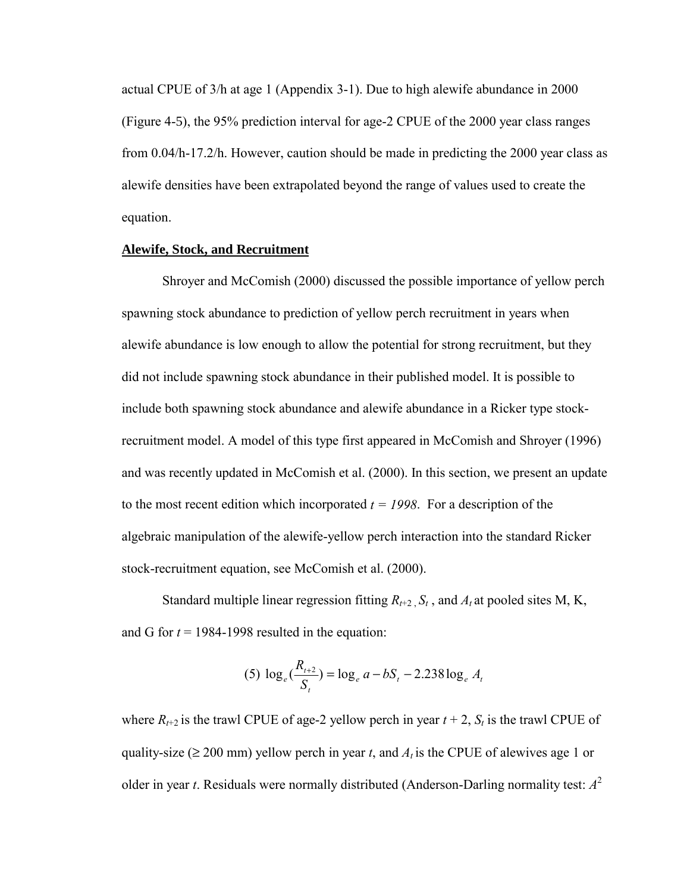actual CPUE of 3/h at age 1 (Appendix 3-1). Due to high alewife abundance in 2000 (Figure 4-5), the 95% prediction interval for age-2 CPUE of the 2000 year class ranges from 0.04/h-17.2/h. However, caution should be made in predicting the 2000 year class as alewife densities have been extrapolated beyond the range of values used to create the equation.

## Alewife, Stock, and Recruitment

Shroyer and McComish (2000) discussed the possible importance of yellow perch spawning stock abundance to prediction of yellow perch recruitment in years when alewife abundance is low enough to allow the potential for strong recruitment, but they did not include spawning stock abundance in their published model. It is possible to include both spawning stock abundance and alewife abundance in a Ricker type stock-recruitment model. A model of this type first appeared in McComish and Shroyer (1996) and was recently updated in McComish et al. (2000). In this section, we present an update to the most recent edition which incorporated $t = 1998$. For a description of the algebraic manipulation of the alewife-yellow perch interaction into the standard Ricker stock-recruitment equation, see McComish et al. (2000).

Standard multiple linear regression fitting $R_{t+2}$, $S_t$, and $A_t$ at pooled sites M, K, and G for $t$ = 1984-1998 resulted in the equation:

$$(5)\ \log_e\left(\frac{R_{t+2}}{S_t}\right) = \log_e a - bS_t - 2.238\log_e A_t$$

where $R_{t+2}$ is the trawl CPUE of age-2 yellow perch in year $t + 2$, $S_t$ is the trawl CPUE of quality-size (≥ 200 mm) yellow perch in year $t$, and $A_t$ is the CPUE of alewives age 1 or older in year $t$. Residuals were normally distributed (Anderson-Darling normality test: $A^2$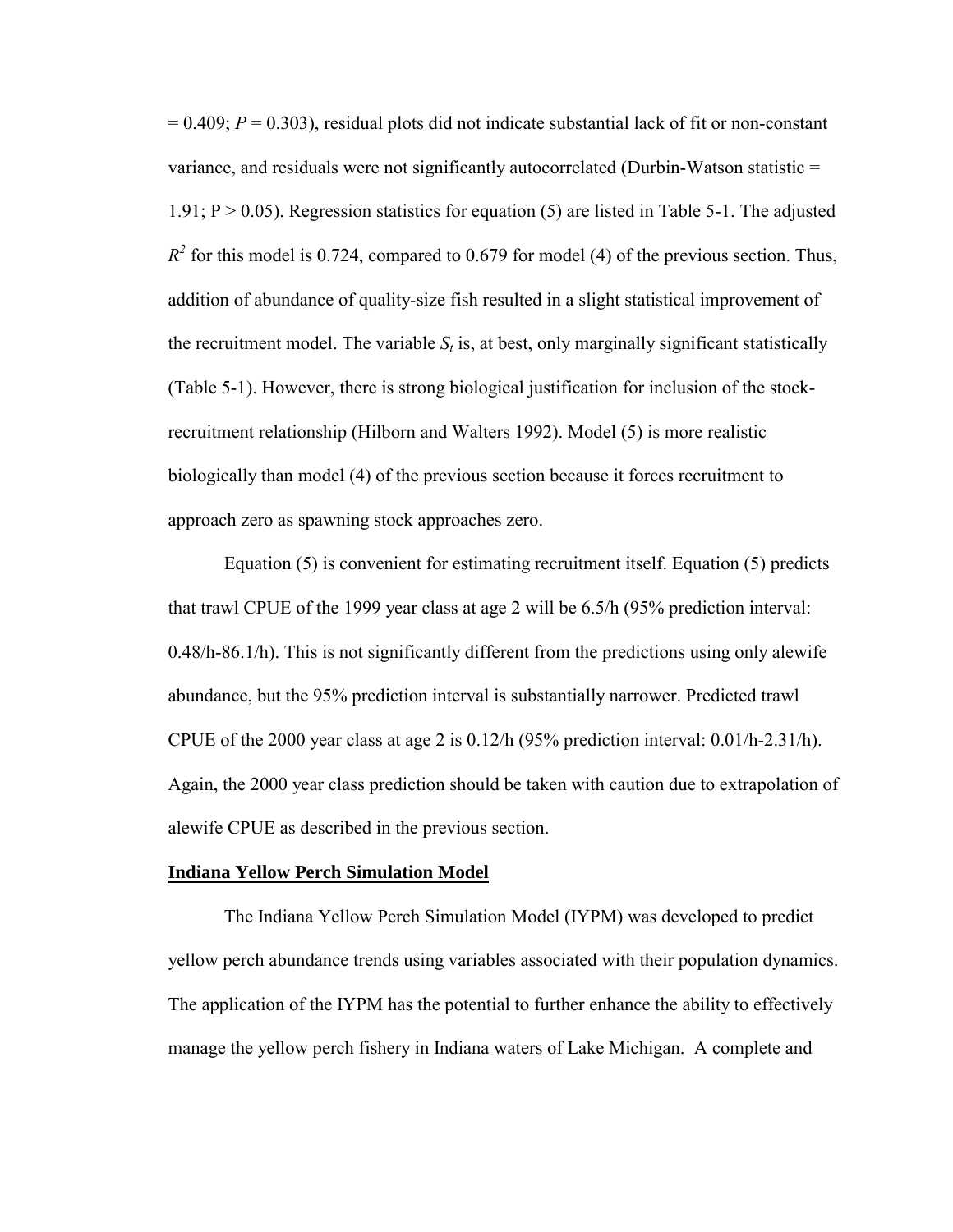= 0.409; $P$ = 0.303), residual plots did not indicate substantial lack of fit or non-constant variance, and residuals were not significantly autocorrelated (Durbin-Watson statistic = 1.91; $P > 0.05$). Regression statistics for equation (5) are listed in Table 5-1. The adjusted $R^2$ for this model is 0.724, compared to 0.679 for model (4) of the previous section. Thus, addition of abundance of quality-size fish resulted in a slight statistical improvement of the recruitment model. The variable $S_t$ is, at best, only marginally significant statistically (Table 5-1). However, there is strong biological justification for inclusion of the stock-recruitment relationship (Hilborn and Walters 1992). Model (5) is more realistic biologically than model (4) of the previous section because it forces recruitment to approach zero as spawning stock approaches zero.

Equation (5) is convenient for estimating recruitment itself. Equation (5) predicts that trawl CPUE of the 1999 year class at age 2 will be 6.5/h (95% prediction interval: 0.48/h-86.1/h). This is not significantly different from the predictions using only alewife abundance, but the 95% prediction interval is substantially narrower. Predicted trawl CPUE of the 2000 year class at age 2 is 0.12/h (95% prediction interval: 0.01/h-2.31/h). Again, the 2000 year class prediction should be taken with caution due to extrapolation of alewife CPUE as described in the previous section.

## Indiana Yellow Perch Simulation Model

The Indiana Yellow Perch Simulation Model (IYPM) was developed to predict yellow perch abundance trends using variables associated with their population dynamics. The application of the IYPM has the potential to further enhance the ability to effectively manage the yellow perch fishery in Indiana waters of Lake Michigan. A complete and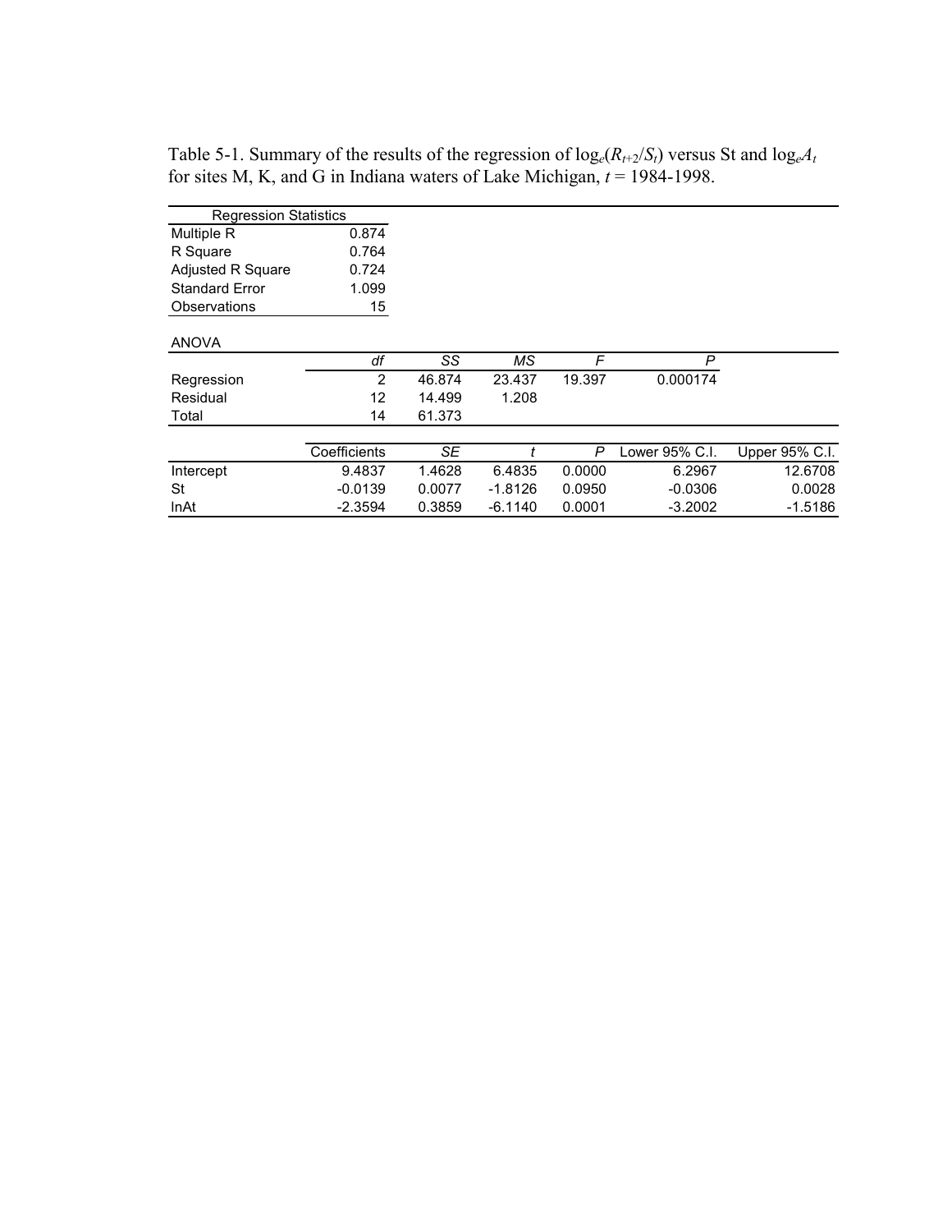Table 5-1. Summary of the results of the regression of $\log_e(R_{t+2}/S_t)$ versus St and $\log_e A_t$ for sites M, K, and G in Indiana waters of Lake Michigan, $t$ = 1984-1998.

| Regression Statistics | |
|---|---|
| Multiple R | 0.874 |
| R Square | 0.764 |
| Adjusted R Square | 0.724 |
| Standard Error | 1.099 |
| Observations | 15 |

ANOVA

| | *df* | *SS* | *MS* | *F* | *P* | |
|---|---|---|---|---|---|---|
| Regression | 2 | 46.874 | 23.437 | 19.397 | 0.000174 | |
| Residual | 12 | 14.499 | 1.208 | | | |
| Total | 14 | 61.373 | | | | |
| | Coefficients | *SE* | *t* | *P* | Lower 95% C.I. | Upper 95% C.I. |
| Intercept | 9.4837 | 1.4628 | 6.4835 | 0.0000 | 6.2967 | 12.6708 |
| St | -0.0139 | 0.0077 | -1.8126 | 0.0950 | -0.0306 | 0.0028 |
| lnAt | -2.3594 | 0.3859 | -6.1140 | 0.0001 | -3.2002 | -1.5186 |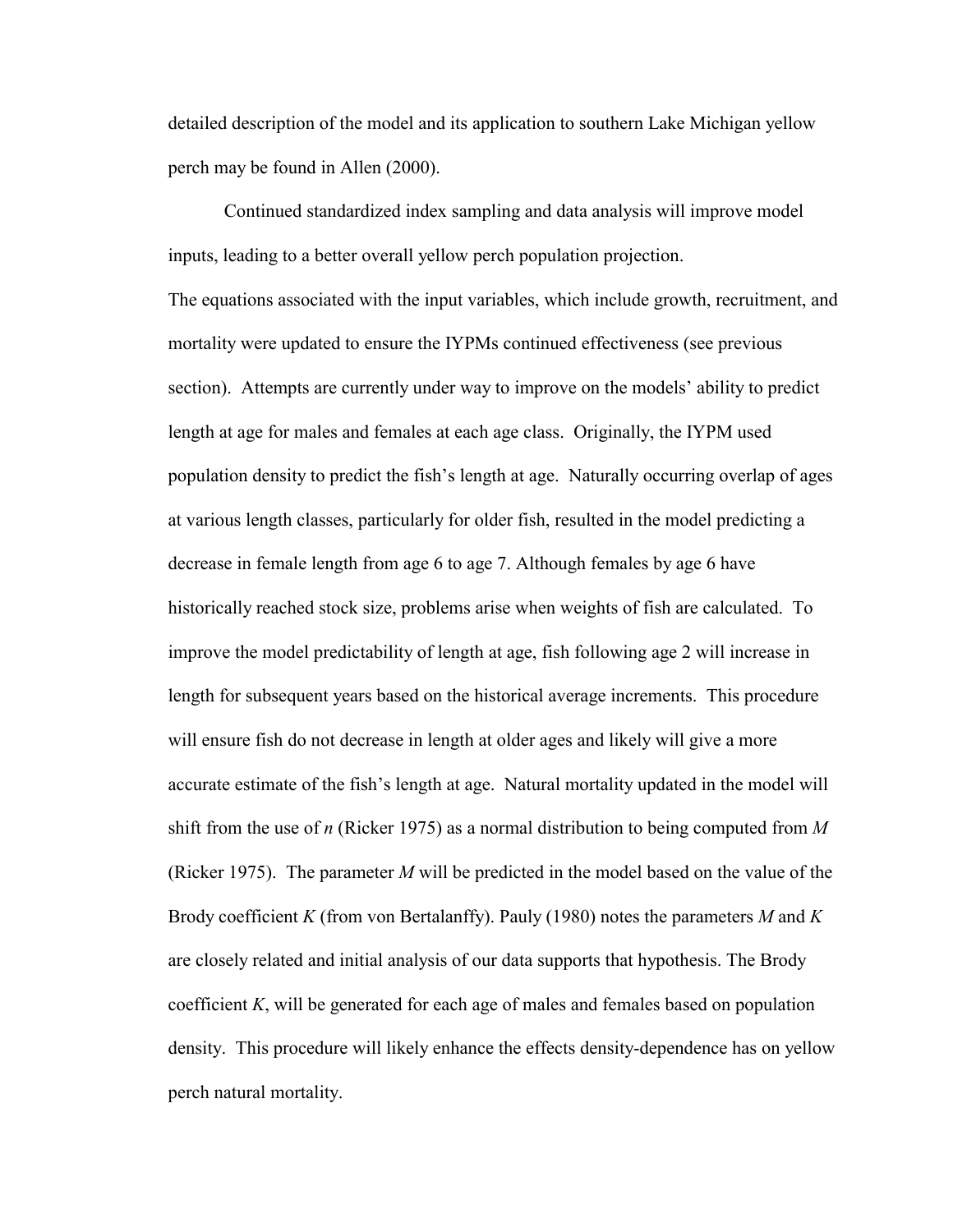detailed description of the model and its application to southern Lake Michigan yellow perch may be found in Allen (2000).

Continued standardized index sampling and data analysis will improve model inputs, leading to a better overall yellow perch population projection.

The equations associated with the input variables, which include growth, recruitment, and mortality were updated to ensure the IYPMs continued effectiveness (see previous section). Attempts are currently under way to improve on the models' ability to predict length at age for males and females at each age class. Originally, the IYPM used population density to predict the fish's length at age. Naturally occurring overlap of ages at various length classes, particularly for older fish, resulted in the model predicting a decrease in female length from age 6 to age 7. Although females by age 6 have historically reached stock size, problems arise when weights of fish are calculated. To improve the model predictability of length at age, fish following age 2 will increase in length for subsequent years based on the historical average increments. This procedure will ensure fish do not decrease in length at older ages and likely will give a more accurate estimate of the fish's length at age. Natural mortality updated in the model will shift from the use of $n$ (Ricker 1975) as a normal distribution to being computed from $M$ (Ricker 1975). The parameter $M$ will be predicted in the model based on the value of the Brody coefficient $K$ (from von Bertalanffy). Pauly (1980) notes the parameters $M$ and $K$ are closely related and initial analysis of our data supports that hypothesis. The Brody coefficient $K$, will be generated for each age of males and females based on population density. This procedure will likely enhance the effects density-dependence has on yellow perch natural mortality.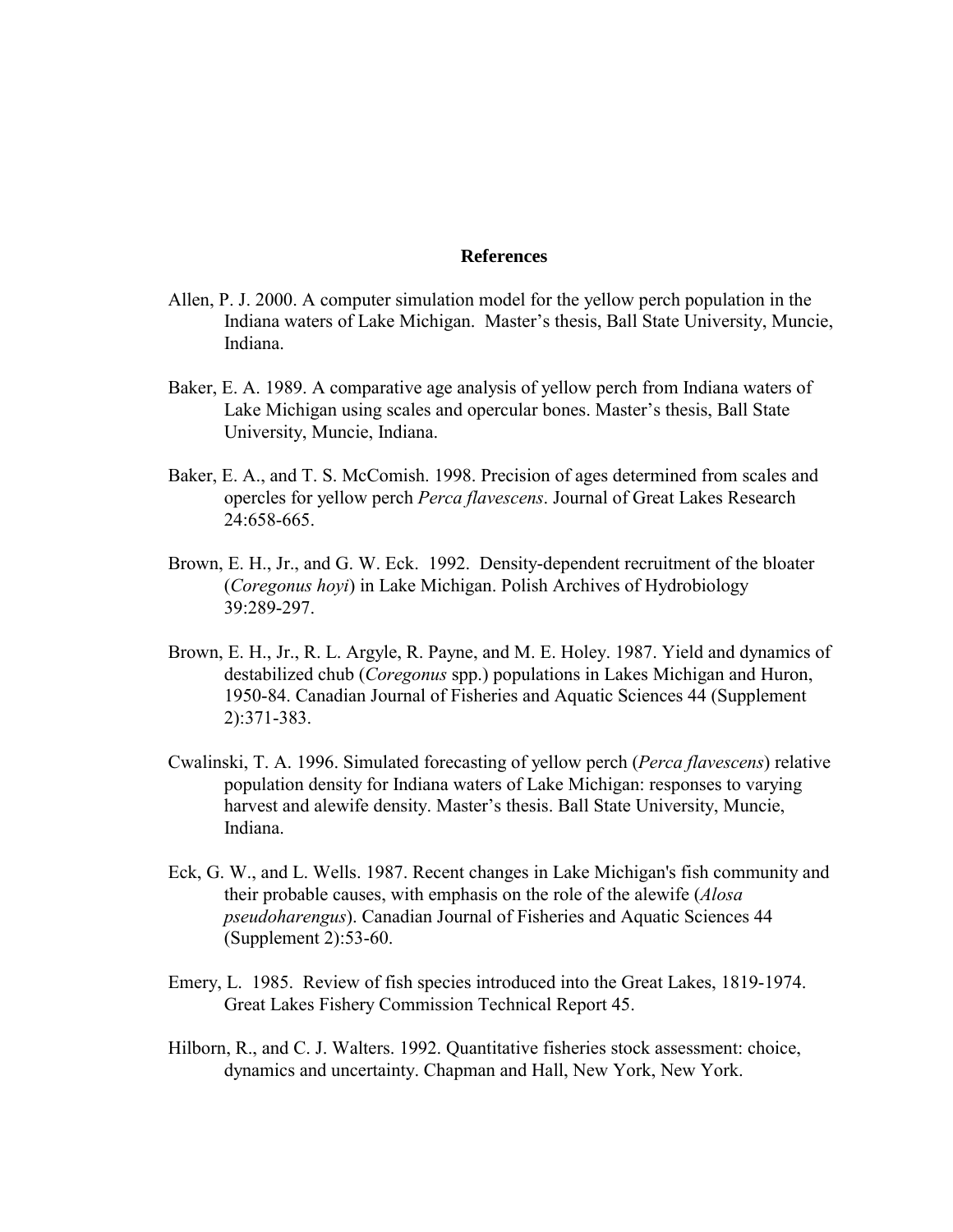## References

Allen, P. J. 2000. A computer simulation model for the yellow perch population in the Indiana waters of Lake Michigan. Master's thesis, Ball State University, Muncie, Indiana.

Baker, E. A. 1989. A comparative age analysis of yellow perch from Indiana waters of Lake Michigan using scales and opercular bones. Master's thesis, Ball State University, Muncie, Indiana.

Baker, E. A., and T. S. McComish. 1998. Precision of ages determined from scales and opercles for yellow perch *Perca flavescens*. Journal of Great Lakes Research 24:658-665.

Brown, E. H., Jr., and G. W. Eck. 1992. Density-dependent recruitment of the bloater (*Coregonus hoyi*) in Lake Michigan. Polish Archives of Hydrobiology 39:289-297.

Brown, E. H., Jr., R. L. Argyle, R. Payne, and M. E. Holey. 1987. Yield and dynamics of destabilized chub (*Coregonus* spp.) populations in Lakes Michigan and Huron, 1950-84. Canadian Journal of Fisheries and Aquatic Sciences 44 (Supplement 2):371-383.

Cwalinski, T. A. 1996. Simulated forecasting of yellow perch (*Perca flavescens*) relative population density for Indiana waters of Lake Michigan: responses to varying harvest and alewife density. Master's thesis. Ball State University, Muncie, Indiana.

Eck, G. W., and L. Wells. 1987. Recent changes in Lake Michigan's fish community and their probable causes, with emphasis on the role of the alewife (*Alosa pseudoharengus*). Canadian Journal of Fisheries and Aquatic Sciences 44 (Supplement 2):53-60.

Emery, L. 1985. Review of fish species introduced into the Great Lakes, 1819-1974. Great Lakes Fishery Commission Technical Report 45.

Hilborn, R., and C. J. Walters. 1992. Quantitative fisheries stock assessment: choice, dynamics and uncertainty. Chapman and Hall, New York, New York.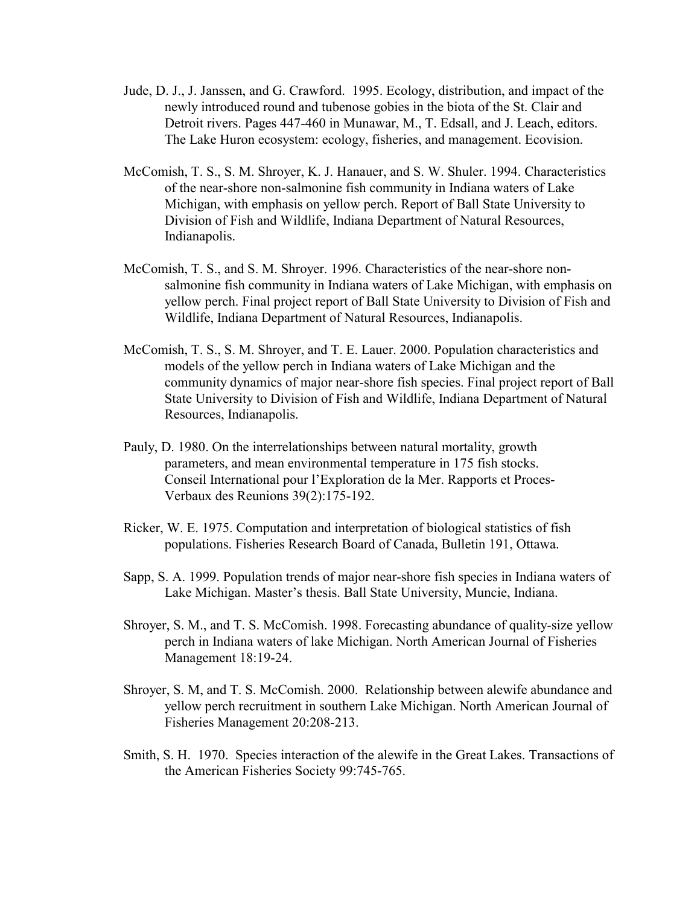Jude, D. J., J. Janssen, and G. Crawford. 1995. Ecology, distribution, and impact of the newly introduced round and tubenose gobies in the biota of the St. Clair and Detroit rivers. Pages 447-460 in Munawar, M., T. Edsall, and J. Leach, editors. The Lake Huron ecosystem: ecology, fisheries, and management. Ecovision.

McComish, T. S., S. M. Shroyer, K. J. Hanauer, and S. W. Shuler. 1994. Characteristics of the near-shore non-salmonine fish community in Indiana waters of Lake Michigan, with emphasis on yellow perch. Report of Ball State University to Division of Fish and Wildlife, Indiana Department of Natural Resources, Indianapolis.

McComish, T. S., and S. M. Shroyer. 1996. Characteristics of the near-shore non-salmonine fish community in Indiana waters of Lake Michigan, with emphasis on yellow perch. Final project report of Ball State University to Division of Fish and Wildlife, Indiana Department of Natural Resources, Indianapolis.

McComish, T. S., S. M. Shroyer, and T. E. Lauer. 2000. Population characteristics and models of the yellow perch in Indiana waters of Lake Michigan and the community dynamics of major near-shore fish species. Final project report of Ball State University to Division of Fish and Wildlife, Indiana Department of Natural Resources, Indianapolis.

Pauly, D. 1980. On the interrelationships between natural mortality, growth parameters, and mean environmental temperature in 175 fish stocks. Conseil International pour l'Exploration de la Mer. Rapports et Proces-Verbaux des Reunions 39(2):175-192.

Ricker, W. E. 1975. Computation and interpretation of biological statistics of fish populations. Fisheries Research Board of Canada, Bulletin 191, Ottawa.

Sapp, S. A. 1999. Population trends of major near-shore fish species in Indiana waters of Lake Michigan. Master's thesis. Ball State University, Muncie, Indiana.

Shroyer, S. M., and T. S. McComish. 1998. Forecasting abundance of quality-size yellow perch in Indiana waters of lake Michigan. North American Journal of Fisheries Management 18:19-24.

Shroyer, S. M, and T. S. McComish. 2000. Relationship between alewife abundance and yellow perch recruitment in southern Lake Michigan. North American Journal of Fisheries Management 20:208-213.

Smith, S. H. 1970. Species interaction of the alewife in the Great Lakes. Transactions of the American Fisheries Society 99:745-765.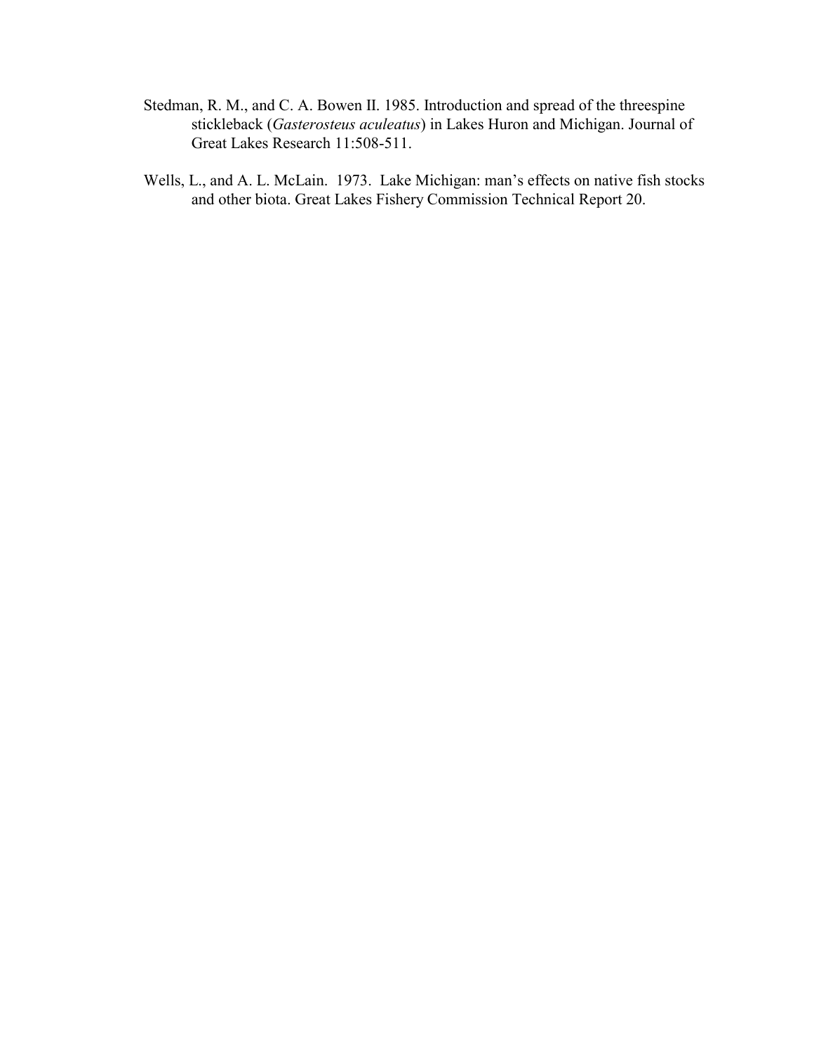Stedman, R. M., and C. A. Bowen II. 1985. Introduction and spread of the threespine stickleback (*Gasterosteus aculeatus*) in Lakes Huron and Michigan. Journal of Great Lakes Research 11:508-511.

Wells, L., and A. L. McLain. 1973. Lake Michigan: man's effects on native fish stocks and other biota. Great Lakes Fishery Commission Technical Report 20.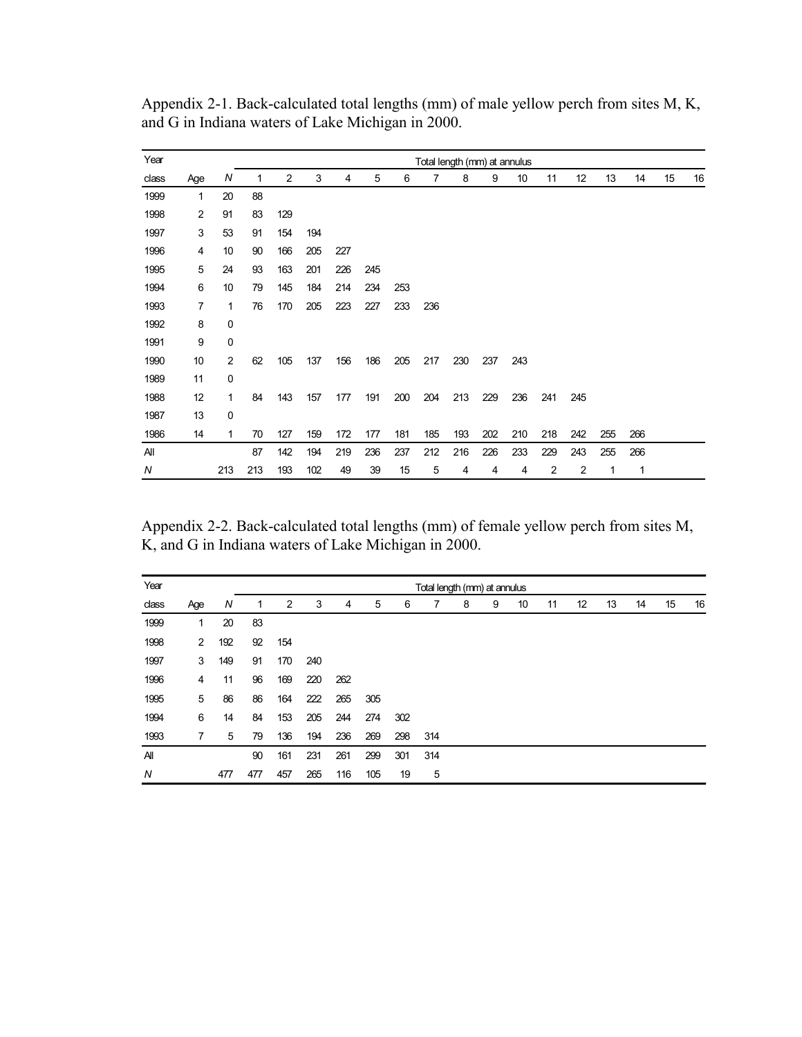Appendix 2-1. Back-calculated total lengths (mm) of male yellow perch from sites M, K, and G in Indiana waters of Lake Michigan in 2000.

| Year | | | Total length (mm) at annulus | | | | | | | | | | | | | | | |
|---|---|---|---|---|---|---|---|---|---|---|---|---|---|---|---|---|---|---|
| class | Age | *N* | 1 | 2 | 3 | 4 | 5 | 6 | 7 | 8 | 9 | 10 | 11 | 12 | 13 | 14 | 15 | 16 |
| 1999 | 1 | 20 | 88 | | | | | | | | | | | | | | | |
| 1998 | 2 | 91 | 83 | 129 | | | | | | | | | | | | | | |
| 1997 | 3 | 53 | 91 | 154 | 194 | | | | | | | | | | | | | |
| 1996 | 4 | 10 | 90 | 166 | 205 | 227 | | | | | | | | | | | | |
| 1995 | 5 | 24 | 93 | 163 | 201 | 226 | 245 | | | | | | | | | | | |
| 1994 | 6 | 10 | 79 | 145 | 184 | 214 | 234 | 253 | | | | | | | | | | |
| 1993 | 7 | 1 | 76 | 170 | 205 | 223 | 227 | 233 | 236 | | | | | | | | | |
| 1992 | 8 | 0 | | | | | | | | | | | | | | | | |
| 1991 | 9 | 0 | | | | | | | | | | | | | | | | |
| 1990 | 10 | 2 | 62 | 105 | 137 | 156 | 186 | 205 | 217 | 230 | 237 | 243 | | | | | | |
| 1989 | 11 | 0 | | | | | | | | | | | | | | | | |
| 1988 | 12 | 1 | 84 | 143 | 157 | 177 | 191 | 200 | 204 | 213 | 229 | 236 | 241 | 245 | | | | |
| 1987 | 13 | 0 | | | | | | | | | | | | | | | | |
| 1986 | 14 | 1 | 70 | 127 | 159 | 172 | 177 | 181 | 185 | 193 | 202 | 210 | 218 | 242 | 255 | 266 | | |
| All | | | 87 | 142 | 194 | 219 | 236 | 237 | 212 | 216 | 226 | 233 | 229 | 243 | 255 | 266 | | |
| *N* | | 213 | 213 | 193 | 102 | 49 | 39 | 15 | 5 | 4 | 4 | 4 | 2 | 2 | 1 | 1 | | |

Appendix 2-2. Back-calculated total lengths (mm) of female yellow perch from sites M, K, and G in Indiana waters of Lake Michigan in 2000.

| Year | | | Total length (mm) at annulus | | | | | | | | | | | | | | | |
|---|---|---|---|---|---|---|---|---|---|---|---|---|---|---|---|---|---|---|
| class | Age | *N* | 1 | 2 | 3 | 4 | 5 | 6 | 7 | 8 | 9 | 10 | 11 | 12 | 13 | 14 | 15 | 16 |
| 1999 | 1 | 20 | 83 | | | | | | | | | | | | | | | |
| 1998 | 2 | 192 | 92 | 154 | | | | | | | | | | | | | | |
| 1997 | 3 | 149 | 91 | 170 | 240 | | | | | | | | | | | | | |
| 1996 | 4 | 11 | 96 | 169 | 220 | 262 | | | | | | | | | | | | |
| 1995 | 5 | 86 | 86 | 164 | 222 | 265 | 305 | | | | | | | | | | | |
| 1994 | 6 | 14 | 84 | 153 | 205 | 244 | 274 | 302 | | | | | | | | | | |
| 1993 | 7 | 5 | 79 | 136 | 194 | 236 | 269 | 298 | 314 | | | | | | | | | |
| All | | | 90 | 161 | 231 | 261 | 299 | 301 | 314 | | | | | | | | | |
| *N* | | 477 | 477 | 457 | 265 | 116 | 105 | 19 | 5 | | | | | | | | | |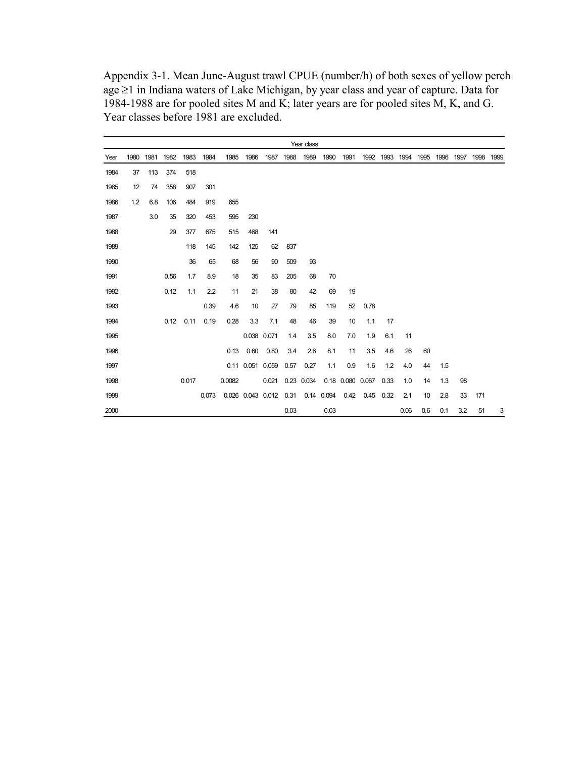Appendix 3-1. Mean June-August trawl CPUE (number/h) of both sexes of yellow perch age ≥1 in Indiana waters of Lake Michigan, by year class and year of capture. Data for 1984-1988 are for pooled sites M and K; later years are for pooled sites M, K, and G. Year classes before 1981 are excluded.

| | Year class | | | | | | | | | | | | | | | | | | | |
|---|---|---|---|---|---|---|---|---|---|---|---|---|---|---|---|---|---|---|---|---|
| Year | 1980 | 1981 | 1982 | 1983 | 1984 | 1985 | 1986 | 1987 | 1988 | 1989 | 1990 | 1991 | 1992 | 1993 | 1994 | 1995 | 1996 | 1997 | 1998 | 1999 |
| 1984 | 37 | 113 | 374 | 518 | | | | | | | | | | | | | | | | |
| 1985 | 12 | 74 | 358 | 907 | 301 | | | | | | | | | | | | | | | |
| 1986 | 1.2 | 6.8 | 106 | 484 | 919 | 655 | | | | | | | | | | | | | | |
| 1987 | | 3.0 | 35 | 320 | 453 | 595 | 230 | | | | | | | | | | | | | |
| 1988 | | | 29 | 377 | 675 | 515 | 468 | 141 | | | | | | | | | | | | |
| 1989 | | | | 118 | 145 | 142 | 125 | 62 | 837 | | | | | | | | | | | |
| 1990 | | | | 36 | 65 | 68 | 56 | 90 | 509 | 93 | | | | | | | | | | |
| 1991 | | | 0.56 | 1.7 | 8.9 | 18 | 35 | 83 | 205 | 68 | 70 | | | | | | | | | |
| 1992 | | | 0.12 | 1.1 | 2.2 | 11 | 21 | 38 | 80 | 42 | 69 | 19 | | | | | | | | |
| 1993 | | | | | 0.39 | 4.6 | 10 | 27 | 79 | 85 | 119 | 52 | 0.78 | | | | | | | |
| 1994 | | | 0.12 | 0.11 | 0.19 | 0.28 | 3.3 | 7.1 | 48 | 46 | 39 | 10 | 1.1 | 17 | | | | | | |
| 1995 | | | | | | | 0.038 | 0.071 | 1.4 | 3.5 | 8.0 | 7.0 | 1.9 | 6.1 | 11 | | | | | |
| 1996 | | | | | | 0.13 | 0.60 | 0.80 | 3.4 | 2.6 | 8.1 | 11 | 3.5 | 4.6 | 26 | 60 | | | | |
| 1997 | | | | | | 0.11 | 0.051 | 0.059 | 0.57 | 0.27 | 1.1 | 0.9 | 1.6 | 1.2 | 4.0 | 44 | 1.5 | | | |
| 1998 | | | | 0.017 | | 0.0082 | | 0.021 | 0.23 | 0.034 | 0.18 | 0.080 | 0.067 | 0.33 | 1.0 | 14 | 1.3 | 98 | | |
| 1999 | | | | | 0.073 | 0.026 | 0.043 | 0.012 | 0.31 | 0.14 | 0.094 | 0.42 | 0.45 | 0.32 | 2.1 | 10 | 2.8 | 33 | 171 | |
| 2000 | | | | | | | | | 0.03 | | 0.03 | | | | 0.06 | 0.6 | 0.1 | 3.2 | 51 | 3 |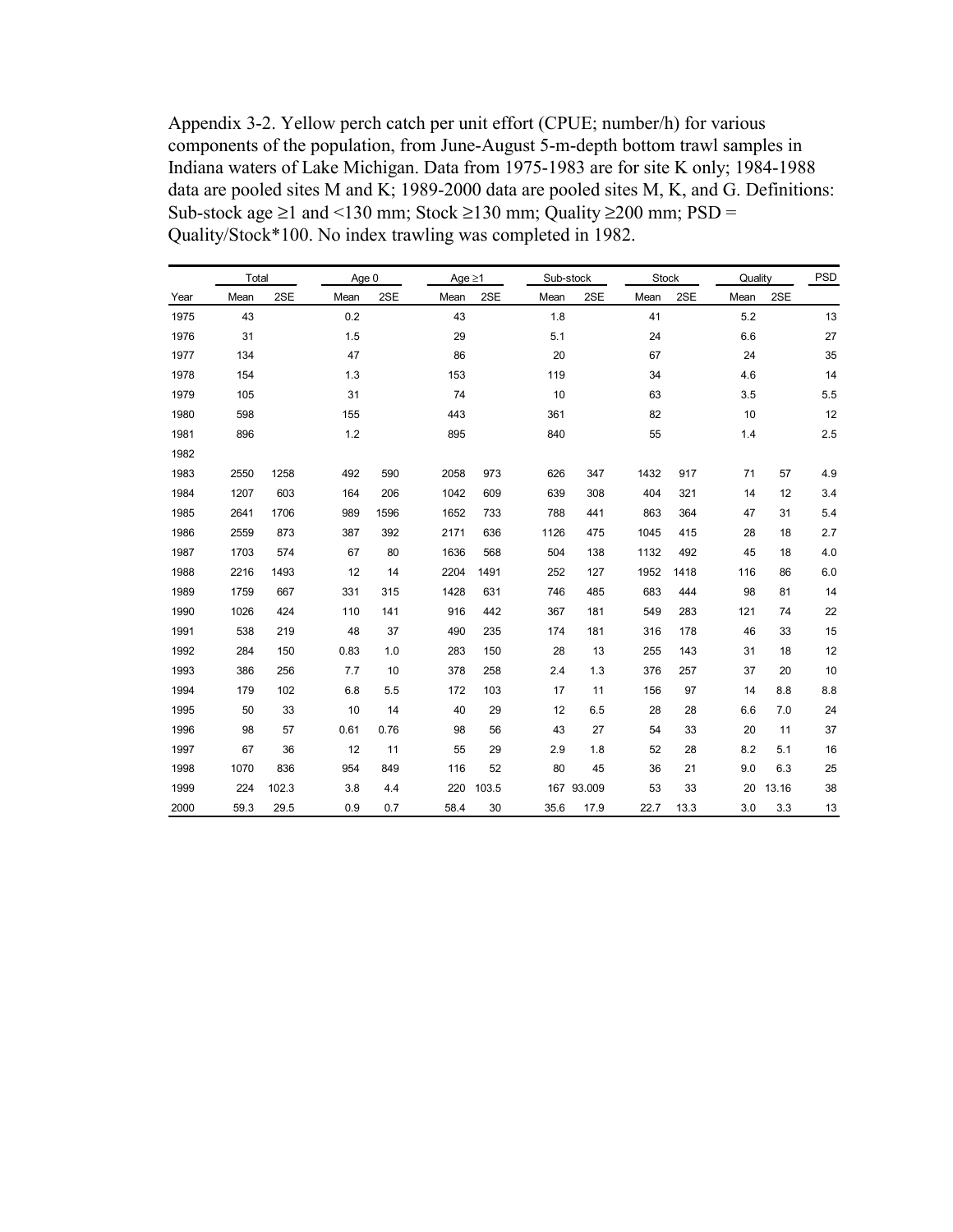Appendix 3-2. Yellow perch catch per unit effort (CPUE; number/h) for various components of the population, from June-August 5-m-depth bottom trawl samples in Indiana waters of Lake Michigan. Data from 1975-1983 are for site K only; 1984-1988 data are pooled sites M and K; 1989-2000 data are pooled sites M, K, and G. Definitions: Sub-stock age ≥1 and <130 mm; Stock ≥130 mm; Quality ≥200 mm; PSD = Quality/Stock*100. No index trawling was completed in 1982.

| | Total | | Age 0 | | Age ≥1 | | Sub-stock | | Stock | | Quality | | PSD |
|---|---|---|---|---|---|---|---|---|---|---|---|---|---|
| Year | Mean | 2SE | Mean | 2SE | Mean | 2SE | Mean | 2SE | Mean | 2SE | Mean | 2SE | |
| 1975 | 43 | | 0.2 | | 43 | | 1.8 | | 41 | | 5.2 | | 13 |
| 1976 | 31 | | 1.5 | | 29 | | 5.1 | | 24 | | 6.6 | | 27 |
| 1977 | 134 | | 47 | | 86 | | 20 | | 67 | | 24 | | 35 |
| 1978 | 154 | | 1.3 | | 153 | | 119 | | 34 | | 4.6 | | 14 |
| 1979 | 105 | | 31 | | 74 | | 10 | | 63 | | 3.5 | | 5.5 |
| 1980 | 598 | | 155 | | 443 | | 361 | | 82 | | 10 | | 12 |
| 1981 | 896 | | 1.2 | | 895 | | 840 | | 55 | | 1.4 | | 2.5 |
| 1982 | | | | | | | | | | | | | |
| 1983 | 2550 | 1258 | 492 | 590 | 2058 | 973 | 626 | 347 | 1432 | 917 | 71 | 57 | 4.9 |
| 1984 | 1207 | 603 | 164 | 206 | 1042 | 609 | 639 | 308 | 404 | 321 | 14 | 12 | 3.4 |
| 1985 | 2641 | 1706 | 989 | 1596 | 1652 | 733 | 788 | 441 | 863 | 364 | 47 | 31 | 5.4 |
| 1986 | 2559 | 873 | 387 | 392 | 2171 | 636 | 1126 | 475 | 1045 | 415 | 28 | 18 | 2.7 |
| 1987 | 1703 | 574 | 67 | 80 | 1636 | 568 | 504 | 138 | 1132 | 492 | 45 | 18 | 4.0 |
| 1988 | 2216 | 1493 | 12 | 14 | 2204 | 1491 | 252 | 127 | 1952 | 1418 | 116 | 86 | 6.0 |
| 1989 | 1759 | 667 | 331 | 315 | 1428 | 631 | 746 | 485 | 683 | 444 | 98 | 81 | 14 |
| 1990 | 1026 | 424 | 110 | 141 | 916 | 442 | 367 | 181 | 549 | 283 | 121 | 74 | 22 |
| 1991 | 538 | 219 | 48 | 37 | 490 | 235 | 174 | 181 | 316 | 178 | 46 | 33 | 15 |
| 1992 | 284 | 150 | 0.83 | 1.0 | 283 | 150 | 28 | 13 | 255 | 143 | 31 | 18 | 12 |
| 1993 | 386 | 256 | 7.7 | 10 | 378 | 258 | 2.4 | 1.3 | 376 | 257 | 37 | 20 | 10 |
| 1994 | 179 | 102 | 6.8 | 5.5 | 172 | 103 | 17 | 11 | 156 | 97 | 14 | 8.8 | 8.8 |
| 1995 | 50 | 33 | 10 | 14 | 40 | 29 | 12 | 6.5 | 28 | 28 | 6.6 | 7.0 | 24 |
| 1996 | 98 | 57 | 0.61 | 0.76 | 98 | 56 | 43 | 27 | 54 | 33 | 20 | 11 | 37 |
| 1997 | 67 | 36 | 12 | 11 | 55 | 29 | 2.9 | 1.8 | 52 | 28 | 8.2 | 5.1 | 16 |
| 1998 | 1070 | 836 | 954 | 849 | 116 | 52 | 80 | 45 | 36 | 21 | 9.0 | 6.3 | 25 |
| 1999 | 224 | 102.3 | 3.8 | 4.4 | 220 | 103.5 | 167 | 93.009 | 53 | 33 | 20 | 13.16 | 38 |
| 2000 | 59.3 | 29.5 | 0.9 | 0.7 | 58.4 | 30 | 35.6 | 17.9 | 22.7 | 13.3 | 3.0 | 3.3 | 13 |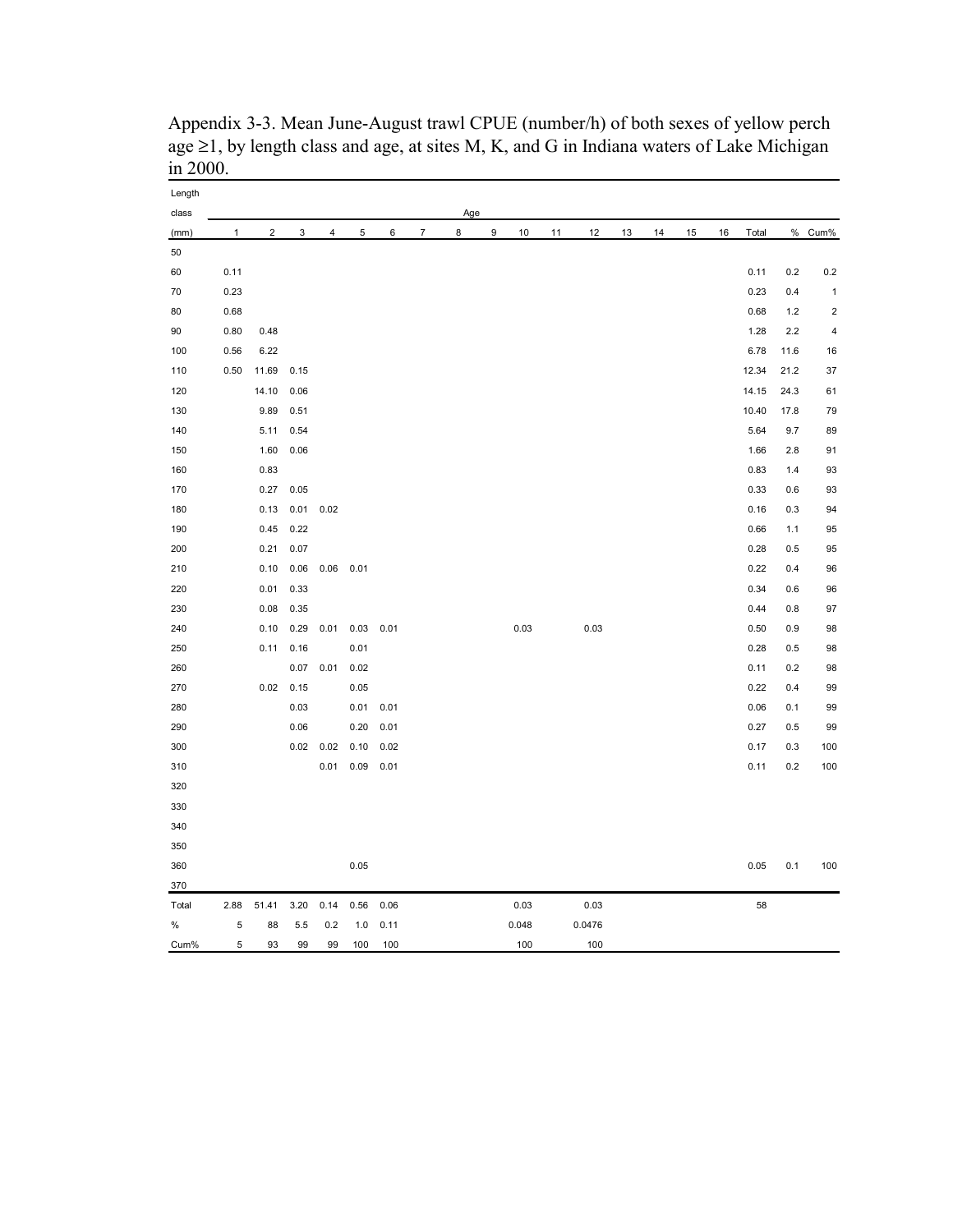Appendix 3-3. Mean June-August trawl CPUE (number/h) of both sexes of yellow perch age ≥1, by length class and age, at sites M, K, and G in Indiana waters of Lake Michigan in 2000.

| Length class (mm) | Age 1 | 2 | 3 | 4 | 5 | 6 | 7 | 8 | 9 | 10 | 11 | 12 | 13 | 14 | 15 | 16 | Total | % | Cum% |
|---|---|---|---|---|---|---|---|---|---|---|---|---|---|---|---|---|---|---|---|
| 50 | | | | | | | | | | | | | | | | | | | |
| 60 | 0.11 | | | | | | | | | | | | | | | | 0.11 | 0.2 | 0.2 |
| 70 | 0.23 | | | | | | | | | | | | | | | | 0.23 | 0.4 | 1 |
| 80 | 0.68 | | | | | | | | | | | | | | | | 0.68 | 1.2 | 2 |
| 90 | 0.80 | 0.48 | | | | | | | | | | | | | | | 1.28 | 2.2 | 4 |
| 100 | 0.56 | 6.22 | | | | | | | | | | | | | | | 6.78 | 11.6 | 16 |
| 110 | 0.50 | 11.69 | 0.15 | | | | | | | | | | | | | | 12.34 | 21.2 | 37 |
| 120 | | 14.10 | 0.06 | | | | | | | | | | | | | | 14.15 | 24.3 | 61 |
| 130 | | 9.89 | 0.51 | | | | | | | | | | | | | | 10.40 | 17.8 | 79 |
| 140 | | 5.11 | 0.54 | | | | | | | | | | | | | | 5.64 | 9.7 | 89 |
| 150 | | 1.60 | 0.06 | | | | | | | | | | | | | | 1.66 | 2.8 | 91 |
| 160 | | 0.83 | | | | | | | | | | | | | | | 0.83 | 1.4 | 93 |
| 170 | | 0.27 | 0.05 | | | | | | | | | | | | | | 0.33 | 0.6 | 93 |
| 180 | | 0.13 | 0.01 | 0.02 | | | | | | | | | | | | | 0.16 | 0.3 | 94 |
| 190 | | 0.45 | 0.22 | | | | | | | | | | | | | | 0.66 | 1.1 | 95 |
| 200 | | 0.21 | 0.07 | | | | | | | | | | | | | | 0.28 | 0.5 | 95 |
| 210 | | 0.10 | 0.06 | 0.06 | 0.01 | | | | | | | | | | | | 0.22 | 0.4 | 96 |
| 220 | | 0.01 | 0.33 | | | | | | | | | | | | | | 0.34 | 0.6 | 96 |
| 230 | | 0.08 | 0.35 | | | | | | | | | | | | | | 0.44 | 0.8 | 97 |
| 240 | | 0.10 | 0.29 | 0.01 | 0.03 | 0.01 | | | | 0.03 | | 0.03 | | | | | 0.50 | 0.9 | 98 |
| 250 | | 0.11 | 0.16 | | 0.01 | | | | | | | | | | | | 0.28 | 0.5 | 98 |
| 260 | | | 0.07 | 0.01 | 0.02 | | | | | | | | | | | | 0.11 | 0.2 | 98 |
| 270 | | 0.02 | 0.15 | | 0.05 | | | | | | | | | | | | 0.22 | 0.4 | 99 |
| 280 | | | 0.03 | | 0.01 | 0.01 | | | | | | | | | | | 0.06 | 0.1 | 99 |
| 290 | | | 0.06 | | 0.20 | 0.01 | | | | | | | | | | | 0.27 | 0.5 | 99 |
| 300 | | | 0.02 | 0.02 | 0.10 | 0.02 | | | | | | | | | | | 0.17 | 0.3 | 100 |
| 310 | | | | 0.01 | 0.09 | 0.01 | | | | | | | | | | | 0.11 | 0.2 | 100 |
| 320 | | | | | | | | | | | | | | | | | | | |
| 330 | | | | | | | | | | | | | | | | | | | |
| 340 | | | | | | | | | | | | | | | | | | | |
| 350 | | | | | | | | | | | | | | | | | | | |
| 360 | | | | | 0.05 | | | | | | | | | | | | 0.05 | 0.1 | 100 |
| 370 | | | | | | | | | | | | | | | | | | | |
| Total | 2.88 | 51.41 | 3.20 | 0.14 | 0.56 | 0.06 | | | | 0.03 | | 0.03 | | | | | 58 | | |
| % | 5 | 88 | 5.5 | 0.2 | 1.0 | 0.11 | | | | 0.048 | | 0.0476 | | | | | | | |
| Cum% | 5 | 93 | 99 | 99 | 100 | 100 | | | | 100 | | 100 | | | | | | | |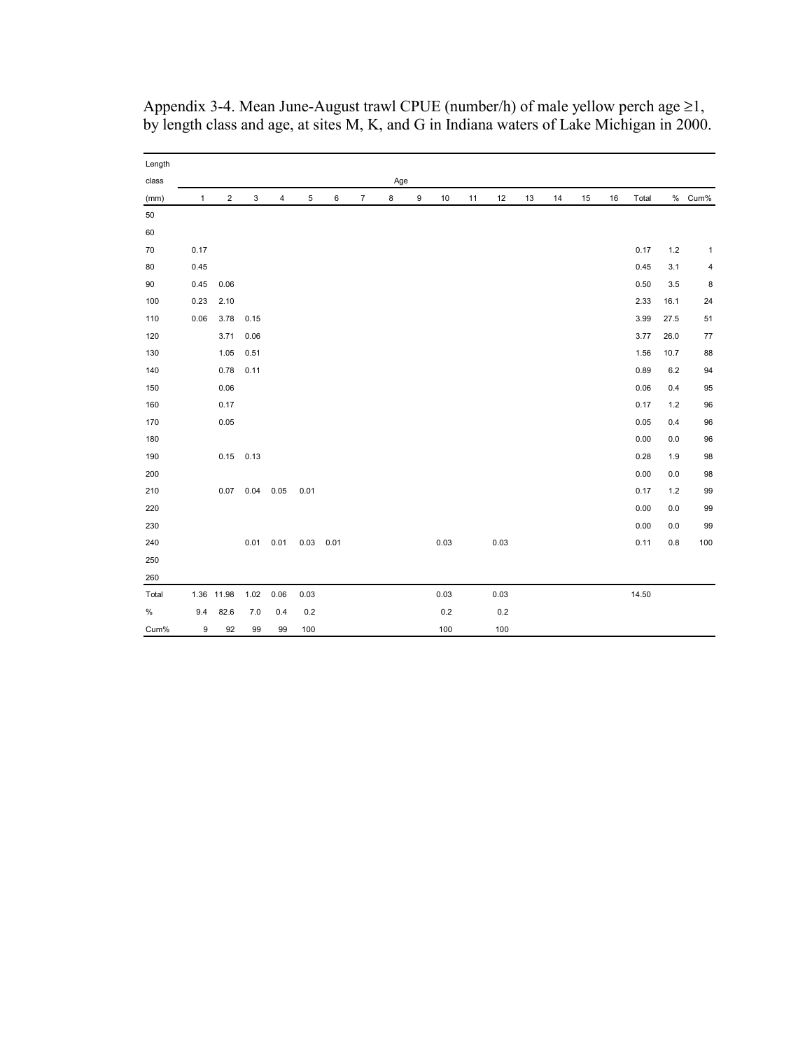Appendix 3-4. Mean June-August trawl CPUE (number/h) of male yellow perch age ≥1, by length class and age, at sites M, K, and G in Indiana waters of Lake Michigan in 2000.

| Length class (mm) | Age 1 | 2 | 3 | 4 | 5 | 6 | 7 | 8 | 9 | 10 | 11 | 12 | 13 | 14 | 15 | 16 | Total | % | Cum% |
|---|---|---|---|---|---|---|---|---|---|---|---|---|---|---|---|---|---|---|---|
| 50 | | | | | | | | | | | | | | | | | | | |
| 60 | | | | | | | | | | | | | | | | | | | |
| 70 | 0.17 | | | | | | | | | | | | | | | | 0.17 | 1.2 | 1 |
| 80 | 0.45 | | | | | | | | | | | | | | | | 0.45 | 3.1 | 4 |
| 90 | 0.45 | 0.06 | | | | | | | | | | | | | | | 0.50 | 3.5 | 8 |
| 100 | 0.23 | 2.10 | | | | | | | | | | | | | | | 2.33 | 16.1 | 24 |
| 110 | 0.06 | 3.78 | 0.15 | | | | | | | | | | | | | | 3.99 | 27.5 | 51 |
| 120 | | 3.71 | 0.06 | | | | | | | | | | | | | | 3.77 | 26.0 | 77 |
| 130 | | 1.05 | 0.51 | | | | | | | | | | | | | | 1.56 | 10.7 | 88 |
| 140 | | 0.78 | 0.11 | | | | | | | | | | | | | | 0.89 | 6.2 | 94 |
| 150 | | 0.06 | | | | | | | | | | | | | | | 0.06 | 0.4 | 95 |
| 160 | | 0.17 | | | | | | | | | | | | | | | 0.17 | 1.2 | 96 |
| 170 | | 0.05 | | | | | | | | | | | | | | | 0.05 | 0.4 | 96 |
| 180 | | | | | | | | | | | | | | | | | 0.00 | 0.0 | 96 |
| 190 | | 0.15 | 0.13 | | | | | | | | | | | | | | 0.28 | 1.9 | 98 |
| 200 | | | | | | | | | | | | | | | | | 0.00 | 0.0 | 98 |
| 210 | | 0.07 | 0.04 | 0.05 | 0.01 | | | | | | | | | | | | 0.17 | 1.2 | 99 |
| 220 | | | | | | | | | | | | | | | | | 0.00 | 0.0 | 99 |
| 230 | | | | | | | | | | | | | | | | | 0.00 | 0.0 | 99 |
| 240 | | | 0.01 | 0.01 | 0.03 | 0.01 | | | | 0.03 | | 0.03 | | | | | 0.11 | 0.8 | 100 |
| 250 | | | | | | | | | | | | | | | | | | | |
| 260 | | | | | | | | | | | | | | | | | | | |
| Total | 1.36 | 11.98 | 1.02 | 0.06 | 0.03 | | | | | 0.03 | | 0.03 | | | | | 14.50 | | |
| % | 9.4 | 82.6 | 7.0 | 0.4 | 0.2 | | | | | 0.2 | | 0.2 | | | | | | | |
| Cum% | 9 | 92 | 99 | 99 | 100 | | | | | 100 | | 100 | | | | | | | |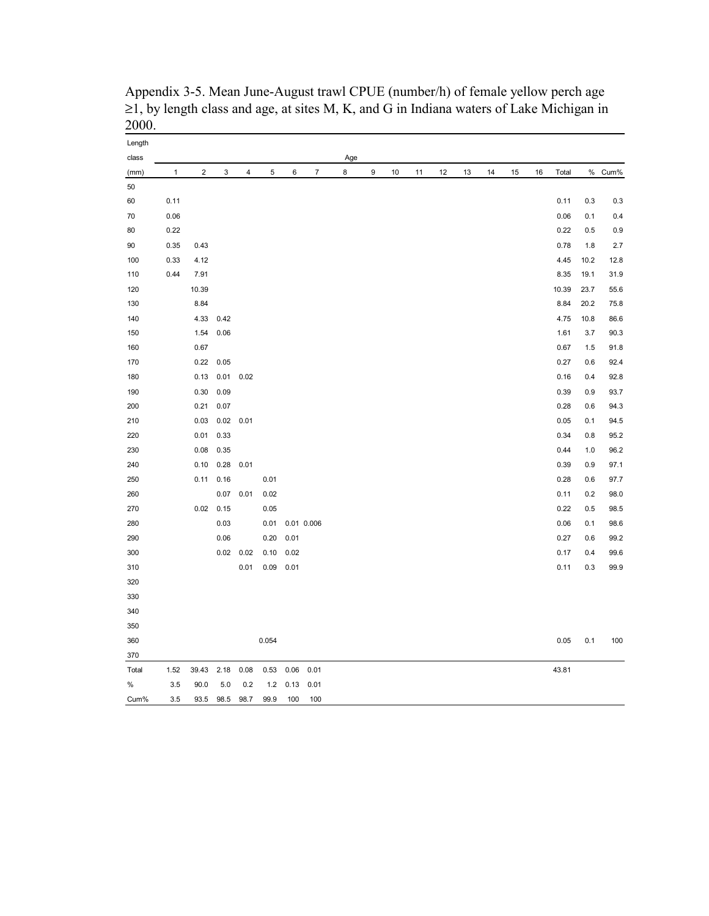Appendix 3-5. Mean June-August trawl CPUE (number/h) of female yellow perch age ≥1, by length class and age, at sites M, K, and G in Indiana waters of Lake Michigan in 2000.

| Length class (mm) | Age 1 | 2 | 3 | 4 | 5 | 6 | 7 | 8 | 9 | 10 | 11 | 12 | 13 | 14 | 15 | 16 | Total | % | Cum% |
|---|---|---|---|---|---|---|---|---|---|---|---|---|---|---|---|---|---|---|---|
| 50 | | | | | | | | | | | | | | | | | | | |
| 60 | 0.11 | | | | | | | | | | | | | | | | 0.11 | 0.3 | 0.3 |
| 70 | 0.06 | | | | | | | | | | | | | | | | 0.06 | 0.1 | 0.4 |
| 80 | 0.22 | | | | | | | | | | | | | | | | 0.22 | 0.5 | 0.9 |
| 90 | 0.35 | 0.43 | | | | | | | | | | | | | | | 0.78 | 1.8 | 2.7 |
| 100 | 0.33 | 4.12 | | | | | | | | | | | | | | | 4.45 | 10.2 | 12.8 |
| 110 | 0.44 | 7.91 | | | | | | | | | | | | | | | 8.35 | 19.1 | 31.9 |
| 120 | | 10.39 | | | | | | | | | | | | | | | 10.39 | 23.7 | 55.6 |
| 130 | | 8.84 | | | | | | | | | | | | | | | 8.84 | 20.2 | 75.8 |
| 140 | | 4.33 | 0.42 | | | | | | | | | | | | | | 4.75 | 10.8 | 86.6 |
| 150 | | 1.54 | 0.06 | | | | | | | | | | | | | | 1.61 | 3.7 | 90.3 |
| 160 | | 0.67 | | | | | | | | | | | | | | | 0.67 | 1.5 | 91.8 |
| 170 | | 0.22 | 0.05 | | | | | | | | | | | | | | 0.27 | 0.6 | 92.4 |
| 180 | | 0.13 | 0.01 | 0.02 | | | | | | | | | | | | | 0.16 | 0.4 | 92.8 |
| 190 | | 0.30 | 0.09 | | | | | | | | | | | | | | 0.39 | 0.9 | 93.7 |
| 200 | | 0.21 | 0.07 | | | | | | | | | | | | | | 0.28 | 0.6 | 94.3 |
| 210 | | 0.03 | 0.02 | 0.01 | | | | | | | | | | | | | 0.05 | 0.1 | 94.5 |
| 220 | | 0.01 | 0.33 | | | | | | | | | | | | | | 0.34 | 0.8 | 95.2 |
| 230 | | 0.08 | 0.35 | | | | | | | | | | | | | | 0.44 | 1.0 | 96.2 |
| 240 | | 0.10 | 0.28 | 0.01 | | | | | | | | | | | | | 0.39 | 0.9 | 97.1 |
| 250 | | 0.11 | 0.16 | | 0.01 | | | | | | | | | | | | 0.28 | 0.6 | 97.7 |
| 260 | | | 0.07 | 0.01 | 0.02 | | | | | | | | | | | | 0.11 | 0.2 | 98.0 |
| 270 | | 0.02 | 0.15 | | 0.05 | | | | | | | | | | | | 0.22 | 0.5 | 98.5 |
| 280 | | | 0.03 | | 0.01 | 0.01 | 0.006 | | | | | | | | | | 0.06 | 0.1 | 98.6 |
| 290 | | | 0.06 | | 0.20 | 0.01 | | | | | | | | | | | 0.27 | 0.6 | 99.2 |
| 300 | | | 0.02 | 0.02 | 0.10 | 0.02 | | | | | | | | | | | 0.17 | 0.4 | 99.6 |
| 310 | | | | 0.01 | 0.09 | 0.01 | | | | | | | | | | | 0.11 | 0.3 | 99.9 |
| 320 | | | | | | | | | | | | | | | | | | | |
| 330 | | | | | | | | | | | | | | | | | | | |
| 340 | | | | | | | | | | | | | | | | | | | |
| 350 | | | | | | | | | | | | | | | | | | | |
| 360 | | | | | 0.054 | | | | | | | | | | | | 0.05 | 0.1 | 100 |
| 370 | | | | | | | | | | | | | | | | | | | |
| Total | 1.52 | 39.43 | 2.18 | 0.08 | 0.53 | 0.06 | 0.01 | | | | | | | | | | 43.81 | | |
| % | 3.5 | 90.0 | 5.0 | 0.2 | 1.2 | 0.13 | 0.01 | | | | | | | | | | | | |
| Cum% | 3.5 | 93.5 | 98.5 | 98.7 | 99.9 | 100 | 100 | | | | | | | | | | | | |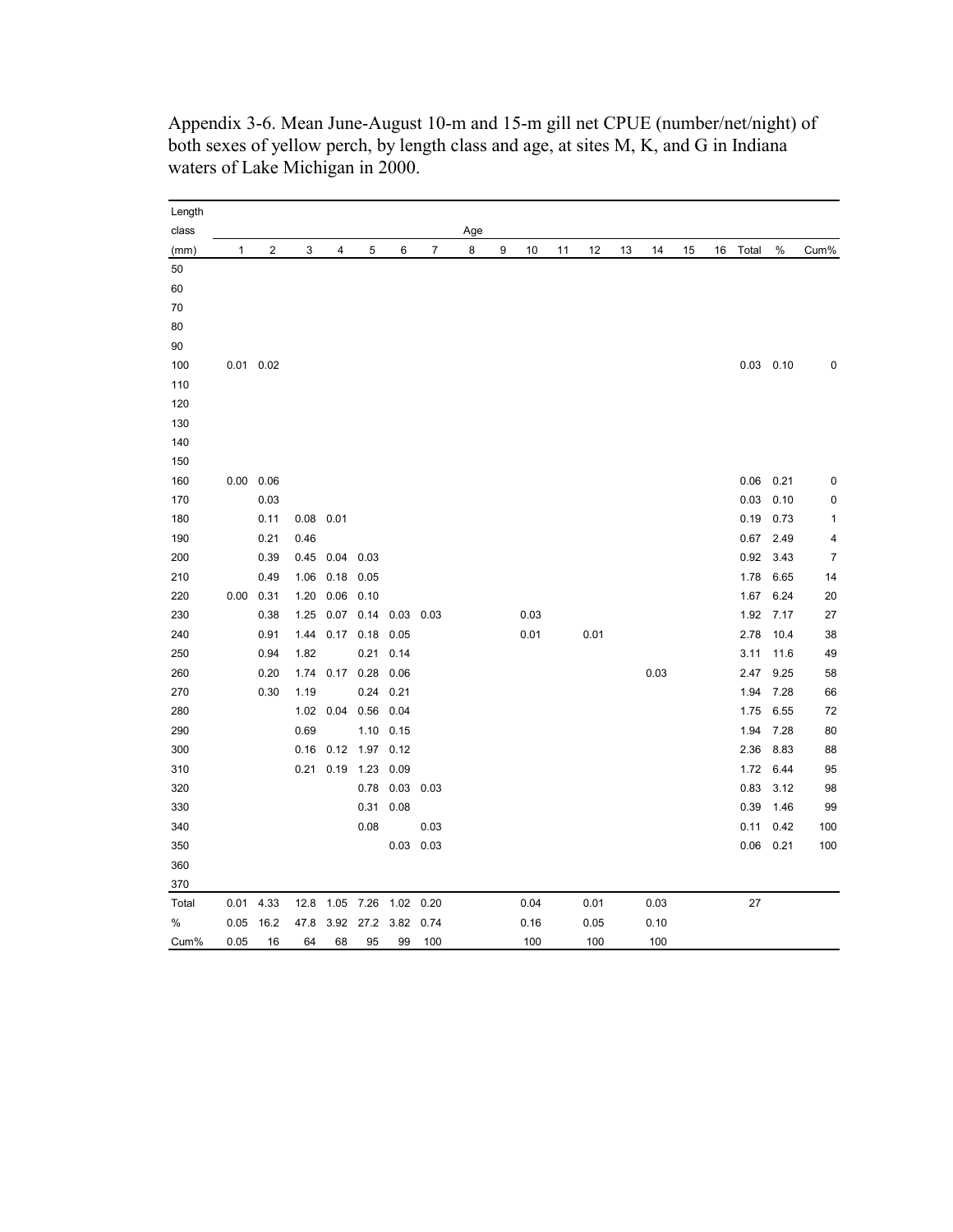Appendix 3-6. Mean June-August 10-m and 15-m gill net CPUE (number/net/night) of both sexes of yellow perch, by length class and age, at sites M, K, and G in Indiana waters of Lake Michigan in 2000.

| Length class | Age | | | | | | | | | | | | | | | | | | |
|---|---|---|---|---|---|---|---|---|---|---|---|---|---|---|---|---|---|---|---|
| (mm) | 1 | 2 | 3 | 4 | 5 | 6 | 7 | 8 | 9 | 10 | 11 | 12 | 13 | 14 | 15 | 16 | Total | % | Cum% |
| 50 | | | | | | | | | | | | | | | | | | | |
| 60 | | | | | | | | | | | | | | | | | | | |
| 70 | | | | | | | | | | | | | | | | | | | |
| 80 | | | | | | | | | | | | | | | | | | | |
| 90 | | | | | | | | | | | | | | | | | | | |
| 100 | 0.01 | 0.02 | | | | | | | | | | | | | | | 0.03 | 0.10 | 0 |
| 110 | | | | | | | | | | | | | | | | | | | |
| 120 | | | | | | | | | | | | | | | | | | | |
| 130 | | | | | | | | | | | | | | | | | | | |
| 140 | | | | | | | | | | | | | | | | | | | |
| 150 | | | | | | | | | | | | | | | | | | | |
| 160 | 0.00 | 0.06 | | | | | | | | | | | | | | | 0.06 | 0.21 | 0 |
| 170 | | 0.03 | | | | | | | | | | | | | | | 0.03 | 0.10 | 0 |
| 180 | | 0.11 | 0.08 | 0.01 | | | | | | | | | | | | | 0.19 | 0.73 | 1 |
| 190 | | 0.21 | 0.46 | | | | | | | | | | | | | | 0.67 | 2.49 | 4 |
| 200 | | 0.39 | 0.45 | 0.04 | 0.03 | | | | | | | | | | | | 0.92 | 3.43 | 7 |
| 210 | | 0.49 | 1.06 | 0.18 | 0.05 | | | | | | | | | | | | 1.78 | 6.65 | 14 |
| 220 | 0.00 | 0.31 | 1.20 | 0.06 | 0.10 | | | | | | | | | | | | 1.67 | 6.24 | 20 |
| 230 | | 0.38 | 1.25 | 0.07 | 0.14 | 0.03 | 0.03 | | | 0.03 | | | | | | | 1.92 | 7.17 | 27 |
| 240 | | 0.91 | 1.44 | 0.17 | 0.18 | 0.05 | | | | 0.01 | | 0.01 | | | | | 2.78 | 10.4 | 38 |
| 250 | | 0.94 | 1.82 | | 0.21 | 0.14 | | | | | | | | | | | 3.11 | 11.6 | 49 |
| 260 | | 0.20 | 1.74 | 0.17 | 0.28 | 0.06 | | | | | | | | 0.03 | | | 2.47 | 9.25 | 58 |
| 270 | | 0.30 | 1.19 | | 0.24 | 0.21 | | | | | | | | | | | 1.94 | 7.28 | 66 |
| 280 | | | 1.02 | 0.04 | 0.56 | 0.04 | | | | | | | | | | | 1.75 | 6.55 | 72 |
| 290 | | | 0.69 | | 1.10 | 0.15 | | | | | | | | | | | 1.94 | 7.28 | 80 |
| 300 | | | 0.16 | 0.12 | 1.97 | 0.12 | | | | | | | | | | | 2.36 | 8.83 | 88 |
| 310 | | | 0.21 | 0.19 | 1.23 | 0.09 | | | | | | | | | | | 1.72 | 6.44 | 95 |
| 320 | | | | | 0.78 | 0.03 | 0.03 | | | | | | | | | | 0.83 | 3.12 | 98 |
| 330 | | | | | 0.31 | 0.08 | | | | | | | | | | | 0.39 | 1.46 | 99 |
| 340 | | | | | 0.08 | | 0.03 | | | | | | | | | | 0.11 | 0.42 | 100 |
| 350 | | | | | | 0.03 | 0.03 | | | | | | | | | | 0.06 | 0.21 | 100 |
| 360 | | | | | | | | | | | | | | | | | | | |
| 370 | | | | | | | | | | | | | | | | | | | |
| Total | 0.01 | 4.33 | 12.8 | 1.05 | 7.26 | 1.02 | 0.20 | | | 0.04 | | 0.01 | | 0.03 | | | 27 | | |
| % | 0.05 | 16.2 | 47.8 | 3.92 | 27.2 | 3.82 | 0.74 | | | 0.16 | | 0.05 | | 0.10 | | | | | |
| Cum% | 0.05 | 16 | 64 | 68 | 95 | 99 | 100 | | | 100 | | 100 | | 100 | | | | | |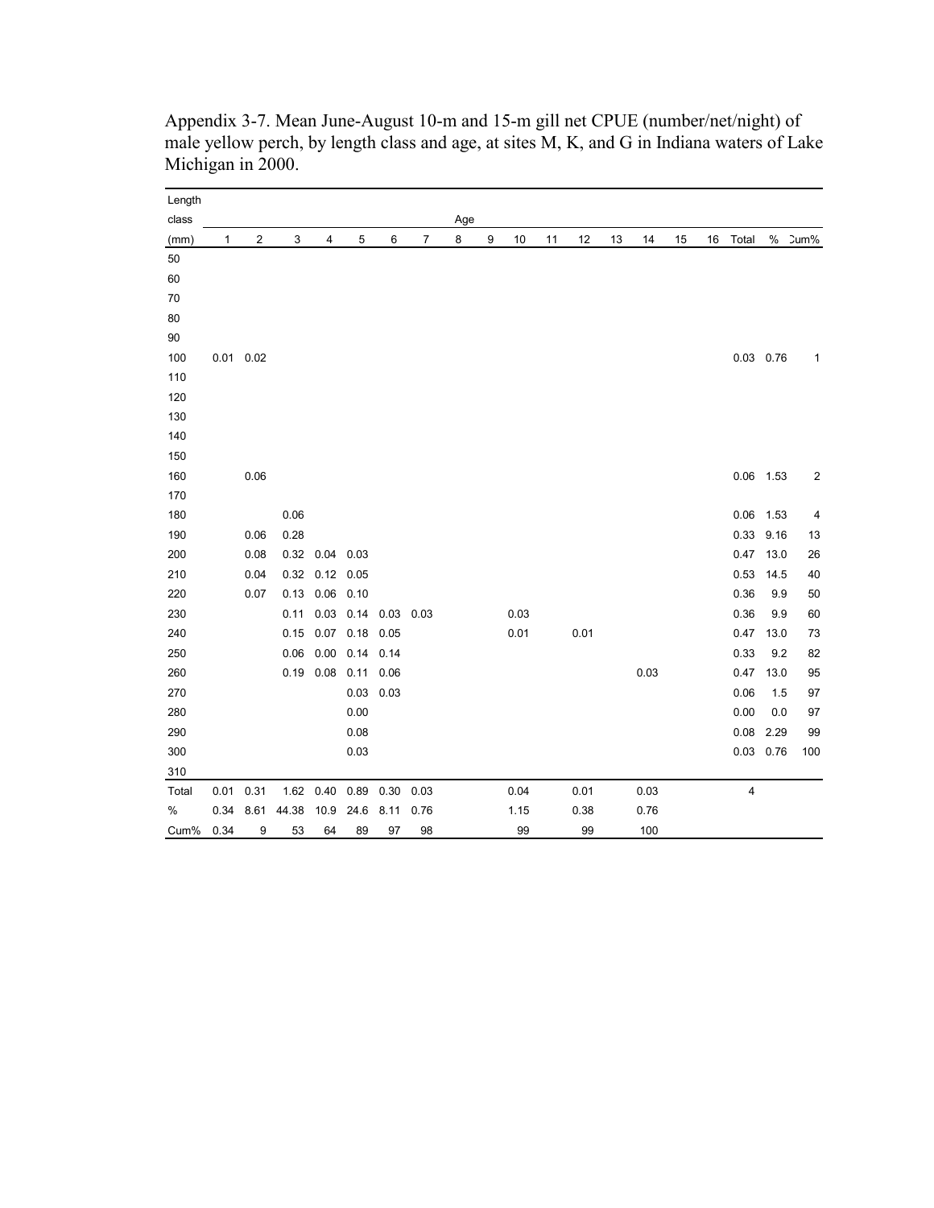Appendix 3-7. Mean June-August 10-m and 15-m gill net CPUE (number/net/night) of male yellow perch, by length class and age, at sites M, K, and G in Indiana waters of Lake Michigan in 2000.

| Length class (mm) | Age 1 | 2 | 3 | 4 | 5 | 6 | 7 | 8 | 9 | 10 | 11 | 12 | 13 | 14 | 15 | 16 | Total | % | Cum% |
|---|---|---|---|---|---|---|---|---|---|---|---|---|---|---|---|---|---|---|---|
| 50 | | | | | | | | | | | | | | | | | | | |
| 60 | | | | | | | | | | | | | | | | | | | |
| 70 | | | | | | | | | | | | | | | | | | | |
| 80 | | | | | | | | | | | | | | | | | | | |
| 90 | | | | | | | | | | | | | | | | | | | |
| 100 | 0.01 | 0.02 | | | | | | | | | | | | | | | 0.03 | 0.76 | 1 |
| 110 | | | | | | | | | | | | | | | | | | | |
| 120 | | | | | | | | | | | | | | | | | | | |
| 130 | | | | | | | | | | | | | | | | | | | |
| 140 | | | | | | | | | | | | | | | | | | | |
| 150 | | | | | | | | | | | | | | | | | | | |
| 160 | | 0.06 | | | | | | | | | | | | | | | 0.06 | 1.53 | 2 |
| 170 | | | | | | | | | | | | | | | | | | | |
| 180 | | | 0.06 | | | | | | | | | | | | | | 0.06 | 1.53 | 4 |
| 190 | | 0.06 | 0.28 | | | | | | | | | | | | | | 0.33 | 9.16 | 13 |
| 200 | | 0.08 | 0.32 | 0.04 | 0.03 | | | | | | | | | | | | 0.47 | 13.0 | 26 |
| 210 | | 0.04 | 0.32 | 0.12 | 0.05 | | | | | | | | | | | | 0.53 | 14.5 | 40 |
| 220 | | 0.07 | 0.13 | 0.06 | 0.10 | | | | | | | | | | | | 0.36 | 9.9 | 50 |
| 230 | | | 0.11 | 0.03 | 0.14 | 0.03 | 0.03 | | | 0.03 | | | | | | | 0.36 | 9.9 | 60 |
| 240 | | | 0.15 | 0.07 | 0.18 | 0.05 | | | | 0.01 | | 0.01 | | | | | 0.47 | 13.0 | 73 |
| 250 | | | 0.06 | 0.00 | 0.14 | 0.14 | | | | | | | | | | | 0.33 | 9.2 | 82 |
| 260 | | | 0.19 | 0.08 | 0.11 | 0.06 | | | | | | | | 0.03 | | | 0.47 | 13.0 | 95 |
| 270 | | | | | 0.03 | 0.03 | | | | | | | | | | | 0.06 | 1.5 | 97 |
| 280 | | | | | 0.00 | | | | | | | | | | | | 0.00 | 0.0 | 97 |
| 290 | | | | | 0.08 | | | | | | | | | | | | 0.08 | 2.29 | 99 |
| 300 | | | | | 0.03 | | | | | | | | | | | | 0.03 | 0.76 | 100 |
| 310 | | | | | | | | | | | | | | | | | | | |
| Total | 0.01 | 0.31 | 1.62 | 0.40 | 0.89 | 0.30 | 0.03 | | | 0.04 | | 0.01 | | 0.03 | | | 4 | | |
| % | 0.34 | 8.61 | 44.38 | 10.9 | 24.6 | 8.11 | 0.76 | | | 1.15 | | 0.38 | | 0.76 | | | | | |
| Cum% | 0.34 | 9 | 53 | 64 | 89 | 97 | 98 | | | 99 | | 99 | | 100 | | | | | |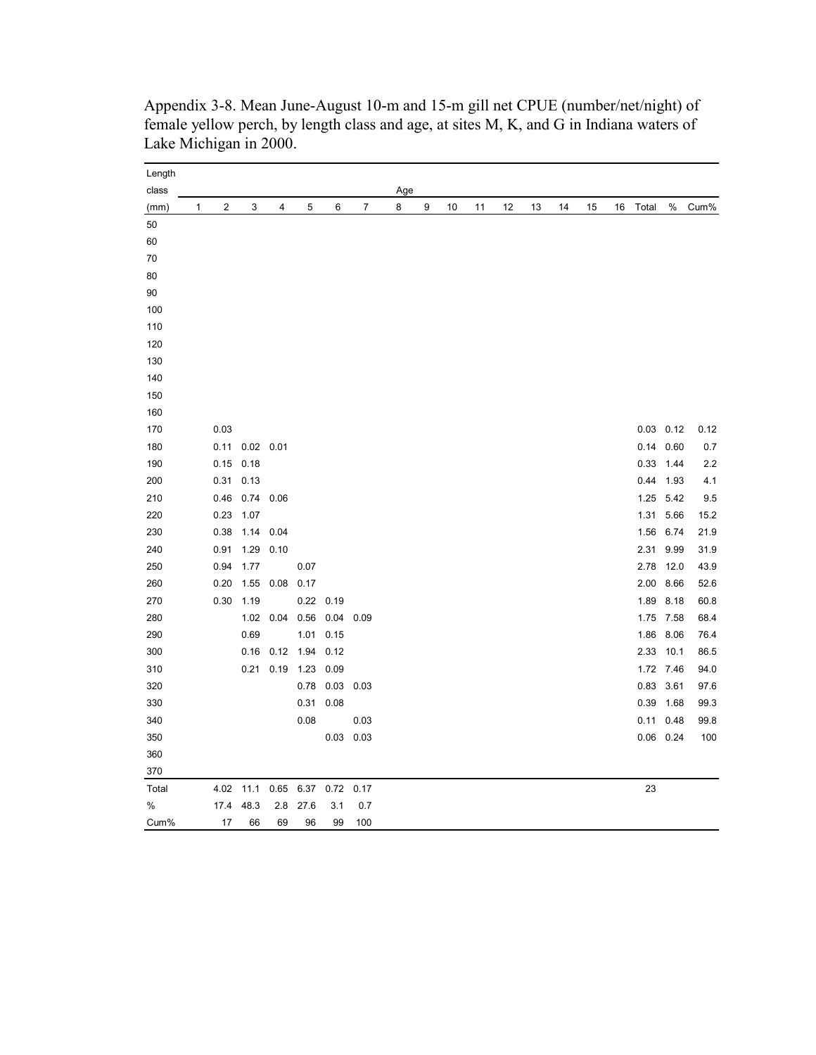Appendix 3-8. Mean June-August 10-m and 15-m gill net CPUE (number/net/night) of female yellow perch, by length class and age, at sites M, K, and G in Indiana waters of Lake Michigan in 2000.

| Length class (mm) | 1 | 2 | 3 | 4 | 5 | 6 | 7 | 8 | 9 | 10 | 11 | 12 | 13 | 14 | 15 | 16 | Total | % | Cum% |
|---|---|---|---|---|---|---|---|---|---|---|---|---|---|---|---|---|---|---|---|
| 50 | | | | | | | | | | | | | | | | | | | |
| 60 | | | | | | | | | | | | | | | | | | | |
| 70 | | | | | | | | | | | | | | | | | | | |
| 80 | | | | | | | | | | | | | | | | | | | |
| 90 | | | | | | | | | | | | | | | | | | | |
| 100 | | | | | | | | | | | | | | | | | | | |
| 110 | | | | | | | | | | | | | | | | | | | |
| 120 | | | | | | | | | | | | | | | | | | | |
| 130 | | | | | | | | | | | | | | | | | | | |
| 140 | | | | | | | | | | | | | | | | | | | |
| 150 | | | | | | | | | | | | | | | | | | | |
| 160 | | | | | | | | | | | | | | | | | | | |
| 170 | | 0.03 | | | | | | | | | | | | | | | 0.03 | 0.12 | 0.12 |
| 180 | | 0.11 | 0.02 | 0.01 | | | | | | | | | | | | | 0.14 | 0.60 | 0.7 |
| 190 | | 0.15 | 0.18 | | | | | | | | | | | | | | 0.33 | 1.44 | 2.2 |
| 200 | | 0.31 | 0.13 | | | | | | | | | | | | | | 0.44 | 1.93 | 4.1 |
| 210 | | 0.46 | 0.74 | 0.06 | | | | | | | | | | | | | 1.25 | 5.42 | 9.5 |
| 220 | | 0.23 | 1.07 | | | | | | | | | | | | | | 1.31 | 5.66 | 15.2 |
| 230 | | 0.38 | 1.14 | 0.04 | | | | | | | | | | | | | 1.56 | 6.74 | 21.9 |
| 240 | | 0.91 | 1.29 | 0.10 | | | | | | | | | | | | | 2.31 | 9.99 | 31.9 |
| 250 | | 0.94 | 1.77 | | 0.07 | | | | | | | | | | | | 2.78 | 12.0 | 43.9 |
| 260 | | 0.20 | 1.55 | 0.08 | 0.17 | | | | | | | | | | | | 2.00 | 8.66 | 52.6 |
| 270 | | 0.30 | 1.19 | | 0.22 | 0.19 | | | | | | | | | | | 1.89 | 8.18 | 60.8 |
| 280 | | | 1.02 | 0.04 | 0.56 | 0.04 | 0.09 | | | | | | | | | | 1.75 | 7.58 | 68.4 |
| 290 | | | 0.69 | | 1.01 | 0.15 | | | | | | | | | | | 1.86 | 8.06 | 76.4 |
| 300 | | | 0.16 | 0.12 | 1.94 | 0.12 | | | | | | | | | | | 2.33 | 10.1 | 86.5 |
| 310 | | | 0.21 | 0.19 | 1.23 | 0.09 | | | | | | | | | | | 1.72 | 7.46 | 94.0 |
| 320 | | | | | 0.78 | 0.03 | 0.03 | | | | | | | | | | 0.83 | 3.61 | 97.6 |
| 330 | | | | | 0.31 | 0.08 | | | | | | | | | | | 0.39 | 1.68 | 99.3 |
| 340 | | | | | 0.08 | | 0.03 | | | | | | | | | | 0.11 | 0.48 | 99.8 |
| 350 | | | | | | 0.03 | 0.03 | | | | | | | | | | 0.06 | 0.24 | 100 |
| 360 | | | | | | | | | | | | | | | | | | | |
| 370 | | | | | | | | | | | | | | | | | | | |
| Total | | 4.02 | 11.1 | 0.65 | 6.37 | 0.72 | 0.17 | | | | | | | | | | 23 | | |
| % | | 17.4 | 48.3 | 2.8 | 27.6 | 3.1 | 0.7 | | | | | | | | | | | | |
| Cum% | | 17 | 66 | 69 | 96 | 99 | 100 | | | | | | | | | | | | |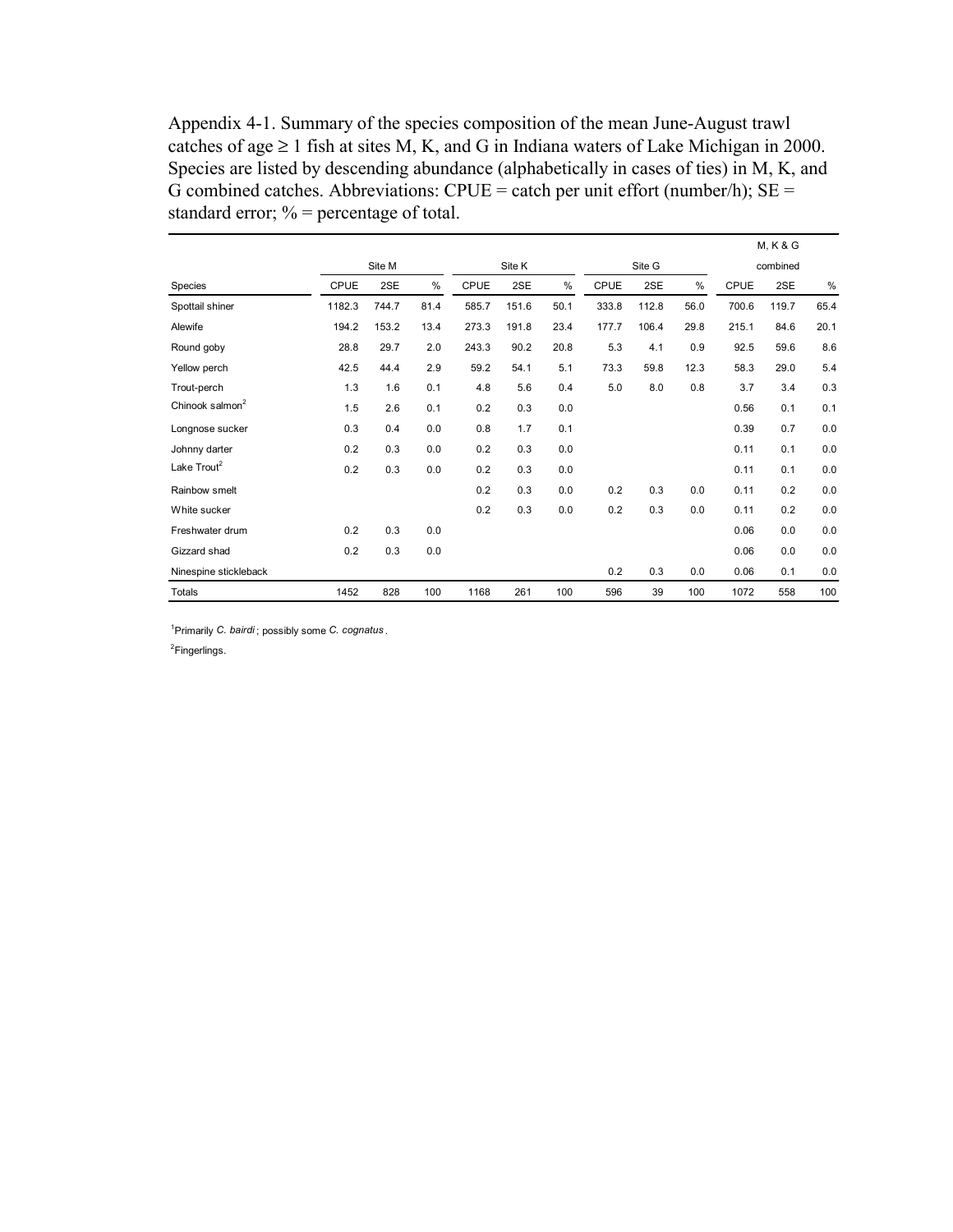Appendix 4-1. Summary of the species composition of the mean June-August trawl catches of age ≥ 1 fish at sites M, K, and G in Indiana waters of Lake Michigan in 2000. Species are listed by descending abundance (alphabetically in cases of ties) in M, K, and G combined catches. Abbreviations: CPUE = catch per unit effort (number/h); SE = standard error; % = percentage of total.

| | Site M | | | Site K | | | Site G | | | M, K & G combined | | |
|---|---|---|---|---|---|---|---|---|---|---|---|---|
| Species | CPUE | 2SE | % | CPUE | 2SE | % | CPUE | 2SE | % | CPUE | 2SE | % |
| Spottail shiner | 1182.3 | 744.7 | 81.4 | 585.7 | 151.6 | 50.1 | 333.8 | 112.8 | 56.0 | 700.6 | 119.7 | 65.4 |
| Alewife | 194.2 | 153.2 | 13.4 | 273.3 | 191.8 | 23.4 | 177.7 | 106.4 | 29.8 | 215.1 | 84.6 | 20.1 |
| Round goby | 28.8 | 29.7 | 2.0 | 243.3 | 90.2 | 20.8 | 5.3 | 4.1 | 0.9 | 92.5 | 59.6 | 8.6 |
| Yellow perch | 42.5 | 44.4 | 2.9 | 59.2 | 54.1 | 5.1 | 73.3 | 59.8 | 12.3 | 58.3 | 29.0 | 5.4 |
| Trout-perch | 1.3 | 1.6 | 0.1 | 4.8 | 5.6 | 0.4 | 5.0 | 8.0 | 0.8 | 3.7 | 3.4 | 0.3 |
| Chinook salmon[2] | 1.5 | 2.6 | 0.1 | 0.2 | 0.3 | 0.0 | | | | 0.56 | 0.1 | 0.1 |
| Longnose sucker | 0.3 | 0.4 | 0.0 | 0.8 | 1.7 | 0.1 | | | | 0.39 | 0.7 | 0.0 |
| Johnny darter | 0.2 | 0.3 | 0.0 | 0.2 | 0.3 | 0.0 | | | | 0.11 | 0.1 | 0.0 |
| Lake Trout[2] | 0.2 | 0.3 | 0.0 | 0.2 | 0.3 | 0.0 | | | | 0.11 | 0.1 | 0.0 |
| Rainbow smelt | | | | 0.2 | 0.3 | 0.0 | 0.2 | 0.3 | 0.0 | 0.11 | 0.2 | 0.0 |
| White sucker | | | | 0.2 | 0.3 | 0.0 | 0.2 | 0.3 | 0.0 | 0.11 | 0.2 | 0.0 |
| Freshwater drum | 0.2 | 0.3 | 0.0 | | | | | | | 0.06 | 0.0 | 0.0 |
| Gizzard shad | 0.2 | 0.3 | 0.0 | | | | | | | 0.06 | 0.0 | 0.0 |
| Ninespine stickleback | | | | | | | 0.2 | 0.3 | 0.0 | 0.06 | 0.1 | 0.0 |
| Totals | 1452 | 828 | 100 | 1168 | 261 | 100 | 596 | 39 | 100 | 1072 | 558 | 100 |

[1]Primarily *C. bairdi*; possibly some *C. cognatus*.

[2]Fingerlings.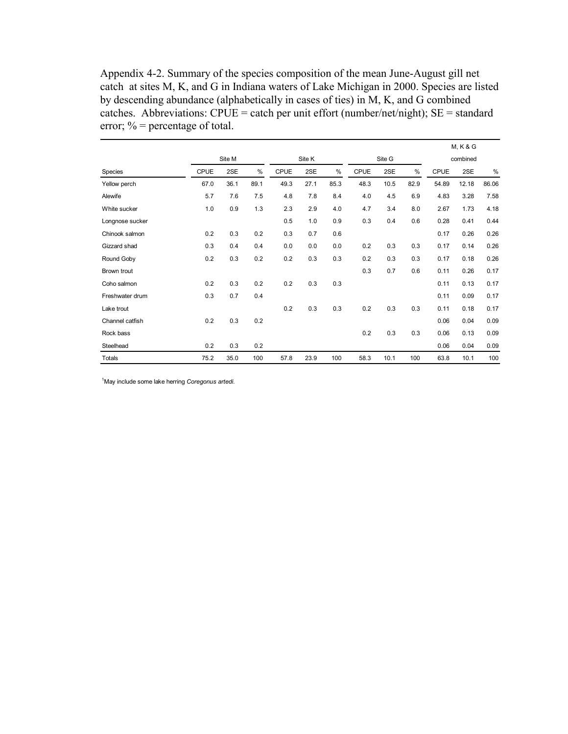Appendix 4-2. Summary of the species composition of the mean June-August gill net catch at sites M, K, and G in Indiana waters of Lake Michigan in 2000. Species are listed by descending abundance (alphabetically in cases of ties) in M, K, and G combined catches. Abbreviations: CPUE = catch per unit effort (number/net/night); SE = standard error; % = percentage of total.

| | Site M | | | Site K | | | Site G | | | M, K & G combined | | |
|---|---|---|---|---|---|---|---|---|---|---|---|---|
| Species | CPUE | 2SE | % | CPUE | 2SE | % | CPUE | 2SE | % | CPUE | 2SE | % |
| Yellow perch | 67.0 | 36.1 | 89.1 | 49.3 | 27.1 | 85.3 | 48.3 | 10.5 | 82.9 | 54.89 | 12.18 | 86.06 |
| Alewife | 5.7 | 7.6 | 7.5 | 4.8 | 7.8 | 8.4 | 4.0 | 4.5 | 6.9 | 4.83 | 3.28 | 7.58 |
| White sucker | 1.0 | 0.9 | 1.3 | 2.3 | 2.9 | 4.0 | 4.7 | 3.4 | 8.0 | 2.67 | 1.73 | 4.18 |
| Longnose sucker | | | | 0.5 | 1.0 | 0.9 | 0.3 | 0.4 | 0.6 | 0.28 | 0.41 | 0.44 |
| Chinook salmon | 0.2 | 0.3 | 0.2 | 0.3 | 0.7 | 0.6 | | | | 0.17 | 0.26 | 0.26 |
| Gizzard shad | 0.3 | 0.4 | 0.4 | 0.0 | 0.0 | 0.0 | 0.2 | 0.3 | 0.3 | 0.17 | 0.14 | 0.26 |
| Round Goby | 0.2 | 0.3 | 0.2 | 0.2 | 0.3 | 0.3 | 0.2 | 0.3 | 0.3 | 0.17 | 0.18 | 0.26 |
| Brown trout | | | | | | | 0.3 | 0.7 | 0.6 | 0.11 | 0.26 | 0.17 |
| Coho salmon | 0.2 | 0.3 | 0.2 | 0.2 | 0.3 | 0.3 | | | | 0.11 | 0.13 | 0.17 |
| Freshwater drum | 0.3 | 0.7 | 0.4 | | | | | | | 0.11 | 0.09 | 0.17 |
| Lake trout | | | | 0.2 | 0.3 | 0.3 | 0.2 | 0.3 | 0.3 | 0.11 | 0.18 | 0.17 |
| Channel catfish | 0.2 | 0.3 | 0.2 | | | | | | | 0.06 | 0.04 | 0.09 |
| Rock bass | | | | | | | 0.2 | 0.3 | 0.3 | 0.06 | 0.13 | 0.09 |
| Steelhead | 0.2 | 0.3 | 0.2 | | | | | | | 0.06 | 0.04 | 0.09 |
| Totals | 75.2 | 35.0 | 100 | 57.8 | 23.9 | 100 | 58.3 | 10.1 | 100 | 63.8 | 10.1 | 100 |

[1]May include some lake herring *Coregonus artedi*.